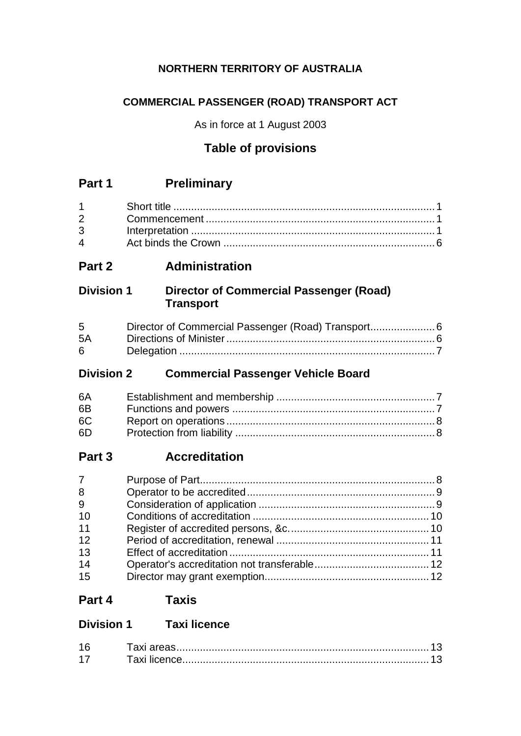**NORTHERN TERRITORY OF AUSTRALIA**

**COMMERCIAL PASSENGER (ROAD) TRANSPORT ACT**

As in force at 1 August 2003

## Table of provisions

## Part 1 Preliminary

| | | |
|---|---|---|
| 1 | Short title | 1 |
| 2 | Commencement | 1 |
| 3 | Interpretation | 1 |
| 4 | Act binds the Crown | 6 |

## Part 2 Administration

### Division 1 Director of Commercial Passenger (Road) Transport

| | | |
|---|---|---|
| 5 | Director of Commercial Passenger (Road) Transport | 6 |
| 5A | Directions of Minister | 6 |
| 6 | Delegation | 7 |

### Division 2 Commercial Passenger Vehicle Board

| | | |
|---|---|---|
| 6A | Establishment and membership | 7 |
| 6B | Functions and powers | 7 |
| 6C | Report on operations | 8 |
| 6D | Protection from liability | 8 |

## Part 3 Accreditation

| | | |
|---|---|---|
| 7 | Purpose of Part | 8 |
| 8 | Operator to be accredited | 9 |
| 9 | Consideration of application | 9 |
| 10 | Conditions of accreditation | 10 |
| 11 | Register of accredited persons, &c. | 10 |
| 12 | Period of accreditation, renewal | 11 |
| 13 | Effect of accreditation | 11 |
| 14 | Operator's accreditation not transferable | 12 |
| 15 | Director may grant exemption | 12 |

## Part 4 Taxis

### Division 1 Taxi licence

| | | |
|---|---|---|
| 16 | Taxi areas | 13 |
| 17 | Taxi licence | 13 |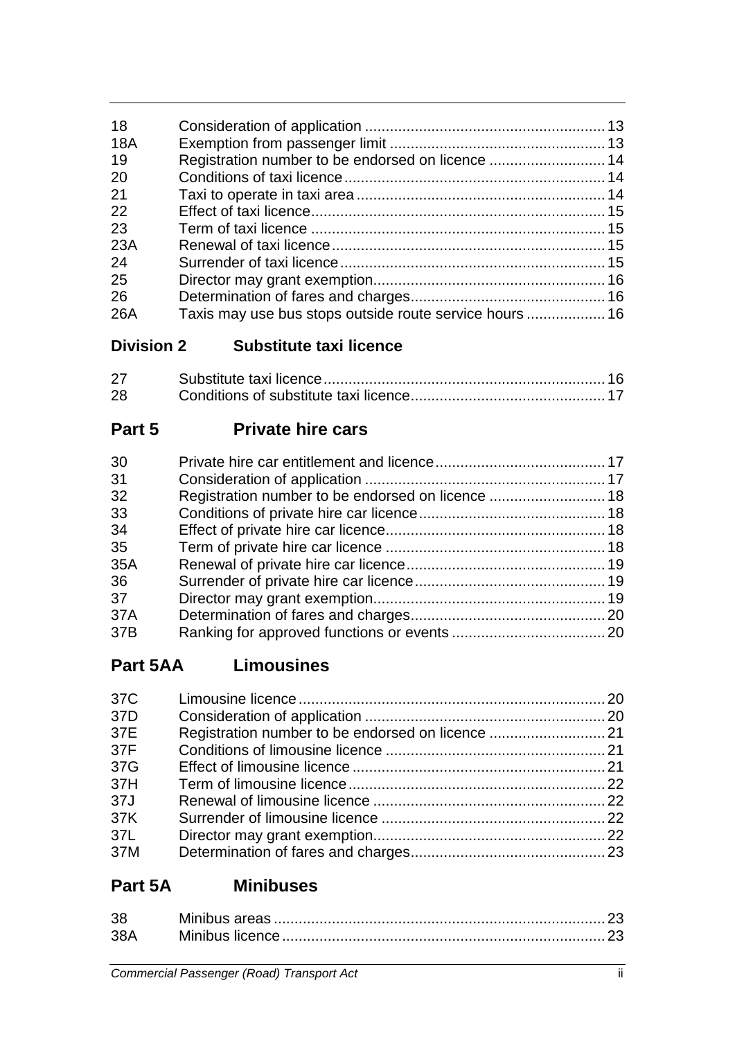| | | |
|---|---|---|
| 18 | Consideration of application | 13 |
| 18A | Exemption from passenger limit | 13 |
| 19 | Registration number to be endorsed on licence | 14 |
| 20 | Conditions of taxi licence | 14 |
| 21 | Taxi to operate in taxi area | 14 |
| 22 | Effect of taxi licence | 15 |
| 23 | Term of taxi licence | 15 |
| 23A | Renewal of taxi licence | 15 |
| 24 | Surrender of taxi licence | 15 |
| 25 | Director may grant exemption | 16 |
| 26 | Determination of fares and charges | 16 |
| 26A | Taxis may use bus stops outside route service hours | 16 |

### Division 2 Substitute taxi licence

| | | |
|---|---|---|
| 27 | Substitute taxi licence | 16 |
| 28 | Conditions of substitute taxi licence | 17 |

## Part 5 Private hire cars

| | | |
|---|---|---|
| 30 | Private hire car entitlement and licence | 17 |
| 31 | Consideration of application | 17 |
| 32 | Registration number to be endorsed on licence | 18 |
| 33 | Conditions of private hire car licence | 18 |
| 34 | Effect of private hire car licence | 18 |
| 35 | Term of private hire car licence | 18 |
| 35A | Renewal of private hire car licence | 19 |
| 36 | Surrender of private hire car licence | 19 |
| 37 | Director may grant exemption | 19 |
| 37A | Determination of fares and charges | 20 |
| 37B | Ranking for approved functions or events | 20 |

## Part 5AA Limousines

| | | |
|---|---|---|
| 37C | Limousine licence | 20 |
| 37D | Consideration of application | 20 |
| 37E | Registration number to be endorsed on licence | 21 |
| 37F | Conditions of limousine licence | 21 |
| 37G | Effect of limousine licence | 21 |
| 37H | Term of limousine licence | 22 |
| 37J | Renewal of limousine licence | 22 |
| 37K | Surrender of limousine licence | 22 |
| 37L | Director may grant exemption | 22 |
| 37M | Determination of fares and charges | 23 |

## Part 5A Minibuses

| | | |
|---|---|---|
| 38 | Minibus areas | 23 |
| 38A | Minibus licence | 23 |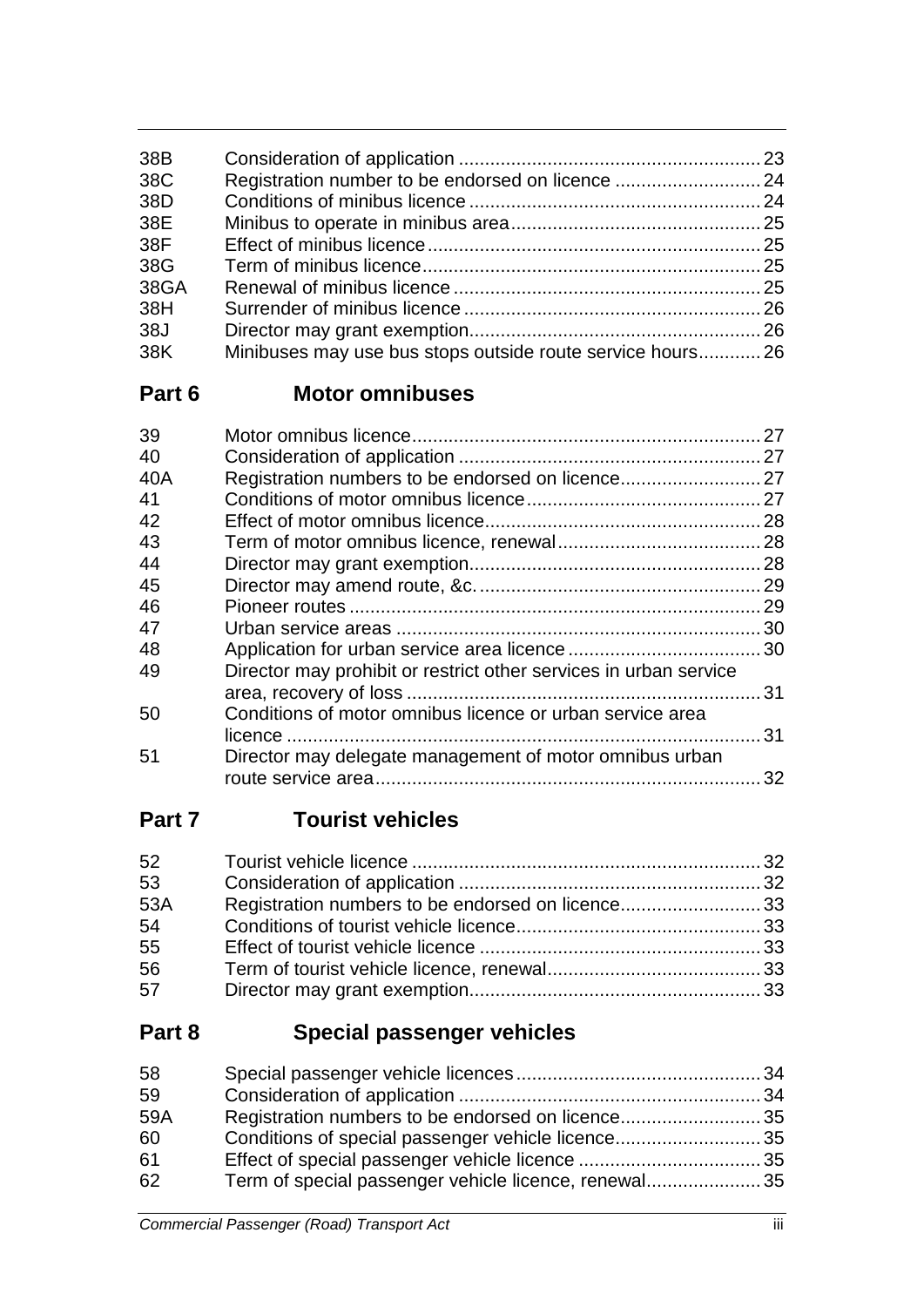| | | |
|---|---|---|
| 38B | Consideration of application | 23 |
| 38C | Registration number to be endorsed on licence | 24 |
| 38D | Conditions of minibus licence | 24 |
| 38E | Minibus to operate in minibus area | 25 |
| 38F | Effect of minibus licence | 25 |
| 38G | Term of minibus licence | 25 |
| 38GA | Renewal of minibus licence | 25 |
| 38H | Surrender of minibus licence | 26 |
| 38J | Director may grant exemption | 26 |
| 38K | Minibuses may use bus stops outside route service hours | 26 |

## Part 6 Motor omnibuses

| | | |
|---|---|---|
| 39 | Motor omnibus licence | 27 |
| 40 | Consideration of application | 27 |
| 40A | Registration numbers to be endorsed on licence | 27 |
| 41 | Conditions of motor omnibus licence | 27 |
| 42 | Effect of motor omnibus licence | 28 |
| 43 | Term of motor omnibus licence, renewal | 28 |
| 44 | Director may grant exemption | 28 |
| 45 | Director may amend route, &c. | 29 |
| 46 | Pioneer routes | 29 |
| 47 | Urban service areas | 30 |
| 48 | Application for urban service area licence | 30 |
| 49 | Director may prohibit or restrict other services in urban service area, recovery of loss | 31 |
| 50 | Conditions of motor omnibus licence or urban service area licence | 31 |
| 51 | Director may delegate management of motor omnibus urban route service area | 32 |

## Part 7 Tourist vehicles

| | | |
|---|---|---|
| 52 | Tourist vehicle licence | 32 |
| 53 | Consideration of application | 32 |
| 53A | Registration numbers to be endorsed on licence | 33 |
| 54 | Conditions of tourist vehicle licence | 33 |
| 55 | Effect of tourist vehicle licence | 33 |
| 56 | Term of tourist vehicle licence, renewal | 33 |
| 57 | Director may grant exemption | 33 |

## Part 8 Special passenger vehicles

| | | |
|---|---|---|
| 58 | Special passenger vehicle licences | 34 |
| 59 | Consideration of application | 34 |
| 59A | Registration numbers to be endorsed on licence | 35 |
| 60 | Conditions of special passenger vehicle licence | 35 |
| 61 | Effect of special passenger vehicle licence | 35 |
| 62 | Term of special passenger vehicle licence, renewal | 35 |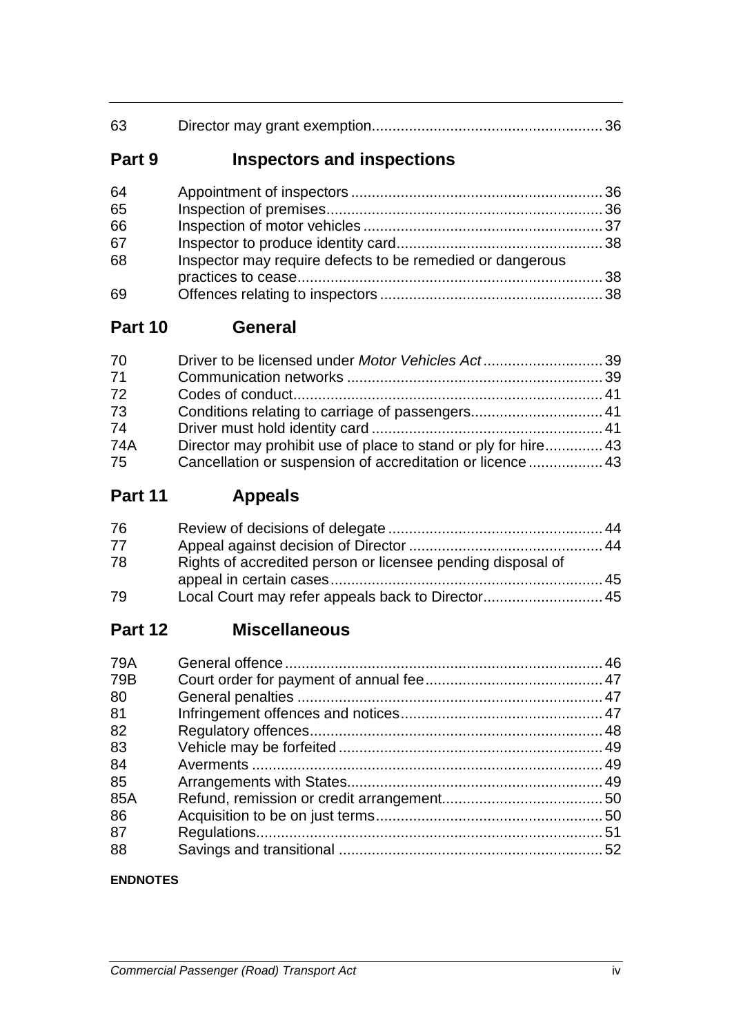| | | |
|---|---|---|
| 63 | Director may grant exemption | 36 |

## Part 9 Inspectors and inspections

| | | |
|---|---|---|
| 64 | Appointment of inspectors | 36 |
| 65 | Inspection of premises | 36 |
| 66 | Inspection of motor vehicles | 37 |
| 67 | Inspector to produce identity card | 38 |
| 68 | Inspector may require defects to be remedied or dangerous practices to cease | 38 |
| 69 | Offences relating to inspectors | 38 |

## Part 10 General

| | | |
|---|---|---|
| 70 | Driver to be licensed under *Motor Vehicles Act* | 39 |
| 71 | Communication networks | 39 |
| 72 | Codes of conduct | 41 |
| 73 | Conditions relating to carriage of passengers | 41 |
| 74 | Driver must hold identity card | 41 |
| 74A | Director may prohibit use of place to stand or ply for hire | 43 |
| 75 | Cancellation or suspension of accreditation or licence | 43 |

## Part 11 Appeals

| | | |
|---|---|---|
| 76 | Review of decisions of delegate | 44 |
| 77 | Appeal against decision of Director | 44 |
| 78 | Rights of accredited person or licensee pending disposal of appeal in certain cases | 45 |
| 79 | Local Court may refer appeals back to Director | 45 |

## Part 12 Miscellaneous

| | | |
|---|---|---|
| 79A | General offence | 46 |
| 79B | Court order for payment of annual fee | 47 |
| 80 | General penalties | 47 |
| 81 | Infringement offences and notices | 47 |
| 82 | Regulatory offences | 48 |
| 83 | Vehicle may be forfeited | 49 |
| 84 | Averments | 49 |
| 85 | Arrangements with States | 49 |
| 85A | Refund, remission or credit arrangement | 50 |
| 86 | Acquisition to be on just terms | 50 |
| 87 | Regulations | 51 |
| 88 | Savings and transitional | 52 |

**ENDNOTES**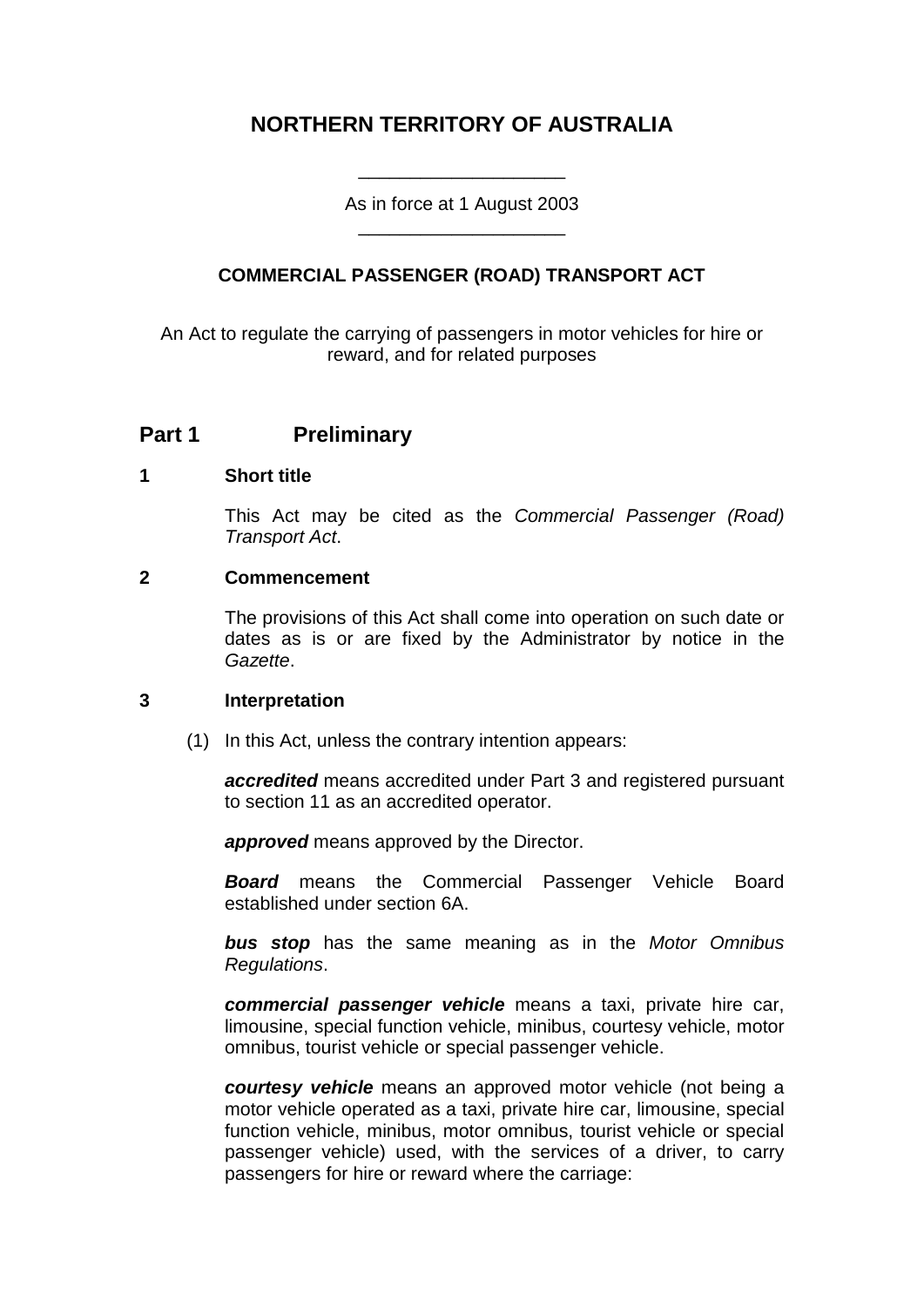# NORTHERN TERRITORY OF AUSTRALIA

As in force at 1 August 2003

## COMMERCIAL PASSENGER (ROAD) TRANSPORT ACT

An Act to regulate the carrying of passengers in motor vehicles for hire or reward, and for related purposes

## Part 1 Preliminary

### 1 Short title

This Act may be cited as the *Commercial Passenger (Road) Transport Act*.

### 2 Commencement

The provisions of this Act shall come into operation on such date or dates as is or are fixed by the Administrator by notice in the *Gazette*.

### 3 Interpretation

(1) In this Act, unless the contrary intention appears:

***accredited*** means accredited under Part 3 and registered pursuant to section 11 as an accredited operator.

***approved*** means approved by the Director.

***Board*** means the Commercial Passenger Vehicle Board established under section 6A.

***bus stop*** has the same meaning as in the *Motor Omnibus Regulations*.

***commercial passenger vehicle*** means a taxi, private hire car, limousine, special function vehicle, minibus, courtesy vehicle, motor omnibus, tourist vehicle or special passenger vehicle.

***courtesy vehicle*** means an approved motor vehicle (not being a motor vehicle operated as a taxi, private hire car, limousine, special function vehicle, minibus, motor omnibus, tourist vehicle or special passenger vehicle) used, with the services of a driver, to carry passengers for hire or reward where the carriage: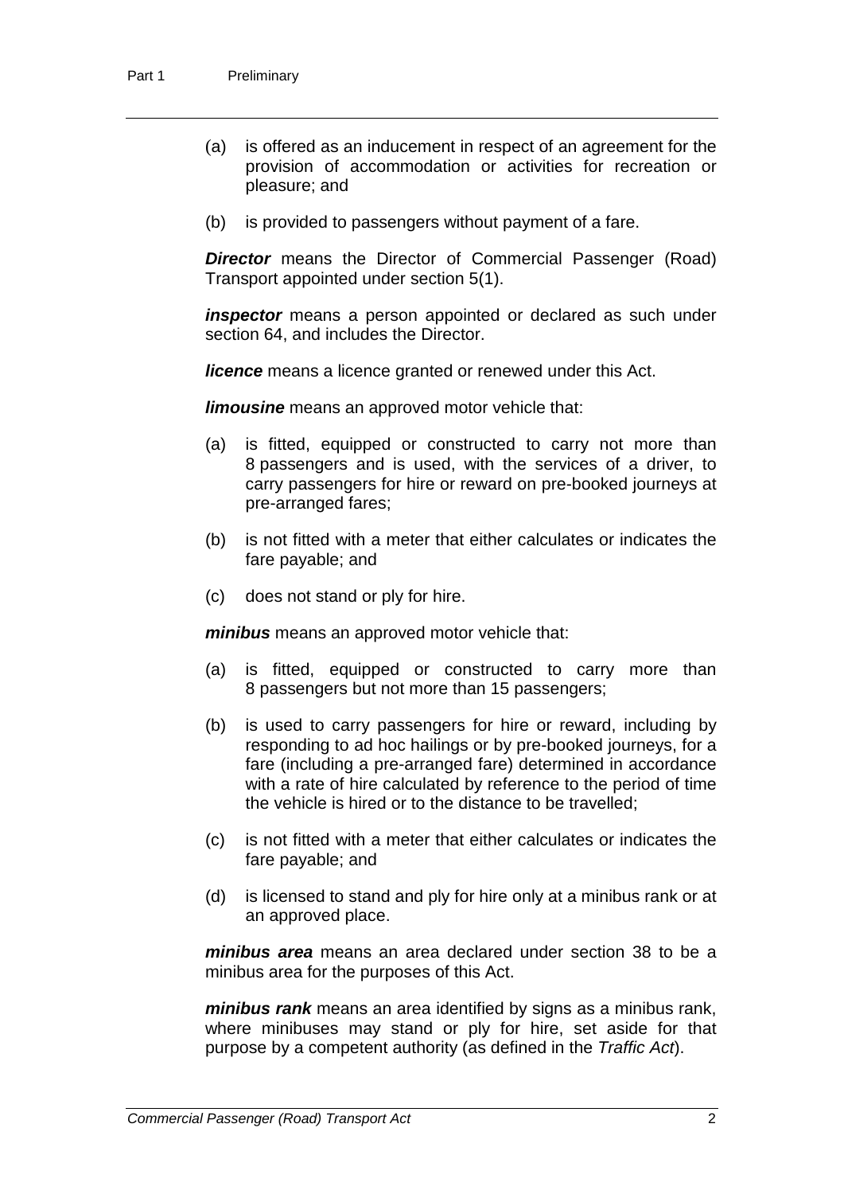(a) is offered as an inducement in respect of an agreement for the provision of accommodation or activities for recreation or pleasure; and

(b) is provided to passengers without payment of a fare.

***Director*** means the Director of Commercial Passenger (Road) Transport appointed under section 5(1).

***inspector*** means a person appointed or declared as such under section 64, and includes the Director.

***licence*** means a licence granted or renewed under this Act.

***limousine*** means an approved motor vehicle that:

(a) is fitted, equipped or constructed to carry not more than 8 passengers and is used, with the services of a driver, to carry passengers for hire or reward on pre-booked journeys at pre-arranged fares;

(b) is not fitted with a meter that either calculates or indicates the fare payable; and

(c) does not stand or ply for hire.

***minibus*** means an approved motor vehicle that:

(a) is fitted, equipped or constructed to carry more than 8 passengers but not more than 15 passengers;

(b) is used to carry passengers for hire or reward, including by responding to ad hoc hailings or by pre-booked journeys, for a fare (including a pre-arranged fare) determined in accordance with a rate of hire calculated by reference to the period of time the vehicle is hired or to the distance to be travelled;

(c) is not fitted with a meter that either calculates or indicates the fare payable; and

(d) is licensed to stand and ply for hire only at a minibus rank or at an approved place.

***minibus area*** means an area declared under section 38 to be a minibus area for the purposes of this Act.

***minibus rank*** means an area identified by signs as a minibus rank, where minibuses may stand or ply for hire, set aside for that purpose by a competent authority (as defined in the *Traffic Act*).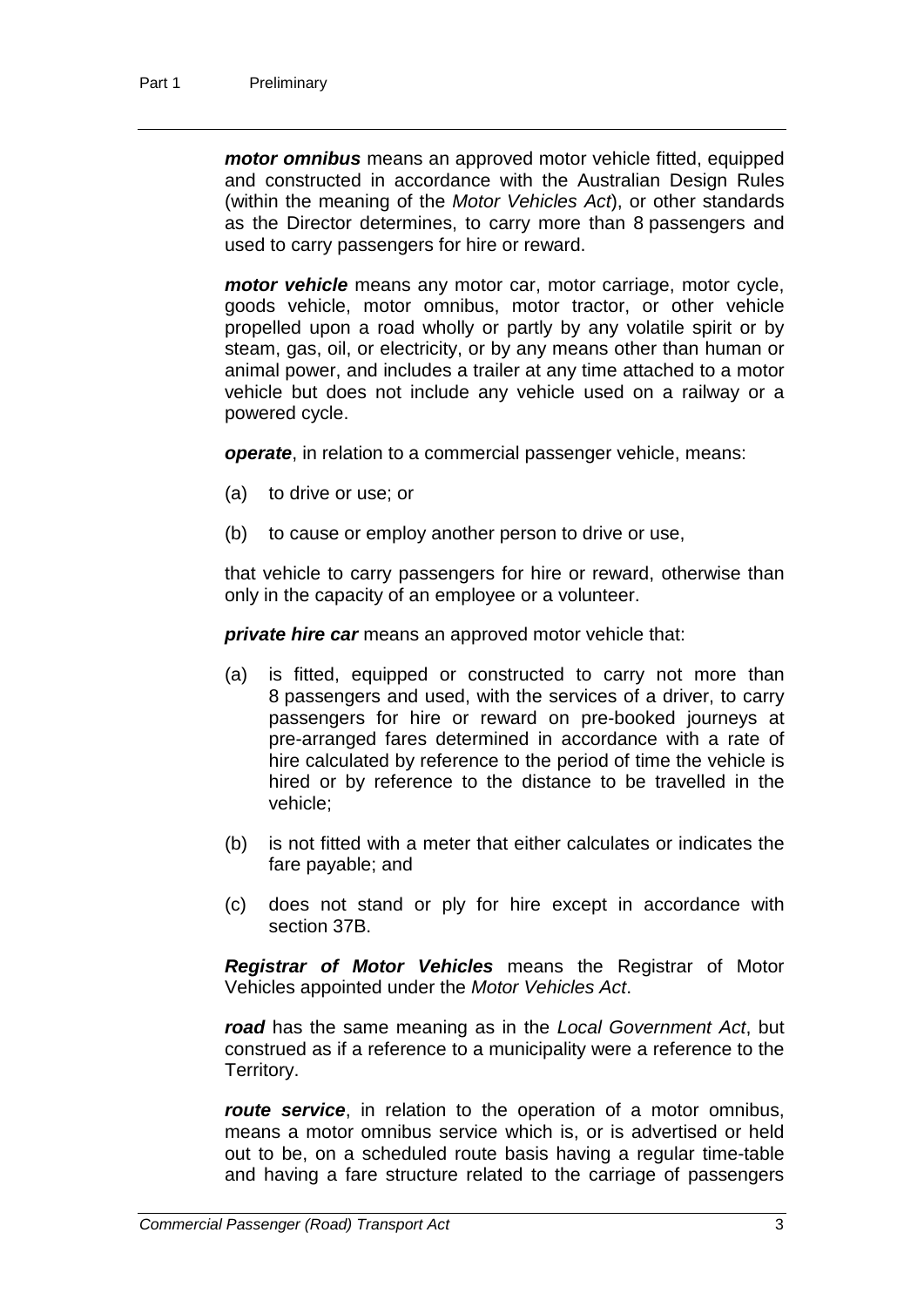***motor omnibus*** means an approved motor vehicle fitted, equipped and constructed in accordance with the Australian Design Rules (within the meaning of the *Motor Vehicles Act*), or other standards as the Director determines, to carry more than 8 passengers and used to carry passengers for hire or reward.

***motor vehicle*** means any motor car, motor carriage, motor cycle, goods vehicle, motor omnibus, motor tractor, or other vehicle propelled upon a road wholly or partly by any volatile spirit or by steam, gas, oil, or electricity, or by any means other than human or animal power, and includes a trailer at any time attached to a motor vehicle but does not include any vehicle used on a railway or a powered cycle.

***operate***, in relation to a commercial passenger vehicle, means:

(a) to drive or use; or

(b) to cause or employ another person to drive or use,

that vehicle to carry passengers for hire or reward, otherwise than only in the capacity of an employee or a volunteer.

***private hire car*** means an approved motor vehicle that:

(a) is fitted, equipped or constructed to carry not more than 8 passengers and used, with the services of a driver, to carry passengers for hire or reward on pre-booked journeys at pre-arranged fares determined in accordance with a rate of hire calculated by reference to the period of time the vehicle is hired or by reference to the distance to be travelled in the vehicle;

(b) is not fitted with a meter that either calculates or indicates the fare payable; and

(c) does not stand or ply for hire except in accordance with section 37B.

***Registrar of Motor Vehicles*** means the Registrar of Motor Vehicles appointed under the *Motor Vehicles Act*.

***road*** has the same meaning as in the *Local Government Act*, but construed as if a reference to a municipality were a reference to the Territory.

***route service***, in relation to the operation of a motor omnibus, means a motor omnibus service which is, or is advertised or held out to be, on a scheduled route basis having a regular time-table and having a fare structure related to the carriage of passengers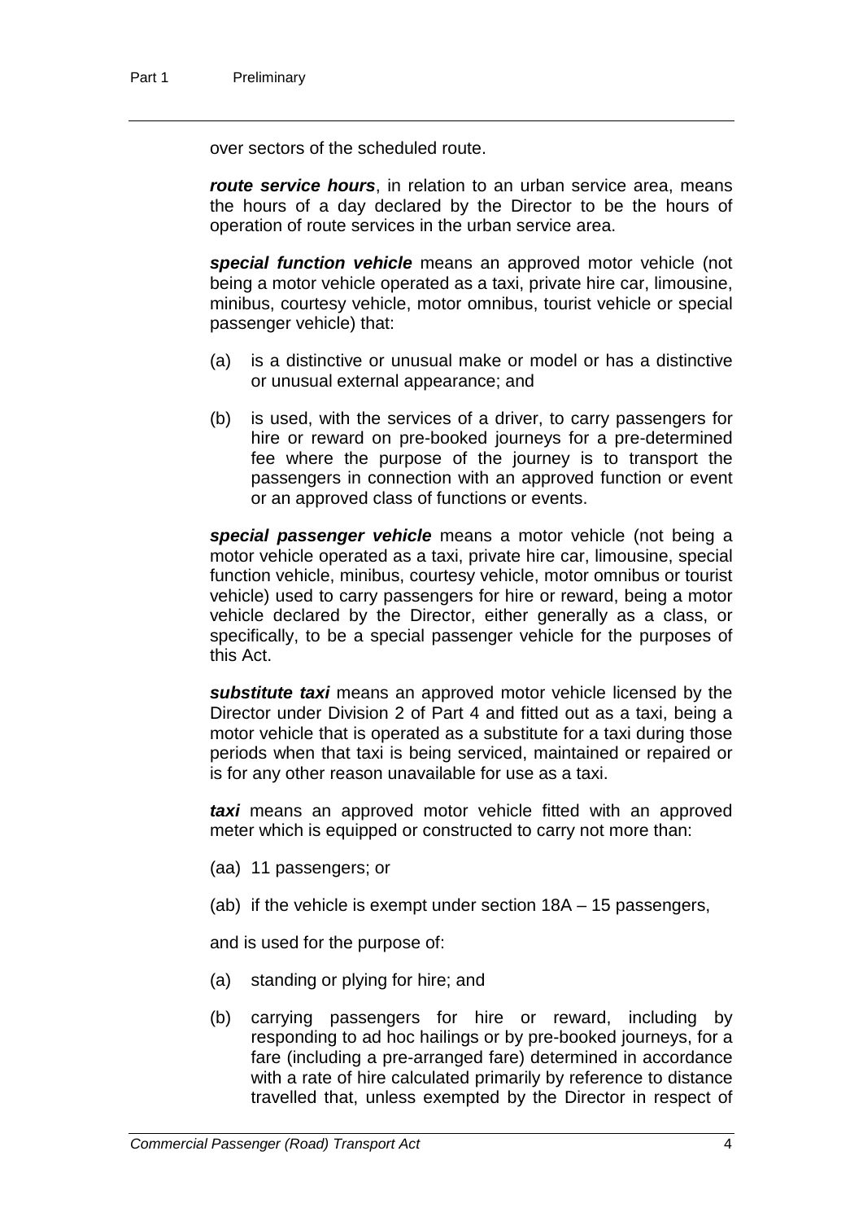over sectors of the scheduled route.

***route service hours***, in relation to an urban service area, means the hours of a day declared by the Director to be the hours of operation of route services in the urban service area.

***special function vehicle*** means an approved motor vehicle (not being a motor vehicle operated as a taxi, private hire car, limousine, minibus, courtesy vehicle, motor omnibus, tourist vehicle or special passenger vehicle) that:

(a) is a distinctive or unusual make or model or has a distinctive or unusual external appearance; and

(b) is used, with the services of a driver, to carry passengers for hire or reward on pre-booked journeys for a pre-determined fee where the purpose of the journey is to transport the passengers in connection with an approved function or event or an approved class of functions or events.

***special passenger vehicle*** means a motor vehicle (not being a motor vehicle operated as a taxi, private hire car, limousine, special function vehicle, minibus, courtesy vehicle, motor omnibus or tourist vehicle) used to carry passengers for hire or reward, being a motor vehicle declared by the Director, either generally as a class, or specifically, to be a special passenger vehicle for the purposes of this Act.

***substitute taxi*** means an approved motor vehicle licensed by the Director under Division 2 of Part 4 and fitted out as a taxi, being a motor vehicle that is operated as a substitute for a taxi during those periods when that taxi is being serviced, maintained or repaired or is for any other reason unavailable for use as a taxi.

***taxi*** means an approved motor vehicle fitted with an approved meter which is equipped or constructed to carry not more than:

(aa) 11 passengers; or

(ab) if the vehicle is exempt under section 18A – 15 passengers,

and is used for the purpose of:

(a) standing or plying for hire; and

(b) carrying passengers for hire or reward, including by responding to ad hoc hailings or by pre-booked journeys, for a fare (including a pre-arranged fare) determined in accordance with a rate of hire calculated primarily by reference to distance travelled that, unless exempted by the Director in respect of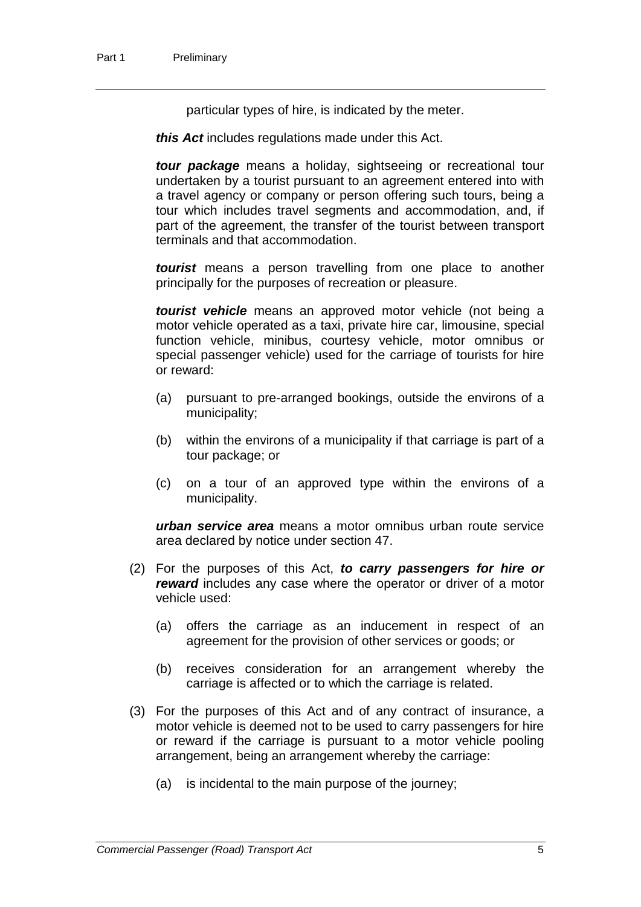particular types of hire, is indicated by the meter.

***this Act*** includes regulations made under this Act.

***tour package*** means a holiday, sightseeing or recreational tour undertaken by a tourist pursuant to an agreement entered into with a travel agency or company or person offering such tours, being a tour which includes travel segments and accommodation, and, if part of the agreement, the transfer of the tourist between transport terminals and that accommodation.

***tourist*** means a person travelling from one place to another principally for the purposes of recreation or pleasure.

***tourist vehicle*** means an approved motor vehicle (not being a motor vehicle operated as a taxi, private hire car, limousine, special function vehicle, minibus, courtesy vehicle, motor omnibus or special passenger vehicle) used for the carriage of tourists for hire or reward:

(a) pursuant to pre-arranged bookings, outside the environs of a municipality;

(b) within the environs of a municipality if that carriage is part of a tour package; or

(c) on a tour of an approved type within the environs of a municipality.

***urban service area*** means a motor omnibus urban route service area declared by notice under section 47.

(2) For the purposes of this Act, ***to carry passengers for hire or reward*** includes any case where the operator or driver of a motor vehicle used:

(a) offers the carriage as an inducement in respect of an agreement for the provision of other services or goods; or

(b) receives consideration for an arrangement whereby the carriage is affected or to which the carriage is related.

(3) For the purposes of this Act and of any contract of insurance, a motor vehicle is deemed not to be used to carry passengers for hire or reward if the carriage is pursuant to a motor vehicle pooling arrangement, being an arrangement whereby the carriage:

(a) is incidental to the main purpose of the journey;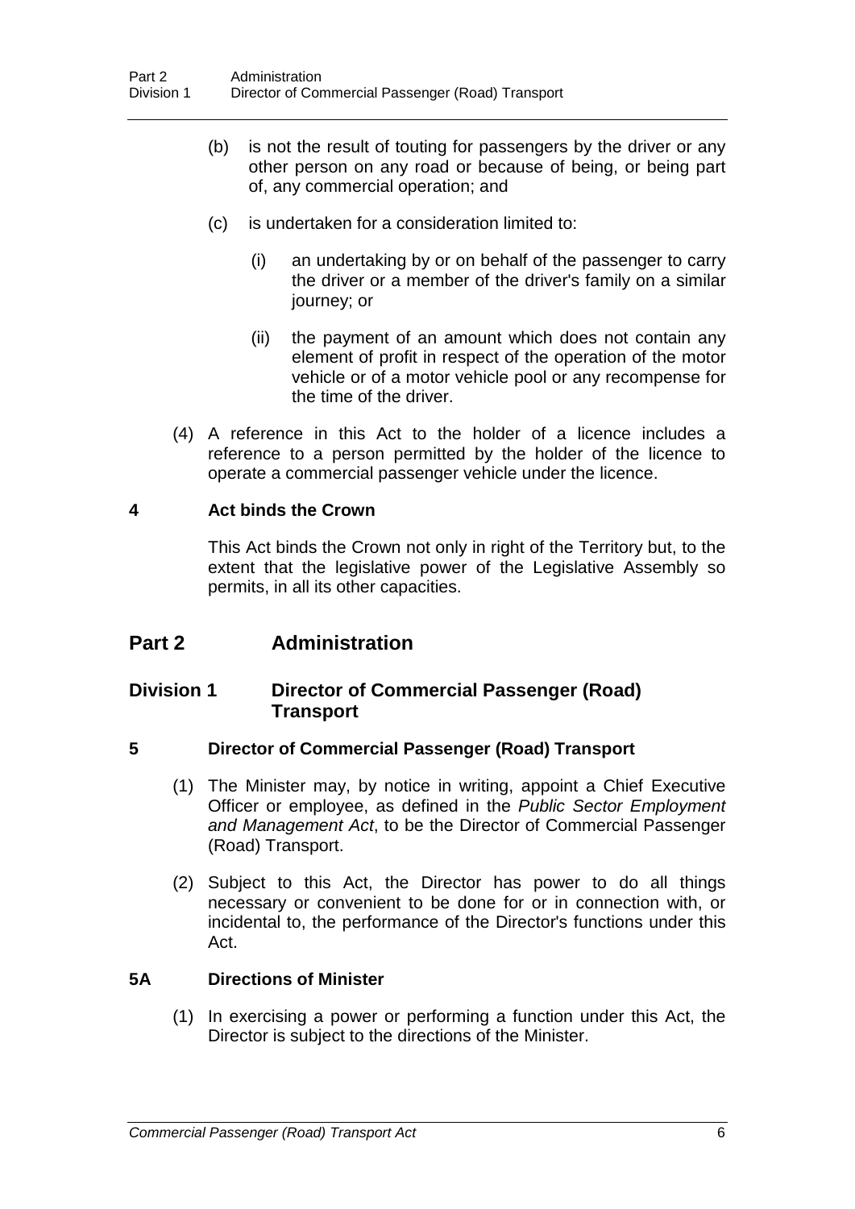(b) is not the result of touting for passengers by the driver or any other person on any road or because of being, or being part of, any commercial operation; and

(c) is undertaken for a consideration limited to:

(i) an undertaking by or on behalf of the passenger to carry the driver or a member of the driver's family on a similar journey; or

(ii) the payment of an amount which does not contain any element of profit in respect of the operation of the motor vehicle or of a motor vehicle pool or any recompense for the time of the driver.

(4) A reference in this Act to the holder of a licence includes a reference to a person permitted by the holder of the licence to operate a commercial passenger vehicle under the licence.

### 4 Act binds the Crown

This Act binds the Crown not only in right of the Territory but, to the extent that the legislative power of the Legislative Assembly so permits, in all its other capacities.

# Part 2 Administration

## Division 1 Director of Commercial Passenger (Road) Transport

### 5 Director of Commercial Passenger (Road) Transport

(1) The Minister may, by notice in writing, appoint a Chief Executive Officer or employee, as defined in the *Public Sector Employment and Management Act*, to be the Director of Commercial Passenger (Road) Transport.

(2) Subject to this Act, the Director has power to do all things necessary or convenient to be done for or in connection with, or incidental to, the performance of the Director's functions under this Act.

### 5A Directions of Minister

(1) In exercising a power or performing a function under this Act, the Director is subject to the directions of the Minister.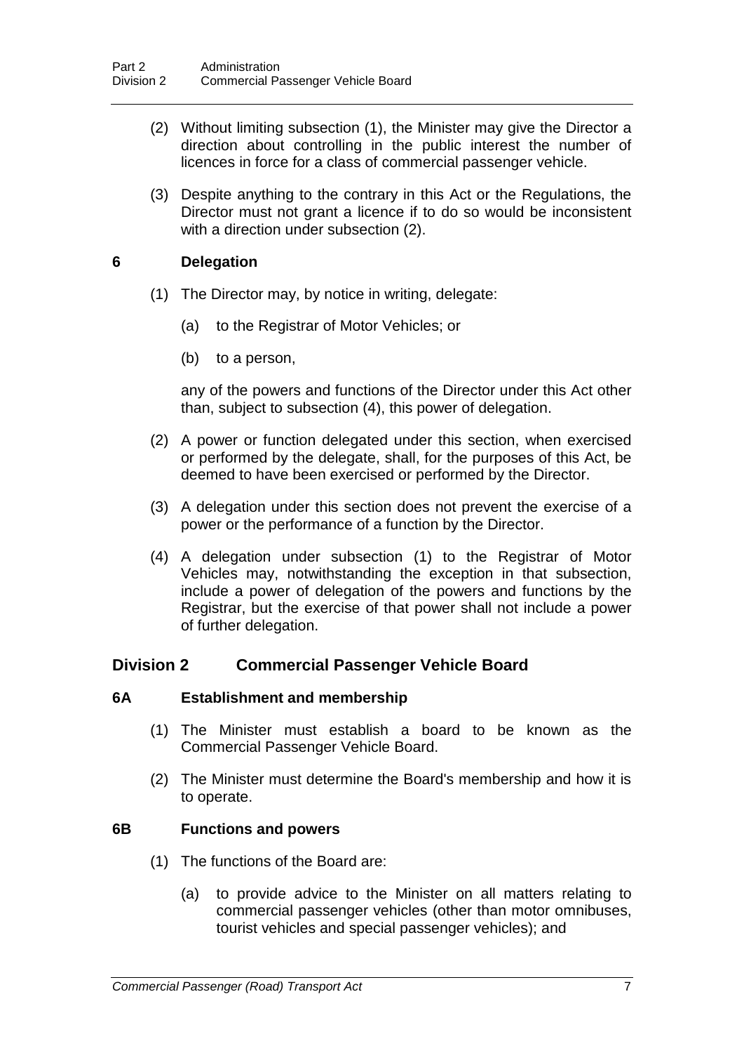(2) Without limiting subsection (1), the Minister may give the Director a direction about controlling in the public interest the number of licences in force for a class of commercial passenger vehicle.

(3) Despite anything to the contrary in this Act or the Regulations, the Director must not grant a licence if to do so would be inconsistent with a direction under subsection (2).

### 6 Delegation

(1) The Director may, by notice in writing, delegate:

(a) to the Registrar of Motor Vehicles; or

(b) to a person,

any of the powers and functions of the Director under this Act other than, subject to subsection (4), this power of delegation.

(2) A power or function delegated under this section, when exercised or performed by the delegate, shall, for the purposes of this Act, be deemed to have been exercised or performed by the Director.

(3) A delegation under this section does not prevent the exercise of a power or the performance of a function by the Director.

(4) A delegation under subsection (1) to the Registrar of Motor Vehicles may, notwithstanding the exception in that subsection, include a power of delegation of the powers and functions by the Registrar, but the exercise of that power shall not include a power of further delegation.

## Division 2 Commercial Passenger Vehicle Board

### 6A Establishment and membership

(1) The Minister must establish a board to be known as the Commercial Passenger Vehicle Board.

(2) The Minister must determine the Board's membership and how it is to operate.

### 6B Functions and powers

(1) The functions of the Board are:

(a) to provide advice to the Minister on all matters relating to commercial passenger vehicles (other than motor omnibuses, tourist vehicles and special passenger vehicles); and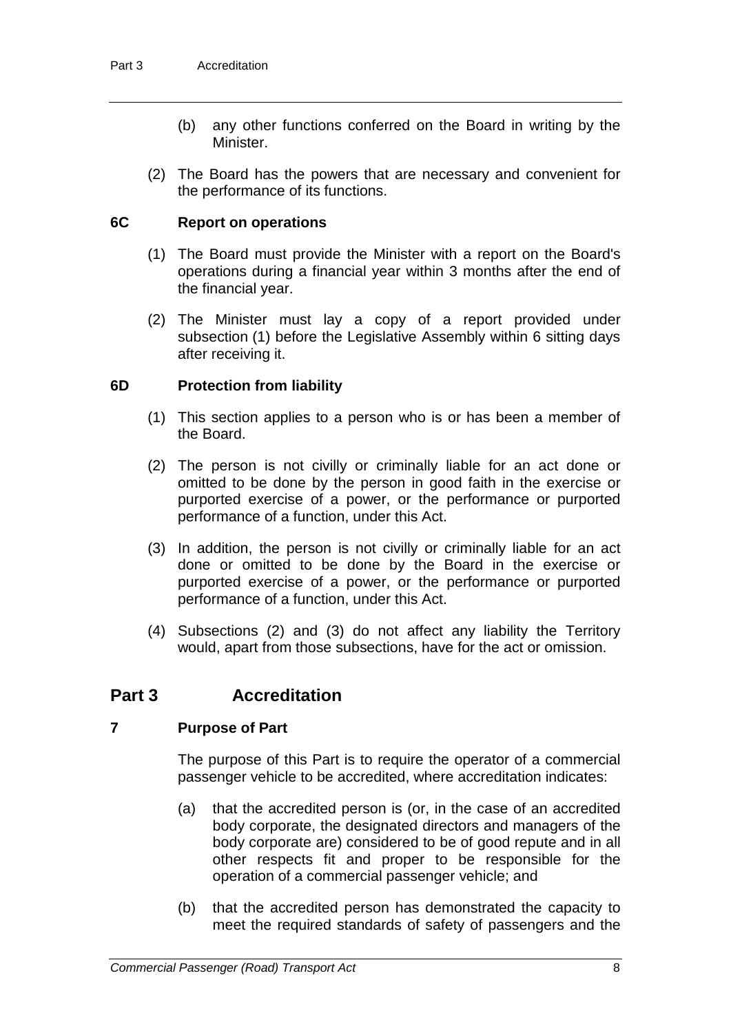(b) any other functions conferred on the Board in writing by the Minister.

(2) The Board has the powers that are necessary and convenient for the performance of its functions.

### 6C Report on operations

(1) The Board must provide the Minister with a report on the Board's operations during a financial year within 3 months after the end of the financial year.

(2) The Minister must lay a copy of a report provided under subsection (1) before the Legislative Assembly within 6 sitting days after receiving it.

### 6D Protection from liability

(1) This section applies to a person who is or has been a member of the Board.

(2) The person is not civilly or criminally liable for an act done or omitted to be done by the person in good faith in the exercise or purported exercise of a power, or the performance or purported performance of a function, under this Act.

(3) In addition, the person is not civilly or criminally liable for an act done or omitted to be done by the Board in the exercise or purported exercise of a power, or the performance or purported performance of a function, under this Act.

(4) Subsections (2) and (3) do not affect any liability the Territory would, apart from those subsections, have for the act or omission.

## Part 3 Accreditation

### 7 Purpose of Part

The purpose of this Part is to require the operator of a commercial passenger vehicle to be accredited, where accreditation indicates:

(a) that the accredited person is (or, in the case of an accredited body corporate, the designated directors and managers of the body corporate are) considered to be of good repute and in all other respects fit and proper to be responsible for the operation of a commercial passenger vehicle; and

(b) that the accredited person has demonstrated the capacity to meet the required standards of safety of passengers and the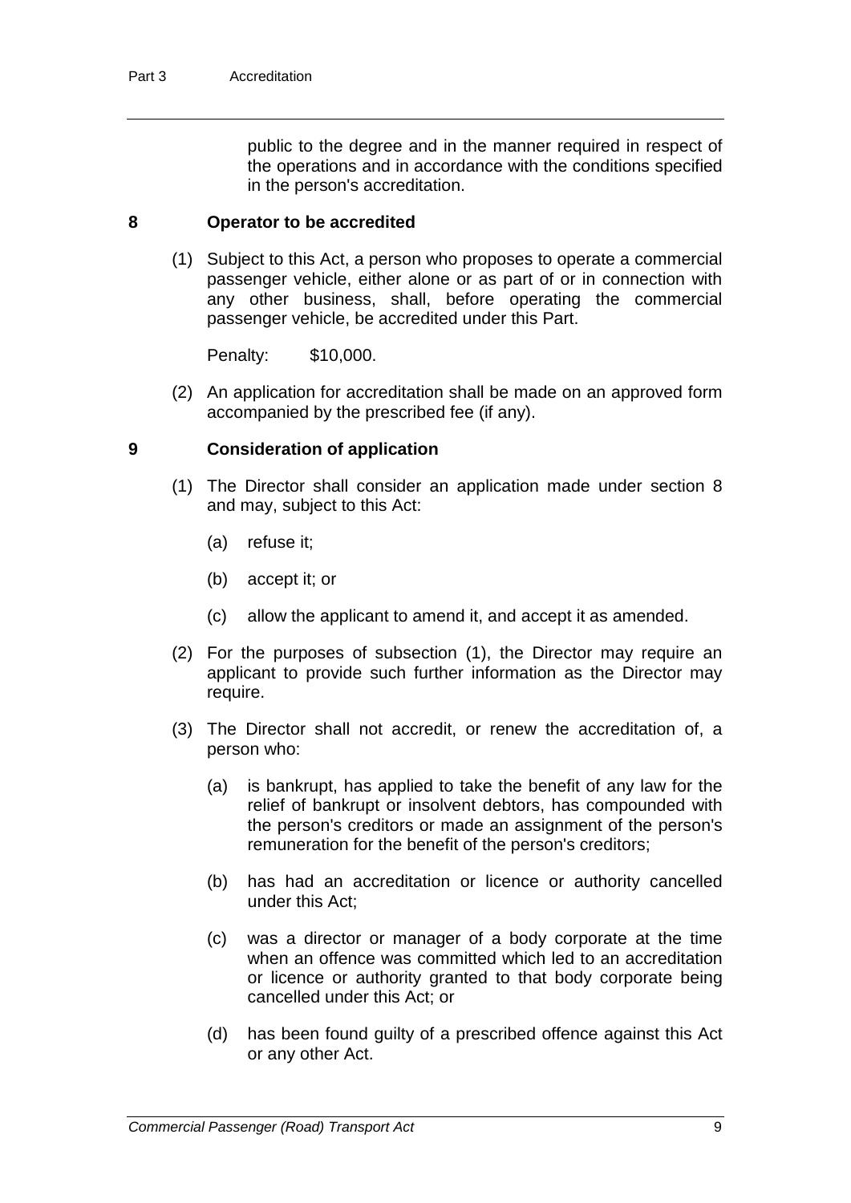public to the degree and in the manner required in respect of the operations and in accordance with the conditions specified in the person's accreditation.

### 8 Operator to be accredited

(1) Subject to this Act, a person who proposes to operate a commercial passenger vehicle, either alone or as part of or in connection with any other business, shall, before operating the commercial passenger vehicle, be accredited under this Part.

Penalty: $10,000.

(2) An application for accreditation shall be made on an approved form accompanied by the prescribed fee (if any).

### 9 Consideration of application

(1) The Director shall consider an application made under section 8 and may, subject to this Act:

(a) refuse it;

(b) accept it; or

(c) allow the applicant to amend it, and accept it as amended.

(2) For the purposes of subsection (1), the Director may require an applicant to provide such further information as the Director may require.

(3) The Director shall not accredit, or renew the accreditation of, a person who:

(a) is bankrupt, has applied to take the benefit of any law for the relief of bankrupt or insolvent debtors, has compounded with the person's creditors or made an assignment of the person's remuneration for the benefit of the person's creditors;

(b) has had an accreditation or licence or authority cancelled under this Act;

(c) was a director or manager of a body corporate at the time when an offence was committed which led to an accreditation or licence or authority granted to that body corporate being cancelled under this Act; or

(d) has been found guilty of a prescribed offence against this Act or any other Act.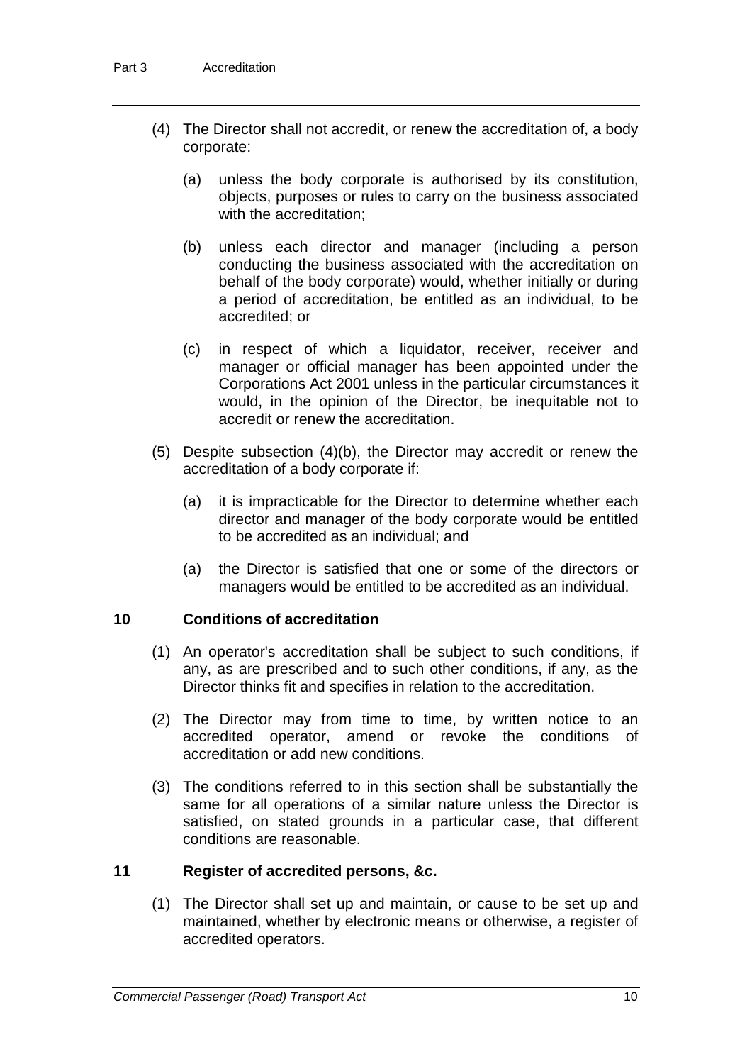(4) The Director shall not accredit, or renew the accreditation of, a body corporate:

(a) unless the body corporate is authorised by its constitution, objects, purposes or rules to carry on the business associated with the accreditation;

(b) unless each director and manager (including a person conducting the business associated with the accreditation on behalf of the body corporate) would, whether initially or during a period of accreditation, be entitled as an individual, to be accredited; or

(c) in respect of which a liquidator, receiver, receiver and manager or official manager has been appointed under the Corporations Act 2001 unless in the particular circumstances it would, in the opinion of the Director, be inequitable not to accredit or renew the accreditation.

(5) Despite subsection (4)(b), the Director may accredit or renew the accreditation of a body corporate if:

(a) it is impracticable for the Director to determine whether each director and manager of the body corporate would be entitled to be accredited as an individual; and

(a) the Director is satisfied that one or some of the directors or managers would be entitled to be accredited as an individual.

### 10 Conditions of accreditation

(1) An operator's accreditation shall be subject to such conditions, if any, as are prescribed and to such other conditions, if any, as the Director thinks fit and specifies in relation to the accreditation.

(2) The Director may from time to time, by written notice to an accredited operator, amend or revoke the conditions of accreditation or add new conditions.

(3) The conditions referred to in this section shall be substantially the same for all operations of a similar nature unless the Director is satisfied, on stated grounds in a particular case, that different conditions are reasonable.

### 11 Register of accredited persons, &c.

(1) The Director shall set up and maintain, or cause to be set up and maintained, whether by electronic means or otherwise, a register of accredited operators.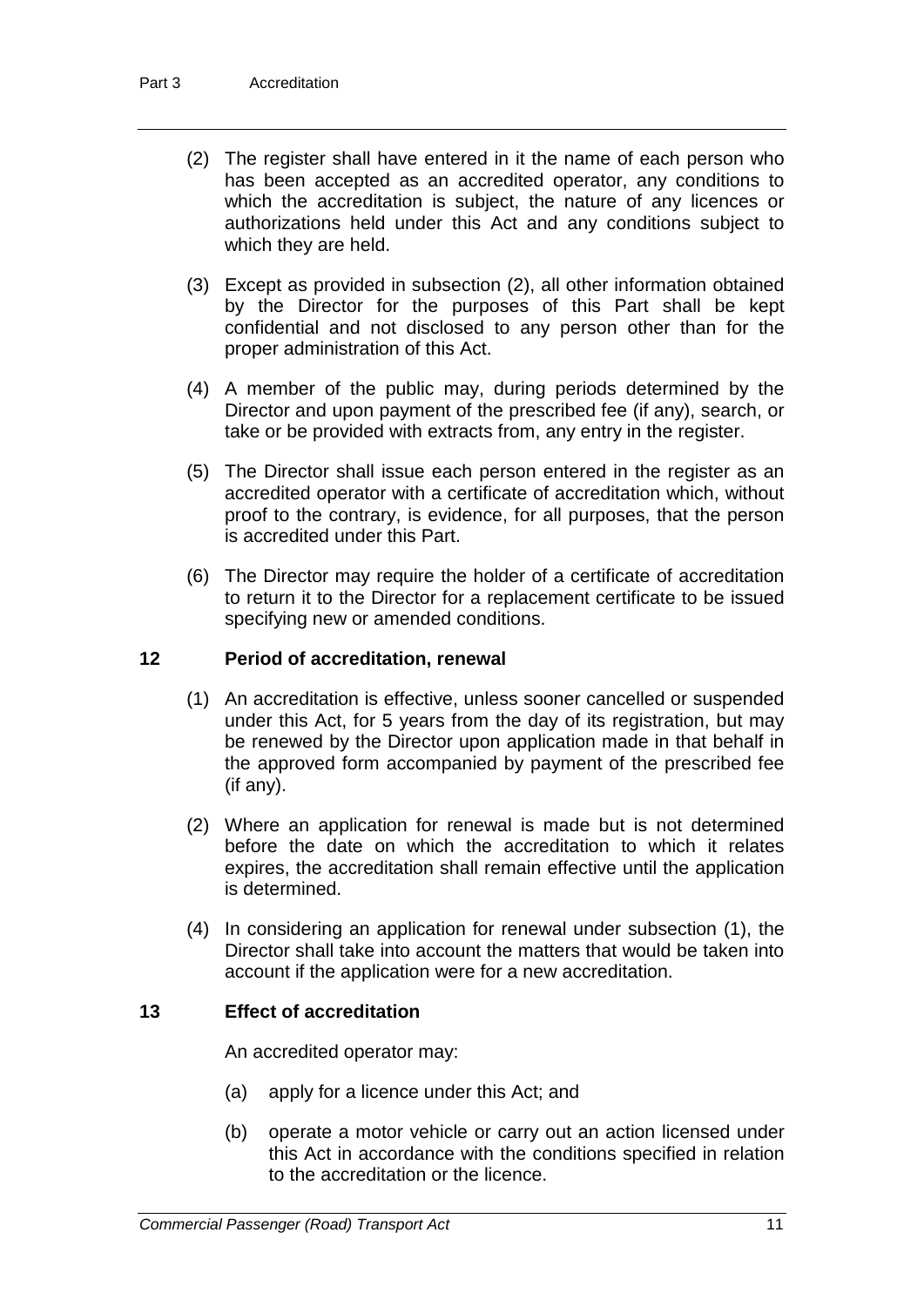(2) The register shall have entered in it the name of each person who has been accepted as an accredited operator, any conditions to which the accreditation is subject, the nature of any licences or authorizations held under this Act and any conditions subject to which they are held.

(3) Except as provided in subsection (2), all other information obtained by the Director for the purposes of this Part shall be kept confidential and not disclosed to any person other than for the proper administration of this Act.

(4) A member of the public may, during periods determined by the Director and upon payment of the prescribed fee (if any), search, or take or be provided with extracts from, any entry in the register.

(5) The Director shall issue each person entered in the register as an accredited operator with a certificate of accreditation which, without proof to the contrary, is evidence, for all purposes, that the person is accredited under this Part.

(6) The Director may require the holder of a certificate of accreditation to return it to the Director for a replacement certificate to be issued specifying new or amended conditions.

## 12 Period of accreditation, renewal

(1) An accreditation is effective, unless sooner cancelled or suspended under this Act, for 5 years from the day of its registration, but may be renewed by the Director upon application made in that behalf in the approved form accompanied by payment of the prescribed fee (if any).

(2) Where an application for renewal is made but is not determined before the date on which the accreditation to which it relates expires, the accreditation shall remain effective until the application is determined.

(4) In considering an application for renewal under subsection (1), the Director shall take into account the matters that would be taken into account if the application were for a new accreditation.

## 13 Effect of accreditation

An accredited operator may:

(a) apply for a licence under this Act; and

(b) operate a motor vehicle or carry out an action licensed under this Act in accordance with the conditions specified in relation to the accreditation or the licence.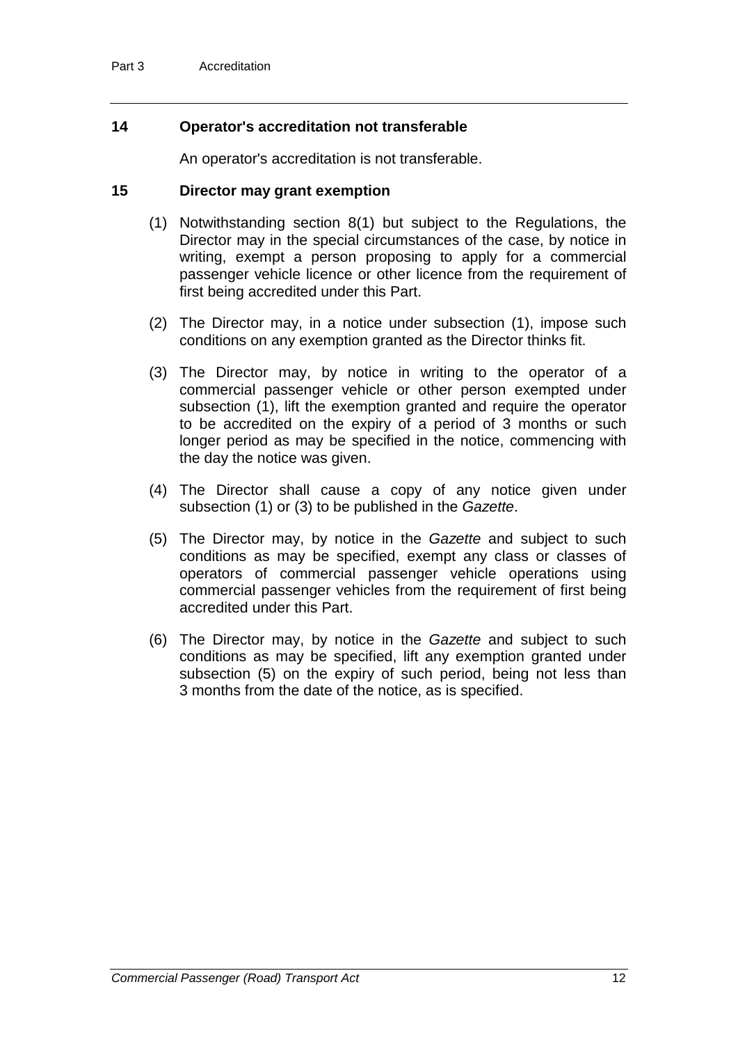### 14 Operator's accreditation not transferable

An operator's accreditation is not transferable.

### 15 Director may grant exemption

(1) Notwithstanding section 8(1) but subject to the Regulations, the Director may in the special circumstances of the case, by notice in writing, exempt a person proposing to apply for a commercial passenger vehicle licence or other licence from the requirement of first being accredited under this Part.

(2) The Director may, in a notice under subsection (1), impose such conditions on any exemption granted as the Director thinks fit.

(3) The Director may, by notice in writing to the operator of a commercial passenger vehicle or other person exempted under subsection (1), lift the exemption granted and require the operator to be accredited on the expiry of a period of 3 months or such longer period as may be specified in the notice, commencing with the day the notice was given.

(4) The Director shall cause a copy of any notice given under subsection (1) or (3) to be published in the *Gazette*.

(5) The Director may, by notice in the *Gazette* and subject to such conditions as may be specified, exempt any class or classes of operators of commercial passenger vehicle operations using commercial passenger vehicles from the requirement of first being accredited under this Part.

(6) The Director may, by notice in the *Gazette* and subject to such conditions as may be specified, lift any exemption granted under subsection (5) on the expiry of such period, being not less than 3 months from the date of the notice, as is specified.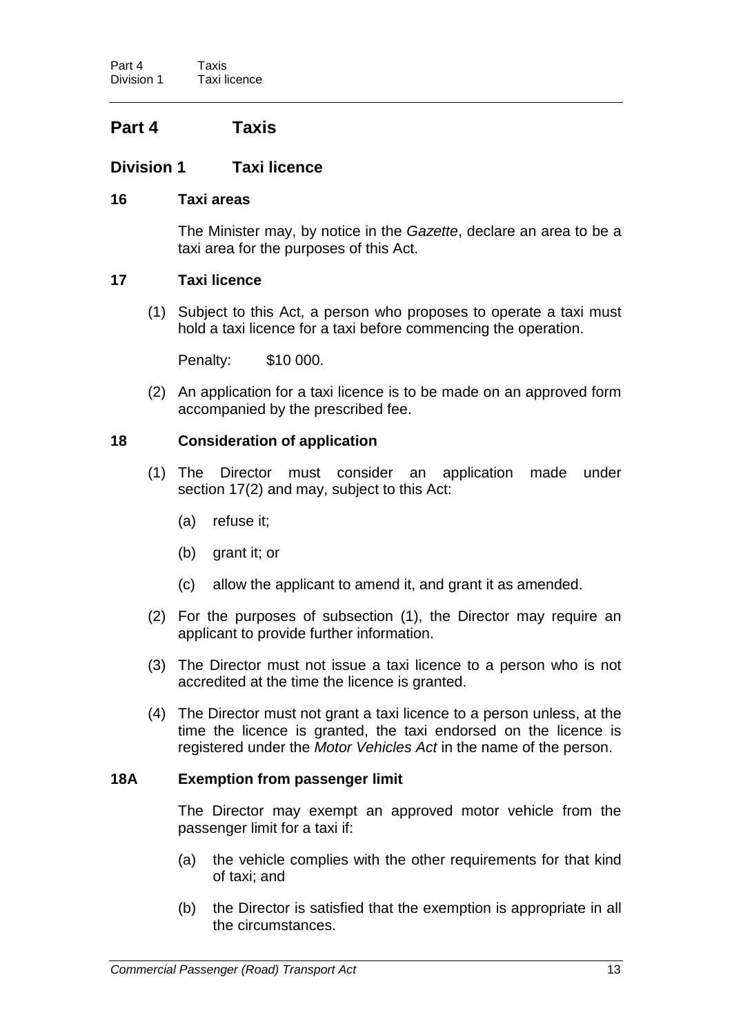# Part 4 Taxis

## Division 1 Taxi licence

### 16 Taxi areas

The Minister may, by notice in the *Gazette*, declare an area to be a taxi area for the purposes of this Act.

### 17 Taxi licence

(1) Subject to this Act, a person who proposes to operate a taxi must hold a taxi licence for a taxi before commencing the operation.

Penalty: $10 000.

(2) An application for a taxi licence is to be made on an approved form accompanied by the prescribed fee.

### 18 Consideration of application

(1) The Director must consider an application made under section 17(2) and may, subject to this Act:

(a) refuse it;

(b) grant it; or

(c) allow the applicant to amend it, and grant it as amended.

(2) For the purposes of subsection (1), the Director may require an applicant to provide further information.

(3) The Director must not issue a taxi licence to a person who is not accredited at the time the licence is granted.

(4) The Director must not grant a taxi licence to a person unless, at the time the licence is granted, the taxi endorsed on the licence is registered under the *Motor Vehicles Act* in the name of the person.

### 18A Exemption from passenger limit

The Director may exempt an approved motor vehicle from the passenger limit for a taxi if:

(a) the vehicle complies with the other requirements for that kind of taxi; and

(b) the Director is satisfied that the exemption is appropriate in all the circumstances.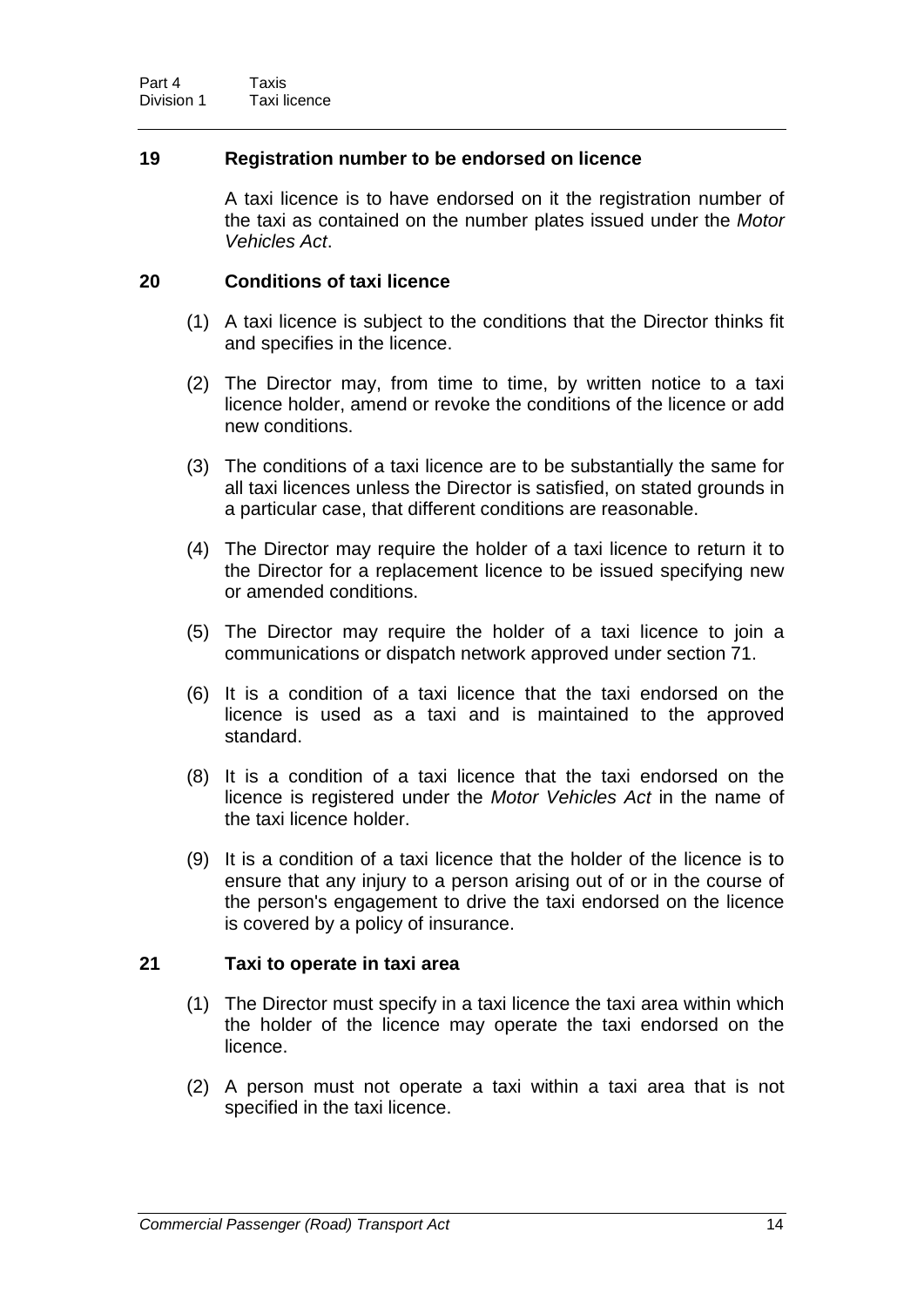## 19 Registration number to be endorsed on licence

A taxi licence is to have endorsed on it the registration number of the taxi as contained on the number plates issued under the *Motor Vehicles Act*.

## 20 Conditions of taxi licence

(1) A taxi licence is subject to the conditions that the Director thinks fit and specifies in the licence.

(2) The Director may, from time to time, by written notice to a taxi licence holder, amend or revoke the conditions of the licence or add new conditions.

(3) The conditions of a taxi licence are to be substantially the same for all taxi licences unless the Director is satisfied, on stated grounds in a particular case, that different conditions are reasonable.

(4) The Director may require the holder of a taxi licence to return it to the Director for a replacement licence to be issued specifying new or amended conditions.

(5) The Director may require the holder of a taxi licence to join a communications or dispatch network approved under section 71.

(6) It is a condition of a taxi licence that the taxi endorsed on the licence is used as a taxi and is maintained to the approved standard.

(8) It is a condition of a taxi licence that the taxi endorsed on the licence is registered under the *Motor Vehicles Act* in the name of the taxi licence holder.

(9) It is a condition of a taxi licence that the holder of the licence is to ensure that any injury to a person arising out of or in the course of the person's engagement to drive the taxi endorsed on the licence is covered by a policy of insurance.

## 21 Taxi to operate in taxi area

(1) The Director must specify in a taxi licence the taxi area within which the holder of the licence may operate the taxi endorsed on the licence.

(2) A person must not operate a taxi within a taxi area that is not specified in the taxi licence.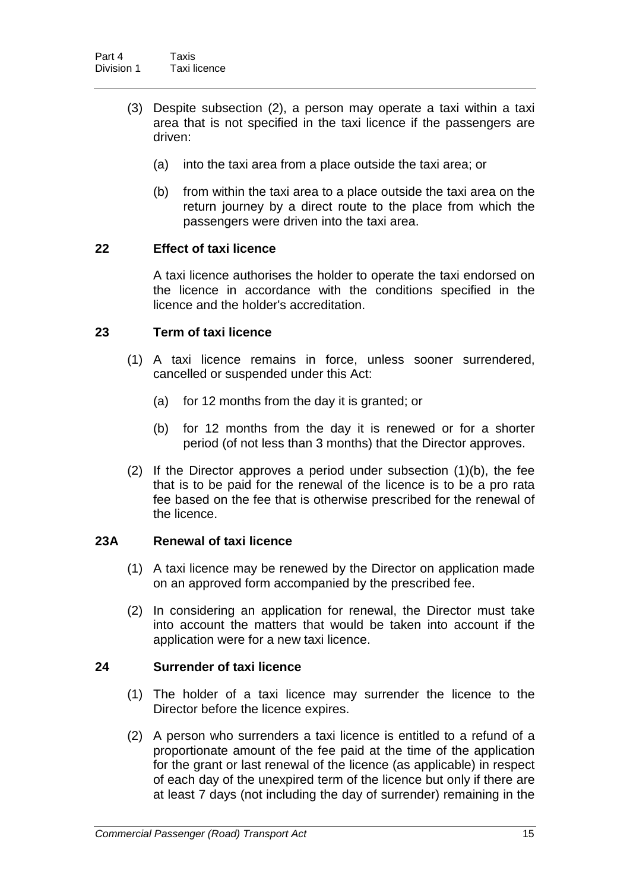(3) Despite subsection (2), a person may operate a taxi within a taxi area that is not specified in the taxi licence if the passengers are driven:

  (a) into the taxi area from a place outside the taxi area; or

  (b) from within the taxi area to a place outside the taxi area on the return journey by a direct route to the place from which the passengers were driven into the taxi area.

### 22 Effect of taxi licence

A taxi licence authorises the holder to operate the taxi endorsed on the licence in accordance with the conditions specified in the licence and the holder's accreditation.

### 23 Term of taxi licence

(1) A taxi licence remains in force, unless sooner surrendered, cancelled or suspended under this Act:

  (a) for 12 months from the day it is granted; or

  (b) for 12 months from the day it is renewed or for a shorter period (of not less than 3 months) that the Director approves.

(2) If the Director approves a period under subsection (1)(b), the fee that is to be paid for the renewal of the licence is to be a pro rata fee based on the fee that is otherwise prescribed for the renewal of the licence.

### 23A Renewal of taxi licence

(1) A taxi licence may be renewed by the Director on application made on an approved form accompanied by the prescribed fee.

(2) In considering an application for renewal, the Director must take into account the matters that would be taken into account if the application were for a new taxi licence.

### 24 Surrender of taxi licence

(1) The holder of a taxi licence may surrender the licence to the Director before the licence expires.

(2) A person who surrenders a taxi licence is entitled to a refund of a proportionate amount of the fee paid at the time of the application for the grant or last renewal of the licence (as applicable) in respect of each day of the unexpired term of the licence but only if there are at least 7 days (not including the day of surrender) remaining in the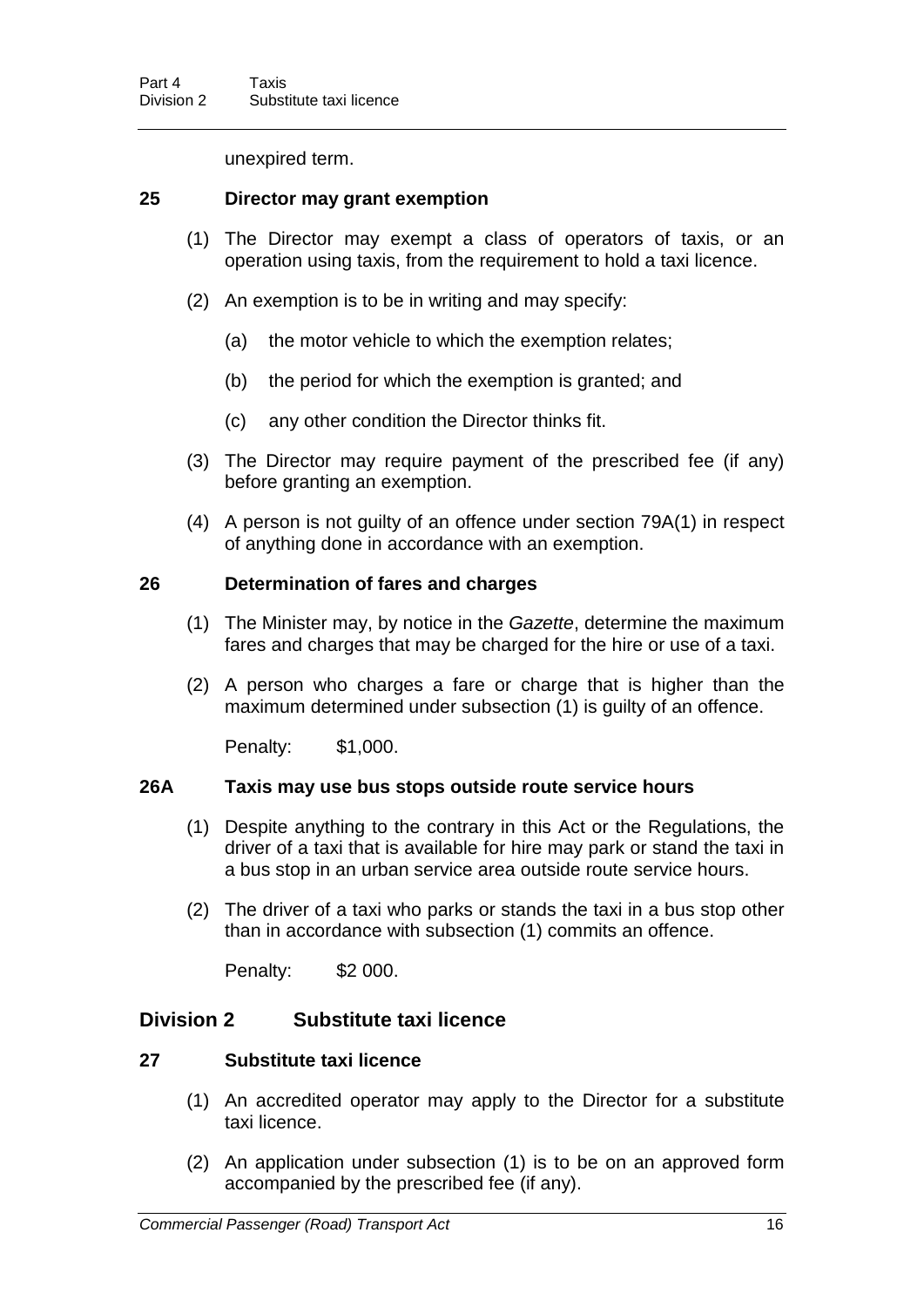unexpired term.

### 25 Director may grant exemption

(1) The Director may exempt a class of operators of taxis, or an operation using taxis, from the requirement to hold a taxi licence.

(2) An exemption is to be in writing and may specify:

(a) the motor vehicle to which the exemption relates;

(b) the period for which the exemption is granted; and

(c) any other condition the Director thinks fit.

(3) The Director may require payment of the prescribed fee (if any) before granting an exemption.

(4) A person is not guilty of an offence under section 79A(1) in respect of anything done in accordance with an exemption.

### 26 Determination of fares and charges

(1) The Minister may, by notice in the *Gazette*, determine the maximum fares and charges that may be charged for the hire or use of a taxi.

(2) A person who charges a fare or charge that is higher than the maximum determined under subsection (1) is guilty of an offence.

Penalty: $1,000.

### 26A Taxis may use bus stops outside route service hours

(1) Despite anything to the contrary in this Act or the Regulations, the driver of a taxi that is available for hire may park or stand the taxi in a bus stop in an urban service area outside route service hours.

(2) The driver of a taxi who parks or stands the taxi in a bus stop other than in accordance with subsection (1) commits an offence.

Penalty: $2 000.

## Division 2 Substitute taxi licence

### 27 Substitute taxi licence

(1) An accredited operator may apply to the Director for a substitute taxi licence.

(2) An application under subsection (1) is to be on an approved form accompanied by the prescribed fee (if any).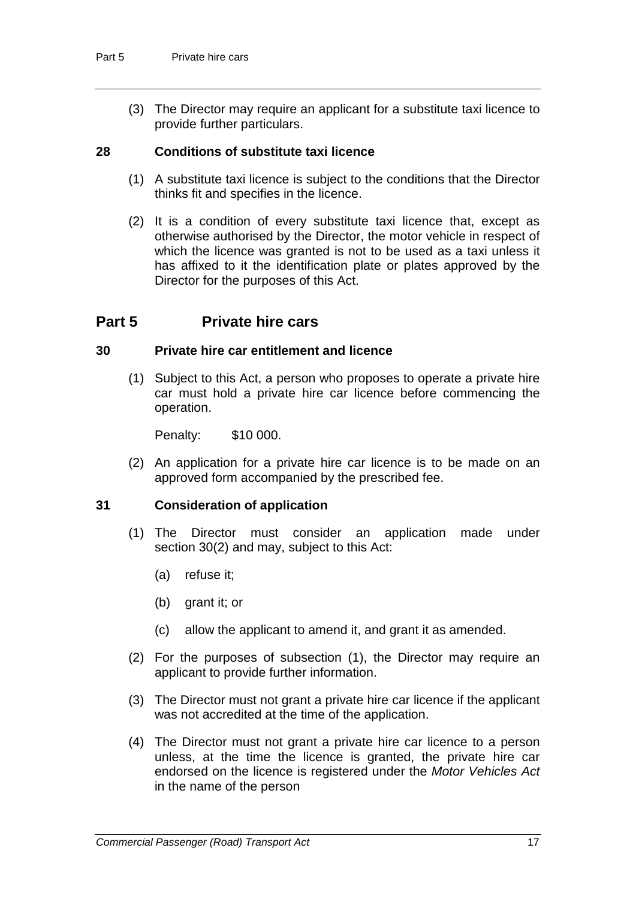(3) The Director may require an applicant for a substitute taxi licence to provide further particulars.

### 28 Conditions of substitute taxi licence

(1) A substitute taxi licence is subject to the conditions that the Director thinks fit and specifies in the licence.

(2) It is a condition of every substitute taxi licence that, except as otherwise authorised by the Director, the motor vehicle in respect of which the licence was granted is not to be used as a taxi unless it has affixed to it the identification plate or plates approved by the Director for the purposes of this Act.

## Part 5 Private hire cars

### 30 Private hire car entitlement and licence

(1) Subject to this Act, a person who proposes to operate a private hire car must hold a private hire car licence before commencing the operation.

Penalty: $10 000.

(2) An application for a private hire car licence is to be made on an approved form accompanied by the prescribed fee.

### 31 Consideration of application

(1) The Director must consider an application made under section 30(2) and may, subject to this Act:

(a) refuse it;

(b) grant it; or

(c) allow the applicant to amend it, and grant it as amended.

(2) For the purposes of subsection (1), the Director may require an applicant to provide further information.

(3) The Director must not grant a private hire car licence if the applicant was not accredited at the time of the application.

(4) The Director must not grant a private hire car licence to a person unless, at the time the licence is granted, the private hire car endorsed on the licence is registered under the *Motor Vehicles Act* in the name of the person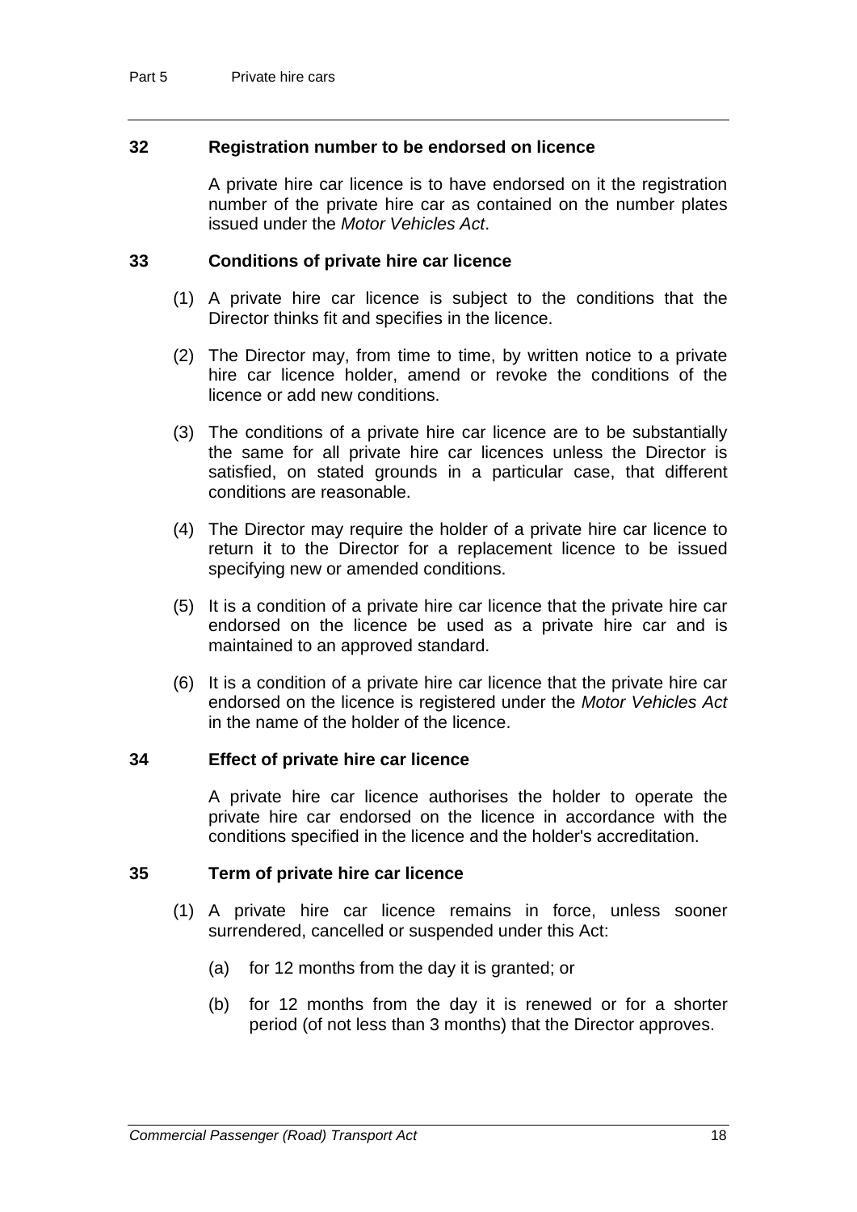### 32 Registration number to be endorsed on licence

A private hire car licence is to have endorsed on it the registration number of the private hire car as contained on the number plates issued under the *Motor Vehicles Act*.

### 33 Conditions of private hire car licence

(1) A private hire car licence is subject to the conditions that the Director thinks fit and specifies in the licence.

(2) The Director may, from time to time, by written notice to a private hire car licence holder, amend or revoke the conditions of the licence or add new conditions.

(3) The conditions of a private hire car licence are to be substantially the same for all private hire car licences unless the Director is satisfied, on stated grounds in a particular case, that different conditions are reasonable.

(4) The Director may require the holder of a private hire car licence to return it to the Director for a replacement licence to be issued specifying new or amended conditions.

(5) It is a condition of a private hire car licence that the private hire car endorsed on the licence be used as a private hire car and is maintained to an approved standard.

(6) It is a condition of a private hire car licence that the private hire car endorsed on the licence is registered under the *Motor Vehicles Act* in the name of the holder of the licence.

### 34 Effect of private hire car licence

A private hire car licence authorises the holder to operate the private hire car endorsed on the licence in accordance with the conditions specified in the licence and the holder's accreditation.

### 35 Term of private hire car licence

(1) A private hire car licence remains in force, unless sooner surrendered, cancelled or suspended under this Act:

(a) for 12 months from the day it is granted; or

(b) for 12 months from the day it is renewed or for a shorter period (of not less than 3 months) that the Director approves.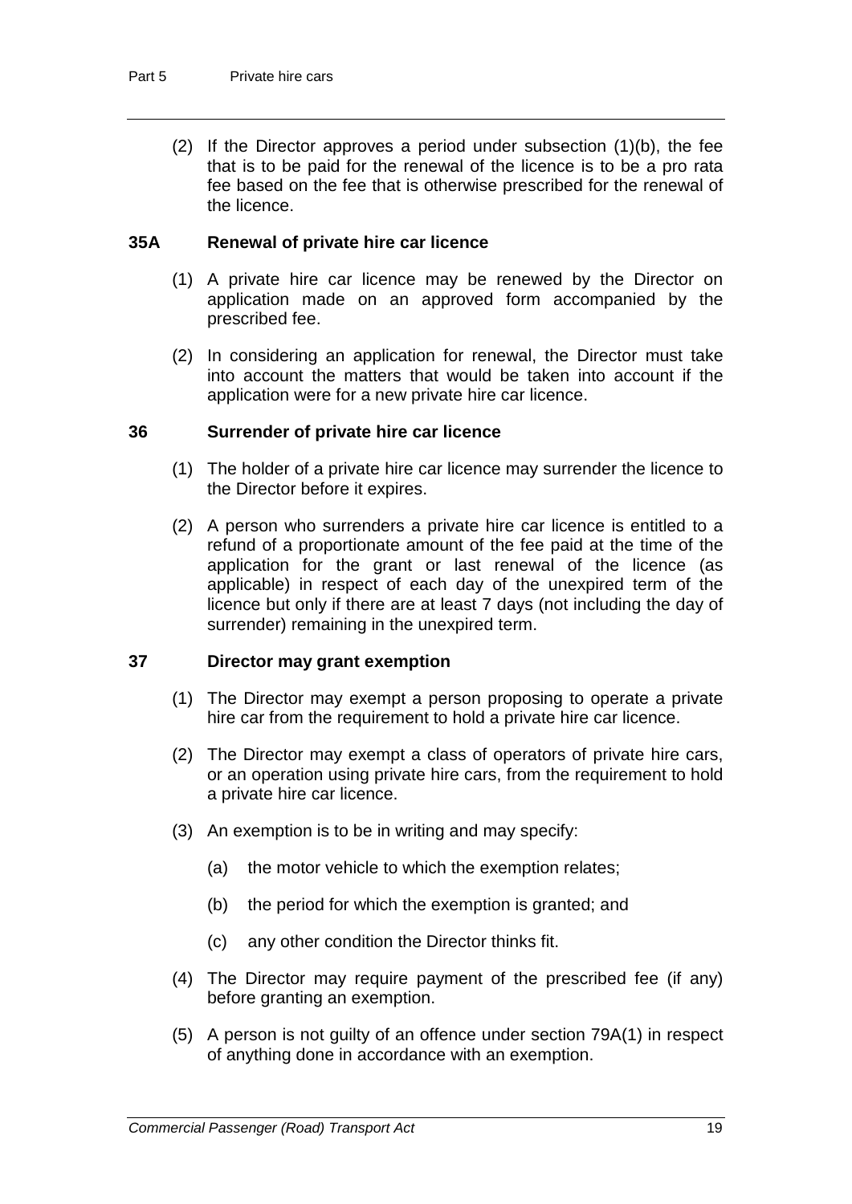(2) If the Director approves a period under subsection (1)(b), the fee that is to be paid for the renewal of the licence is to be a pro rata fee based on the fee that is otherwise prescribed for the renewal of the licence.

### 35A Renewal of private hire car licence

(1) A private hire car licence may be renewed by the Director on application made on an approved form accompanied by the prescribed fee.

(2) In considering an application for renewal, the Director must take into account the matters that would be taken into account if the application were for a new private hire car licence.

### 36 Surrender of private hire car licence

(1) The holder of a private hire car licence may surrender the licence to the Director before it expires.

(2) A person who surrenders a private hire car licence is entitled to a refund of a proportionate amount of the fee paid at the time of the application for the grant or last renewal of the licence (as applicable) in respect of each day of the unexpired term of the licence but only if there are at least 7 days (not including the day of surrender) remaining in the unexpired term.

### 37 Director may grant exemption

(1) The Director may exempt a person proposing to operate a private hire car from the requirement to hold a private hire car licence.

(2) The Director may exempt a class of operators of private hire cars, or an operation using private hire cars, from the requirement to hold a private hire car licence.

(3) An exemption is to be in writing and may specify:

(a) the motor vehicle to which the exemption relates;

(b) the period for which the exemption is granted; and

(c) any other condition the Director thinks fit.

(4) The Director may require payment of the prescribed fee (if any) before granting an exemption.

(5) A person is not guilty of an offence under section 79A(1) in respect of anything done in accordance with an exemption.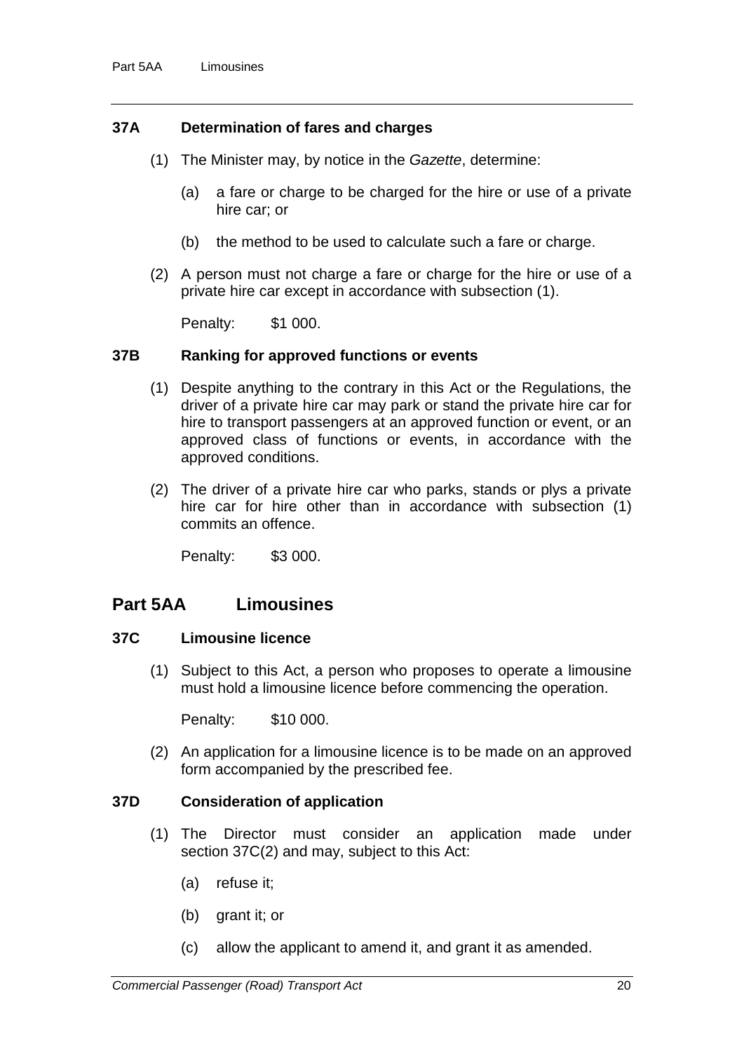### 37A Determination of fares and charges

(1) The Minister may, by notice in the *Gazette*, determine:

(a) a fare or charge to be charged for the hire or use of a private hire car; or

(b) the method to be used to calculate such a fare or charge.

(2) A person must not charge a fare or charge for the hire or use of a private hire car except in accordance with subsection (1).

Penalty: $1 000.

### 37B Ranking for approved functions or events

(1) Despite anything to the contrary in this Act or the Regulations, the driver of a private hire car may park or stand the private hire car for hire to transport passengers at an approved function or event, or an approved class of functions or events, in accordance with the approved conditions.

(2) The driver of a private hire car who parks, stands or plys a private hire car for hire other than in accordance with subsection (1) commits an offence.

Penalty: $3 000.

## Part 5AA Limousines

### 37C Limousine licence

(1) Subject to this Act, a person who proposes to operate a limousine must hold a limousine licence before commencing the operation.

Penalty: $10 000.

(2) An application for a limousine licence is to be made on an approved form accompanied by the prescribed fee.

### 37D Consideration of application

(1) The Director must consider an application made under section 37C(2) and may, subject to this Act:

(a) refuse it;

(b) grant it; or

(c) allow the applicant to amend it, and grant it as amended.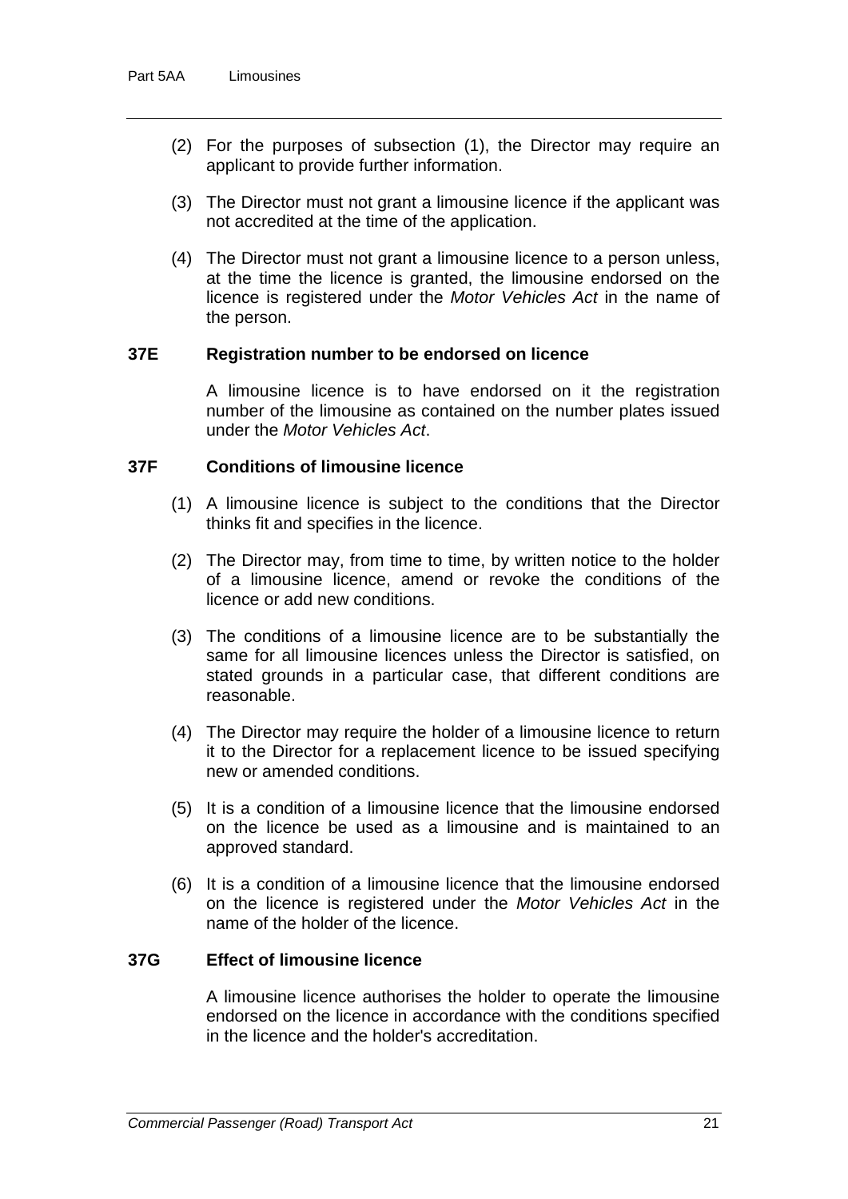(2) For the purposes of subsection (1), the Director may require an applicant to provide further information.

(3) The Director must not grant a limousine licence if the applicant was not accredited at the time of the application.

(4) The Director must not grant a limousine licence to a person unless, at the time the licence is granted, the limousine endorsed on the licence is registered under the *Motor Vehicles Act* in the name of the person.

### 37E Registration number to be endorsed on licence

A limousine licence is to have endorsed on it the registration number of the limousine as contained on the number plates issued under the *Motor Vehicles Act*.

### 37F Conditions of limousine licence

(1) A limousine licence is subject to the conditions that the Director thinks fit and specifies in the licence.

(2) The Director may, from time to time, by written notice to the holder of a limousine licence, amend or revoke the conditions of the licence or add new conditions.

(3) The conditions of a limousine licence are to be substantially the same for all limousine licences unless the Director is satisfied, on stated grounds in a particular case, that different conditions are reasonable.

(4) The Director may require the holder of a limousine licence to return it to the Director for a replacement licence to be issued specifying new or amended conditions.

(5) It is a condition of a limousine licence that the limousine endorsed on the licence be used as a limousine and is maintained to an approved standard.

(6) It is a condition of a limousine licence that the limousine endorsed on the licence is registered under the *Motor Vehicles Act* in the name of the holder of the licence.

### 37G Effect of limousine licence

A limousine licence authorises the holder to operate the limousine endorsed on the licence in accordance with the conditions specified in the licence and the holder's accreditation.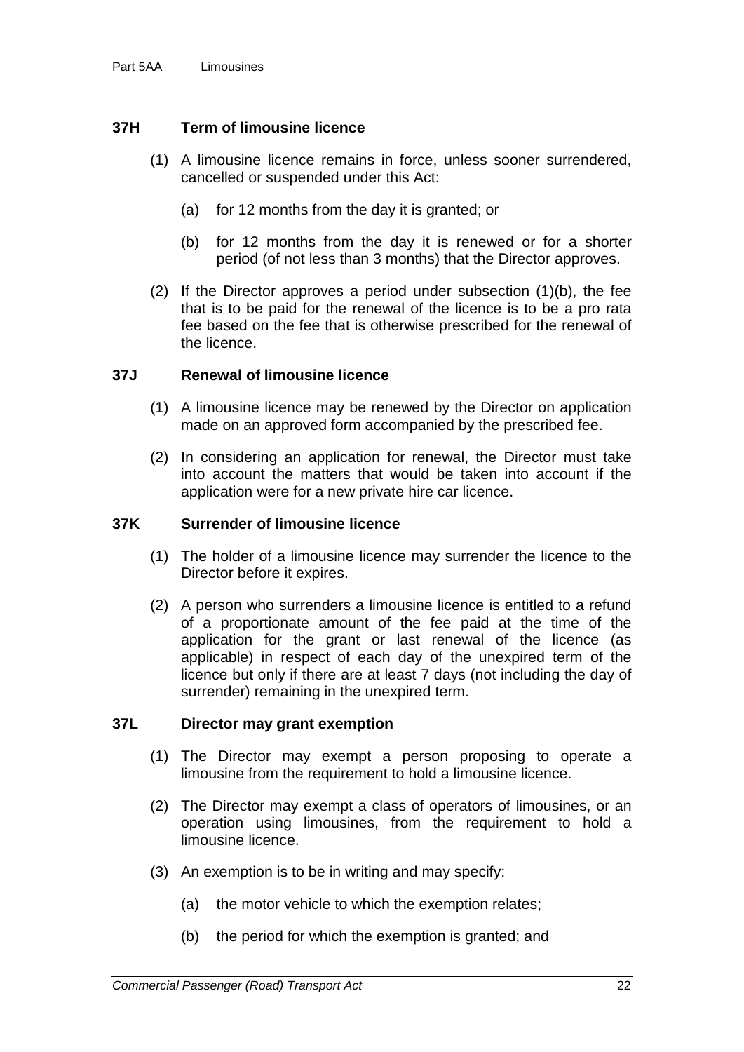### 37H Term of limousine licence

(1) A limousine licence remains in force, unless sooner surrendered, cancelled or suspended under this Act:

(a) for 12 months from the day it is granted; or

(b) for 12 months from the day it is renewed or for a shorter period (of not less than 3 months) that the Director approves.

(2) If the Director approves a period under subsection (1)(b), the fee that is to be paid for the renewal of the licence is to be a pro rata fee based on the fee that is otherwise prescribed for the renewal of the licence.

### 37J Renewal of limousine licence

(1) A limousine licence may be renewed by the Director on application made on an approved form accompanied by the prescribed fee.

(2) In considering an application for renewal, the Director must take into account the matters that would be taken into account if the application were for a new private hire car licence.

### 37K Surrender of limousine licence

(1) The holder of a limousine licence may surrender the licence to the Director before it expires.

(2) A person who surrenders a limousine licence is entitled to a refund of a proportionate amount of the fee paid at the time of the application for the grant or last renewal of the licence (as applicable) in respect of each day of the unexpired term of the licence but only if there are at least 7 days (not including the day of surrender) remaining in the unexpired term.

### 37L Director may grant exemption

(1) The Director may exempt a person proposing to operate a limousine from the requirement to hold a limousine licence.

(2) The Director may exempt a class of operators of limousines, or an operation using limousines, from the requirement to hold a limousine licence.

(3) An exemption is to be in writing and may specify:

(a) the motor vehicle to which the exemption relates;

(b) the period for which the exemption is granted; and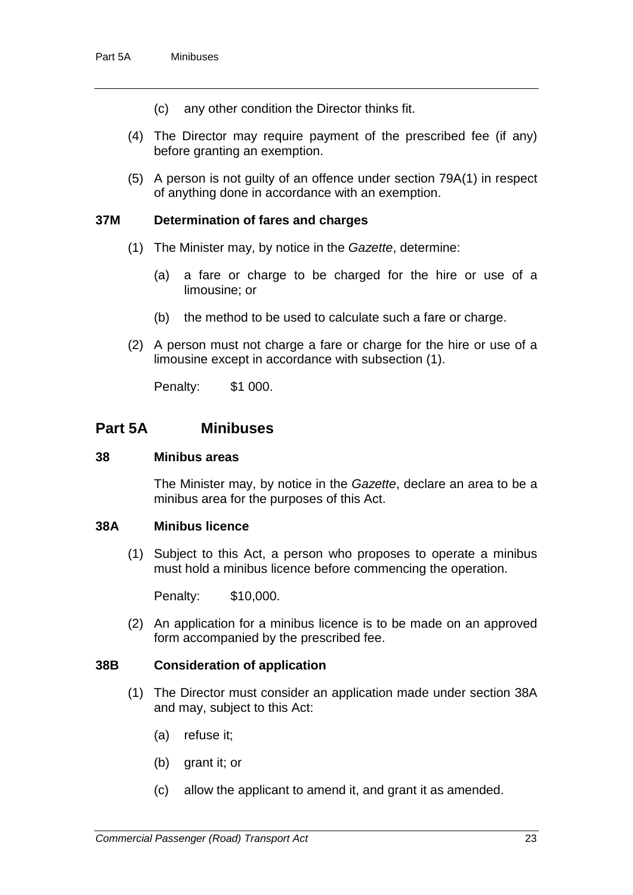(c) any other condition the Director thinks fit.

(4) The Director may require payment of the prescribed fee (if any) before granting an exemption.

(5) A person is not guilty of an offence under section 79A(1) in respect of anything done in accordance with an exemption.

### 37M Determination of fares and charges

(1) The Minister may, by notice in the *Gazette*, determine:

(a) a fare or charge to be charged for the hire or use of a limousine; or

(b) the method to be used to calculate such a fare or charge.

(2) A person must not charge a fare or charge for the hire or use of a limousine except in accordance with subsection (1).

Penalty: $1 000.

## Part 5A Minibuses

### 38 Minibus areas

The Minister may, by notice in the *Gazette*, declare an area to be a minibus area for the purposes of this Act.

### 38A Minibus licence

(1) Subject to this Act, a person who proposes to operate a minibus must hold a minibus licence before commencing the operation.

Penalty: $10,000.

(2) An application for a minibus licence is to be made on an approved form accompanied by the prescribed fee.

### 38B Consideration of application

(1) The Director must consider an application made under section 38A and may, subject to this Act:

(a) refuse it;

(b) grant it; or

(c) allow the applicant to amend it, and grant it as amended.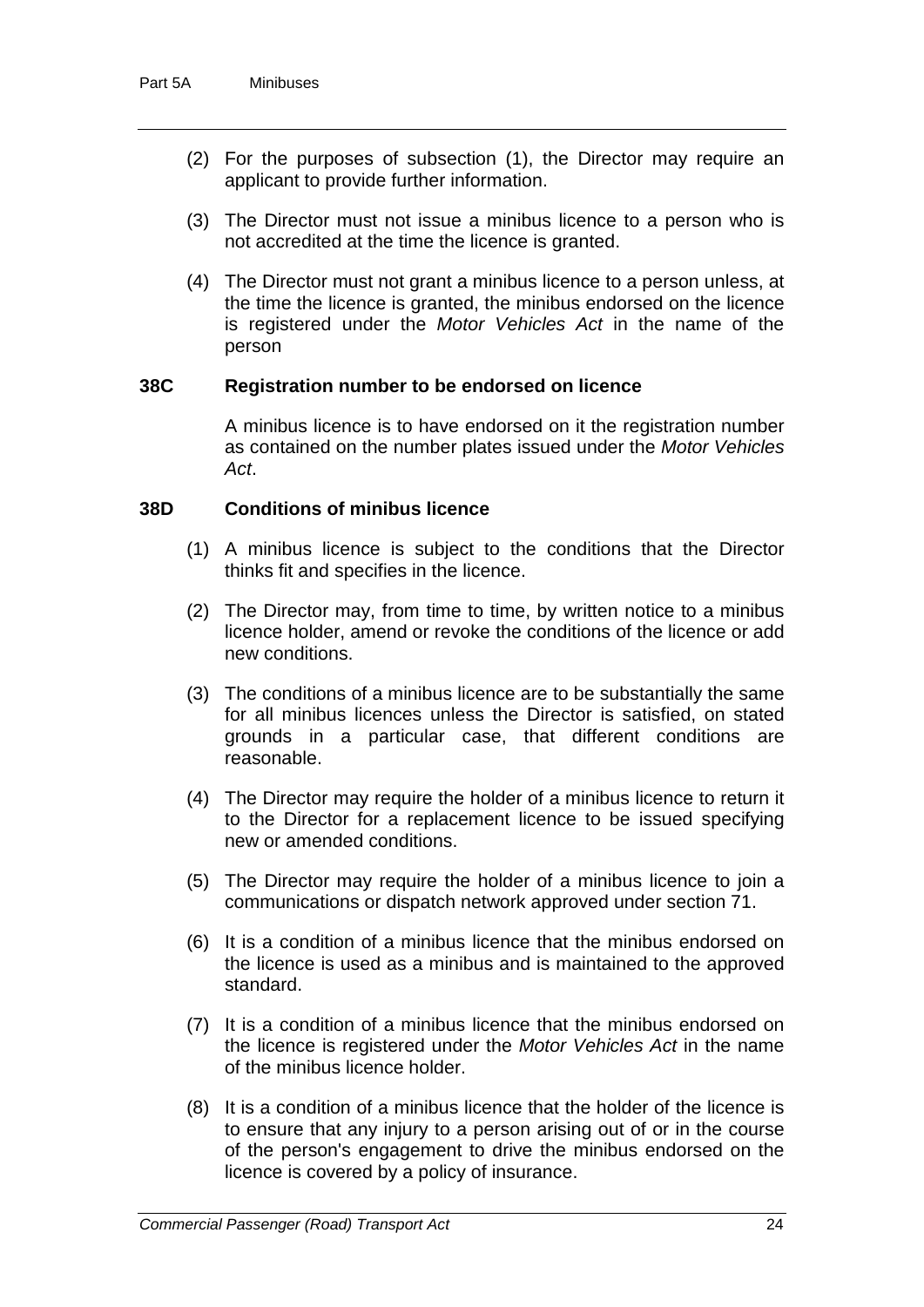(2) For the purposes of subsection (1), the Director may require an applicant to provide further information.

(3) The Director must not issue a minibus licence to a person who is not accredited at the time the licence is granted.

(4) The Director must not grant a minibus licence to a person unless, at the time the licence is granted, the minibus endorsed on the licence is registered under the *Motor Vehicles Act* in the name of the person

### 38C Registration number to be endorsed on licence

A minibus licence is to have endorsed on it the registration number as contained on the number plates issued under the *Motor Vehicles Act*.

### 38D Conditions of minibus licence

(1) A minibus licence is subject to the conditions that the Director thinks fit and specifies in the licence.

(2) The Director may, from time to time, by written notice to a minibus licence holder, amend or revoke the conditions of the licence or add new conditions.

(3) The conditions of a minibus licence are to be substantially the same for all minibus licences unless the Director is satisfied, on stated grounds in a particular case, that different conditions are reasonable.

(4) The Director may require the holder of a minibus licence to return it to the Director for a replacement licence to be issued specifying new or amended conditions.

(5) The Director may require the holder of a minibus licence to join a communications or dispatch network approved under section 71.

(6) It is a condition of a minibus licence that the minibus endorsed on the licence is used as a minibus and is maintained to the approved standard.

(7) It is a condition of a minibus licence that the minibus endorsed on the licence is registered under the *Motor Vehicles Act* in the name of the minibus licence holder.

(8) It is a condition of a minibus licence that the holder of the licence is to ensure that any injury to a person arising out of or in the course of the person's engagement to drive the minibus endorsed on the licence is covered by a policy of insurance.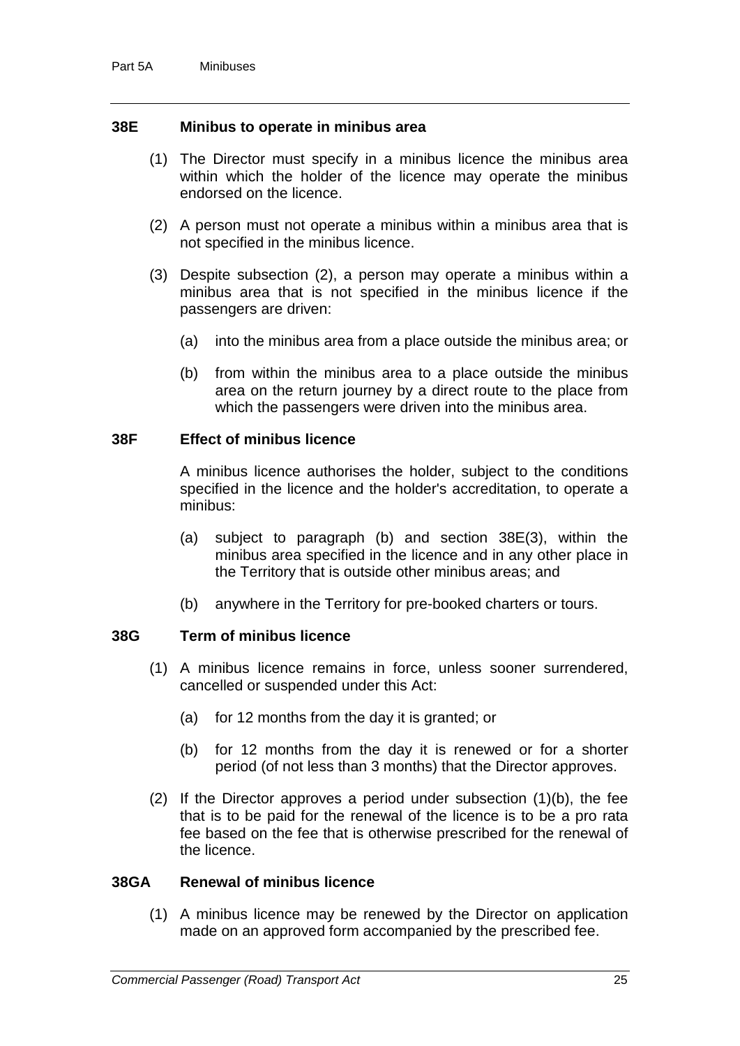### 38E Minibus to operate in minibus area

(1) The Director must specify in a minibus licence the minibus area within which the holder of the licence may operate the minibus endorsed on the licence.

(2) A person must not operate a minibus within a minibus area that is not specified in the minibus licence.

(3) Despite subsection (2), a person may operate a minibus within a minibus area that is not specified in the minibus licence if the passengers are driven:

(a) into the minibus area from a place outside the minibus area; or

(b) from within the minibus area to a place outside the minibus area on the return journey by a direct route to the place from which the passengers were driven into the minibus area.

### 38F Effect of minibus licence

A minibus licence authorises the holder, subject to the conditions specified in the licence and the holder's accreditation, to operate a minibus:

(a) subject to paragraph (b) and section 38E(3), within the minibus area specified in the licence and in any other place in the Territory that is outside other minibus areas; and

(b) anywhere in the Territory for pre-booked charters or tours.

### 38G Term of minibus licence

(1) A minibus licence remains in force, unless sooner surrendered, cancelled or suspended under this Act:

(a) for 12 months from the day it is granted; or

(b) for 12 months from the day it is renewed or for a shorter period (of not less than 3 months) that the Director approves.

(2) If the Director approves a period under subsection (1)(b), the fee that is to be paid for the renewal of the licence is to be a pro rata fee based on the fee that is otherwise prescribed for the renewal of the licence.

### 38GA Renewal of minibus licence

(1) A minibus licence may be renewed by the Director on application made on an approved form accompanied by the prescribed fee.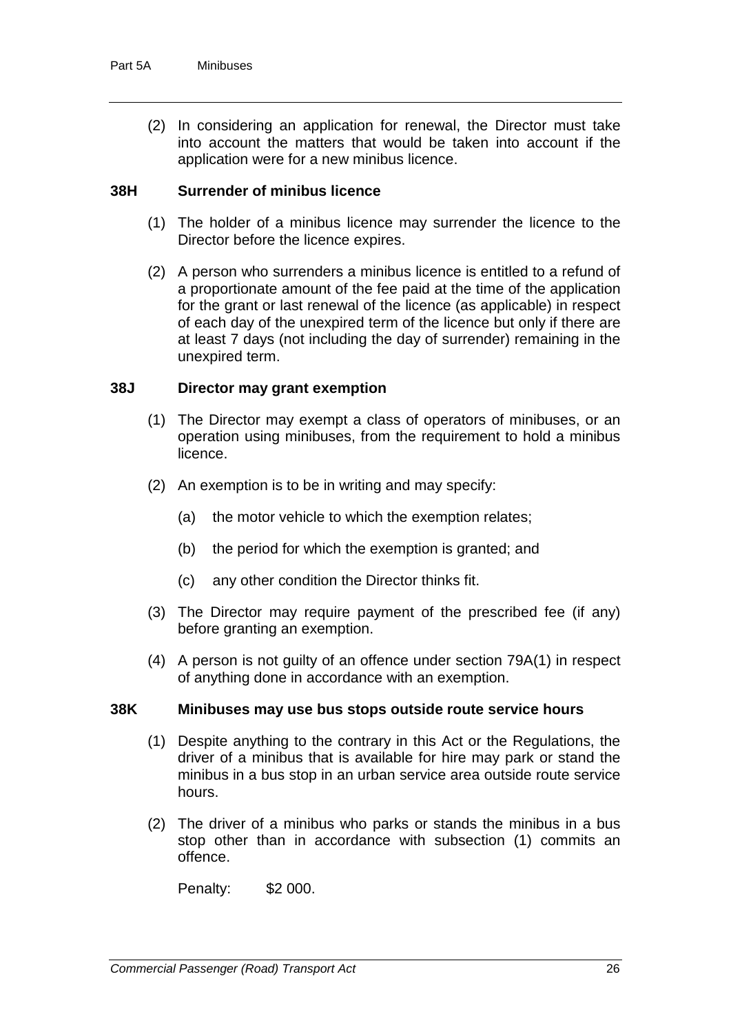(2) In considering an application for renewal, the Director must take into account the matters that would be taken into account if the application were for a new minibus licence.

### 38H Surrender of minibus licence

(1) The holder of a minibus licence may surrender the licence to the Director before the licence expires.

(2) A person who surrenders a minibus licence is entitled to a refund of a proportionate amount of the fee paid at the time of the application for the grant or last renewal of the licence (as applicable) in respect of each day of the unexpired term of the licence but only if there are at least 7 days (not including the day of surrender) remaining in the unexpired term.

### 38J Director may grant exemption

(1) The Director may exempt a class of operators of minibuses, or an operation using minibuses, from the requirement to hold a minibus licence.

(2) An exemption is to be in writing and may specify:

(a) the motor vehicle to which the exemption relates;

(b) the period for which the exemption is granted; and

(c) any other condition the Director thinks fit.

(3) The Director may require payment of the prescribed fee (if any) before granting an exemption.

(4) A person is not guilty of an offence under section 79A(1) in respect of anything done in accordance with an exemption.

### 38K Minibuses may use bus stops outside route service hours

(1) Despite anything to the contrary in this Act or the Regulations, the driver of a minibus that is available for hire may park or stand the minibus in a bus stop in an urban service area outside route service hours.

(2) The driver of a minibus who parks or stands the minibus in a bus stop other than in accordance with subsection (1) commits an offence.

Penalty: $2 000.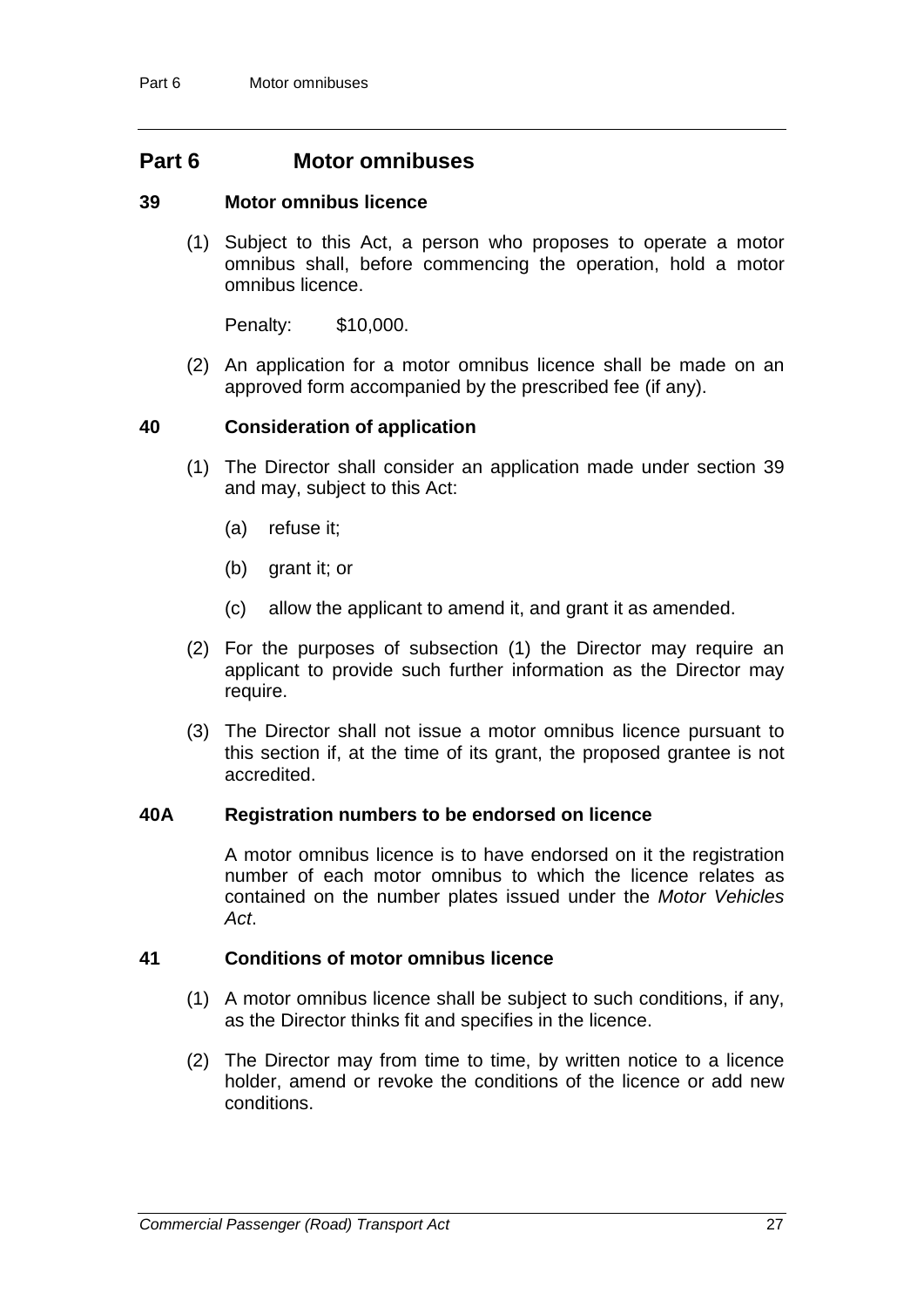## Part 6 Motor omnibuses

### 39 Motor omnibus licence

(1) Subject to this Act, a person who proposes to operate a motor omnibus shall, before commencing the operation, hold a motor omnibus licence.

Penalty: $10,000.

(2) An application for a motor omnibus licence shall be made on an approved form accompanied by the prescribed fee (if any).

### 40 Consideration of application

(1) The Director shall consider an application made under section 39 and may, subject to this Act:

(a) refuse it;

(b) grant it; or

(c) allow the applicant to amend it, and grant it as amended.

(2) For the purposes of subsection (1) the Director may require an applicant to provide such further information as the Director may require.

(3) The Director shall not issue a motor omnibus licence pursuant to this section if, at the time of its grant, the proposed grantee is not accredited.

### 40A Registration numbers to be endorsed on licence

A motor omnibus licence is to have endorsed on it the registration number of each motor omnibus to which the licence relates as contained on the number plates issued under the *Motor Vehicles Act*.

### 41 Conditions of motor omnibus licence

(1) A motor omnibus licence shall be subject to such conditions, if any, as the Director thinks fit and specifies in the licence.

(2) The Director may from time to time, by written notice to a licence holder, amend or revoke the conditions of the licence or add new conditions.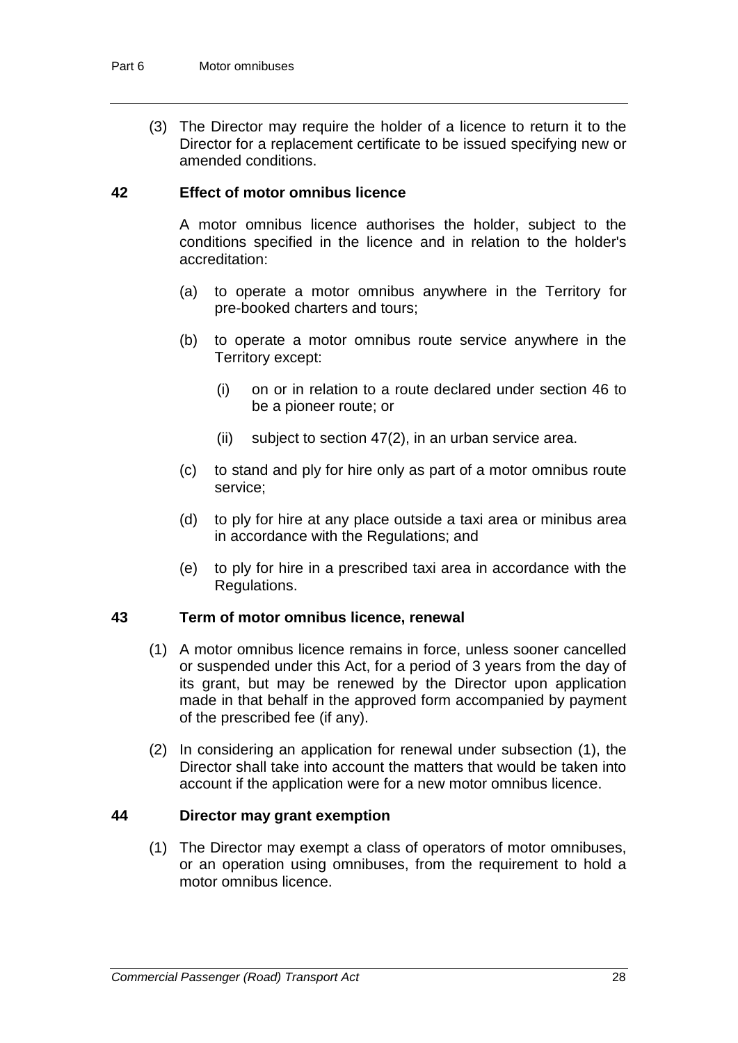(3) The Director may require the holder of a licence to return it to the Director for a replacement certificate to be issued specifying new or amended conditions.

### 42 Effect of motor omnibus licence

A motor omnibus licence authorises the holder, subject to the conditions specified in the licence and in relation to the holder's accreditation:

(a) to operate a motor omnibus anywhere in the Territory for pre-booked charters and tours;

(b) to operate a motor omnibus route service anywhere in the Territory except:

(i) on or in relation to a route declared under section 46 to be a pioneer route; or

(ii) subject to section 47(2), in an urban service area.

(c) to stand and ply for hire only as part of a motor omnibus route service;

(d) to ply for hire at any place outside a taxi area or minibus area in accordance with the Regulations; and

(e) to ply for hire in a prescribed taxi area in accordance with the Regulations.

### 43 Term of motor omnibus licence, renewal

(1) A motor omnibus licence remains in force, unless sooner cancelled or suspended under this Act, for a period of 3 years from the day of its grant, but may be renewed by the Director upon application made in that behalf in the approved form accompanied by payment of the prescribed fee (if any).

(2) In considering an application for renewal under subsection (1), the Director shall take into account the matters that would be taken into account if the application were for a new motor omnibus licence.

### 44 Director may grant exemption

(1) The Director may exempt a class of operators of motor omnibuses, or an operation using omnibuses, from the requirement to hold a motor omnibus licence.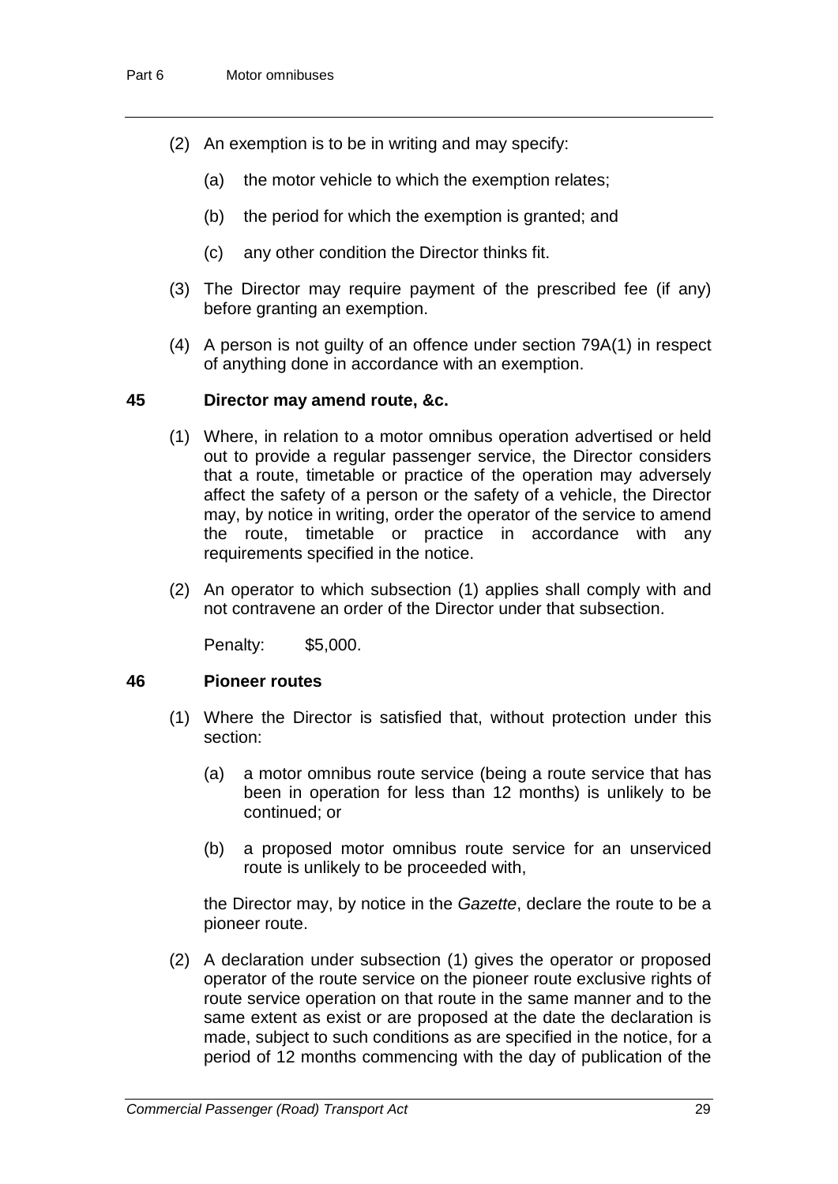(2) An exemption is to be in writing and may specify:

(a) the motor vehicle to which the exemption relates;

(b) the period for which the exemption is granted; and

(c) any other condition the Director thinks fit.

(3) The Director may require payment of the prescribed fee (if any) before granting an exemption.

(4) A person is not guilty of an offence under section 79A(1) in respect of anything done in accordance with an exemption.

### 45 Director may amend route, &c.

(1) Where, in relation to a motor omnibus operation advertised or held out to provide a regular passenger service, the Director considers that a route, timetable or practice of the operation may adversely affect the safety of a person or the safety of a vehicle, the Director may, by notice in writing, order the operator of the service to amend the route, timetable or practice in accordance with any requirements specified in the notice.

(2) An operator to which subsection (1) applies shall comply with and not contravene an order of the Director under that subsection.

Penalty: $5,000.

### 46 Pioneer routes

(1) Where the Director is satisfied that, without protection under this section:

(a) a motor omnibus route service (being a route service that has been in operation for less than 12 months) is unlikely to be continued; or

(b) a proposed motor omnibus route service for an unserviced route is unlikely to be proceeded with,

the Director may, by notice in the *Gazette*, declare the route to be a pioneer route.

(2) A declaration under subsection (1) gives the operator or proposed operator of the route service on the pioneer route exclusive rights of route service operation on that route in the same manner and to the same extent as exist or are proposed at the date the declaration is made, subject to such conditions as are specified in the notice, for a period of 12 months commencing with the day of publication of the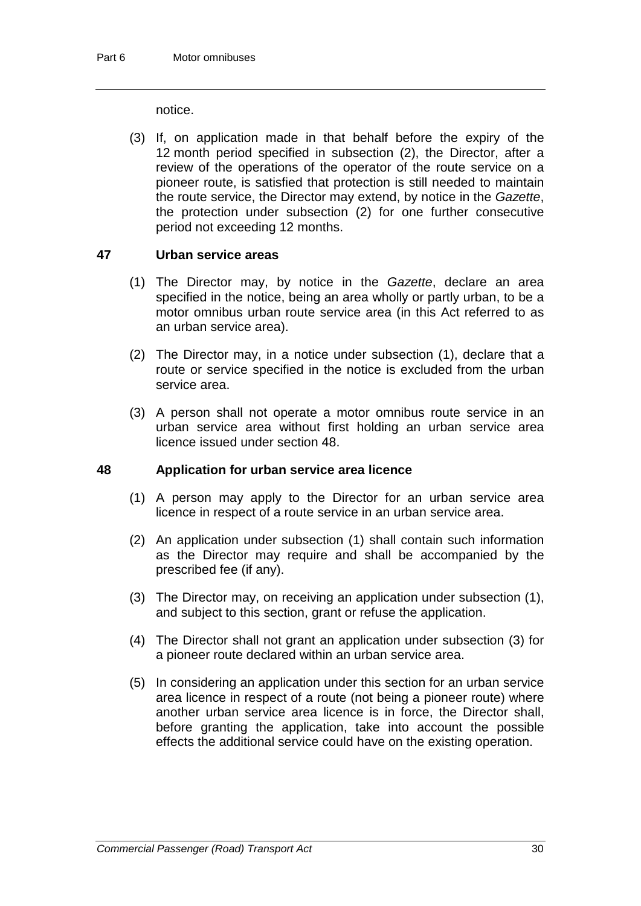notice.

(3) If, on application made in that behalf before the expiry of the 12 month period specified in subsection (2), the Director, after a review of the operations of the operator of the route service on a pioneer route, is satisfied that protection is still needed to maintain the route service, the Director may extend, by notice in the *Gazette*, the protection under subsection (2) for one further consecutive period not exceeding 12 months.

## 47 Urban service areas

(1) The Director may, by notice in the *Gazette*, declare an area specified in the notice, being an area wholly or partly urban, to be a motor omnibus urban route service area (in this Act referred to as an urban service area).

(2) The Director may, in a notice under subsection (1), declare that a route or service specified in the notice is excluded from the urban service area.

(3) A person shall not operate a motor omnibus route service in an urban service area without first holding an urban service area licence issued under section 48.

## 48 Application for urban service area licence

(1) A person may apply to the Director for an urban service area licence in respect of a route service in an urban service area.

(2) An application under subsection (1) shall contain such information as the Director may require and shall be accompanied by the prescribed fee (if any).

(3) The Director may, on receiving an application under subsection (1), and subject to this section, grant or refuse the application.

(4) The Director shall not grant an application under subsection (3) for a pioneer route declared within an urban service area.

(5) In considering an application under this section for an urban service area licence in respect of a route (not being a pioneer route) where another urban service area licence is in force, the Director shall, before granting the application, take into account the possible effects the additional service could have on the existing operation.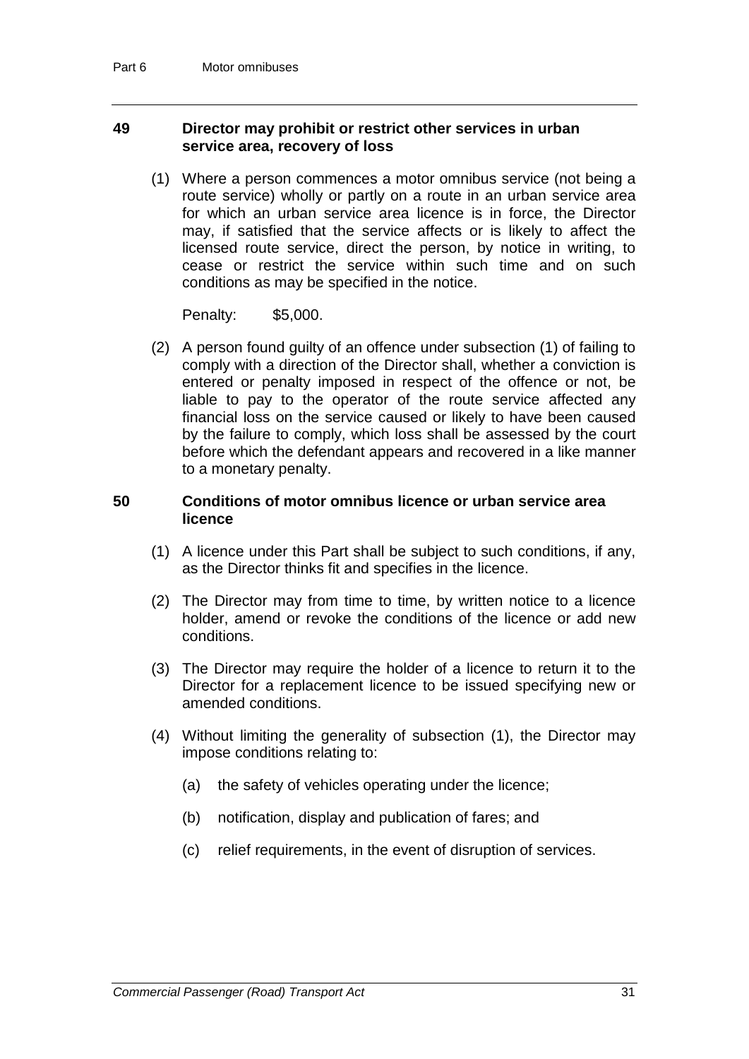### 49 Director may prohibit or restrict other services in urban service area, recovery of loss

(1) Where a person commences a motor omnibus service (not being a route service) wholly or partly on a route in an urban service area for which an urban service area licence is in force, the Director may, if satisfied that the service affects or is likely to affect the licensed route service, direct the person, by notice in writing, to cease or restrict the service within such time and on such conditions as may be specified in the notice.

Penalty: $5,000.

(2) A person found guilty of an offence under subsection (1) of failing to comply with a direction of the Director shall, whether a conviction is entered or penalty imposed in respect of the offence or not, be liable to pay to the operator of the route service affected any financial loss on the service caused or likely to have been caused by the failure to comply, which loss shall be assessed by the court before which the defendant appears and recovered in a like manner to a monetary penalty.

### 50 Conditions of motor omnibus licence or urban service area licence

(1) A licence under this Part shall be subject to such conditions, if any, as the Director thinks fit and specifies in the licence.

(2) The Director may from time to time, by written notice to a licence holder, amend or revoke the conditions of the licence or add new conditions.

(3) The Director may require the holder of a licence to return it to the Director for a replacement licence to be issued specifying new or amended conditions.

(4) Without limiting the generality of subsection (1), the Director may impose conditions relating to:

(a) the safety of vehicles operating under the licence;

(b) notification, display and publication of fares; and

(c) relief requirements, in the event of disruption of services.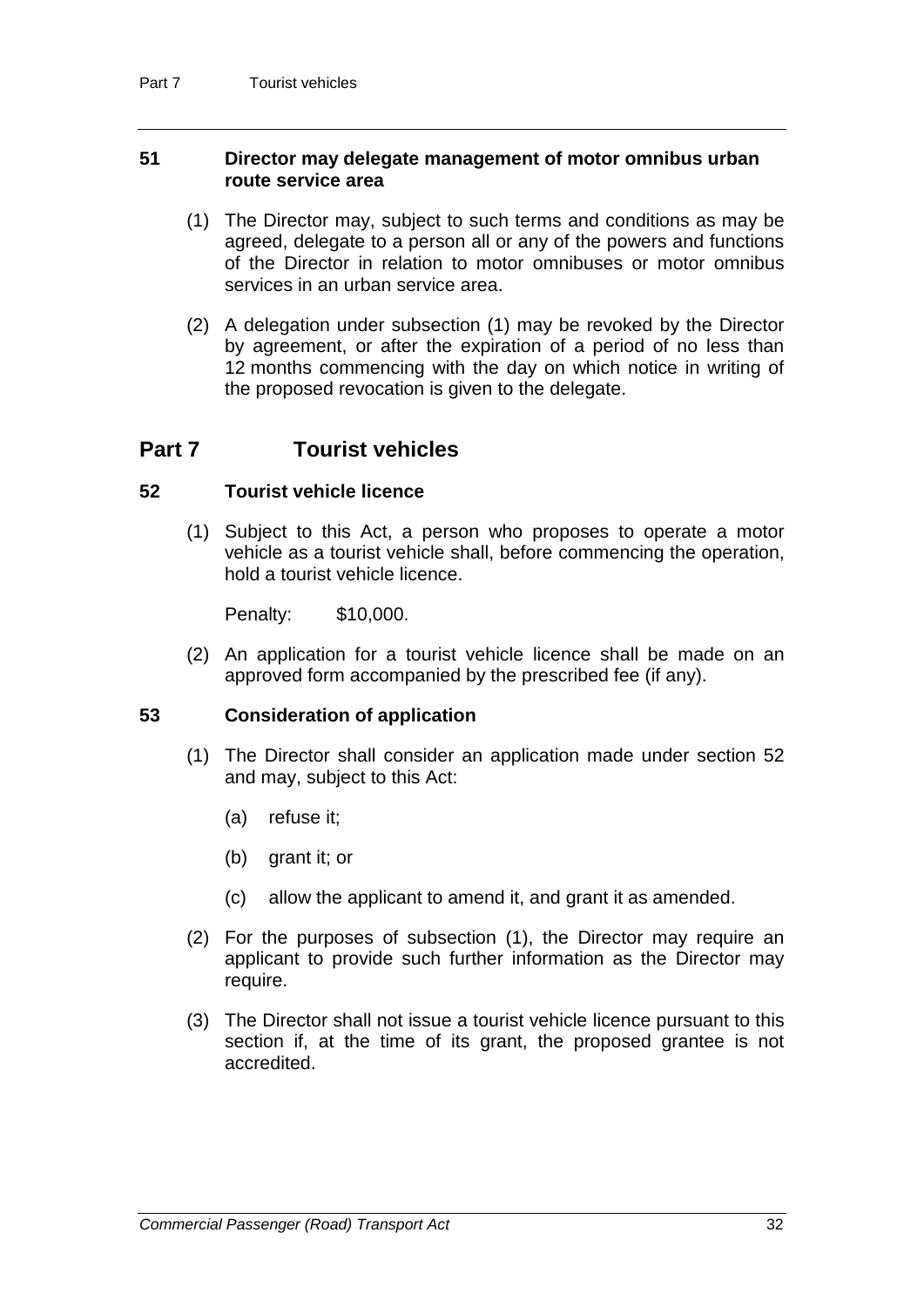### 51 Director may delegate management of motor omnibus urban route service area

(1) The Director may, subject to such terms and conditions as may be agreed, delegate to a person all or any of the powers and functions of the Director in relation to motor omnibuses or motor omnibus services in an urban service area.

(2) A delegation under subsection (1) may be revoked by the Director by agreement, or after the expiration of a period of no less than 12 months commencing with the day on which notice in writing of the proposed revocation is given to the delegate.

## Part 7 Tourist vehicles

### 52 Tourist vehicle licence

(1) Subject to this Act, a person who proposes to operate a motor vehicle as a tourist vehicle shall, before commencing the operation, hold a tourist vehicle licence.

Penalty: $10,000.

(2) An application for a tourist vehicle licence shall be made on an approved form accompanied by the prescribed fee (if any).

### 53 Consideration of application

(1) The Director shall consider an application made under section 52 and may, subject to this Act:

(a) refuse it;

(b) grant it; or

(c) allow the applicant to amend it, and grant it as amended.

(2) For the purposes of subsection (1), the Director may require an applicant to provide such further information as the Director may require.

(3) The Director shall not issue a tourist vehicle licence pursuant to this section if, at the time of its grant, the proposed grantee is not accredited.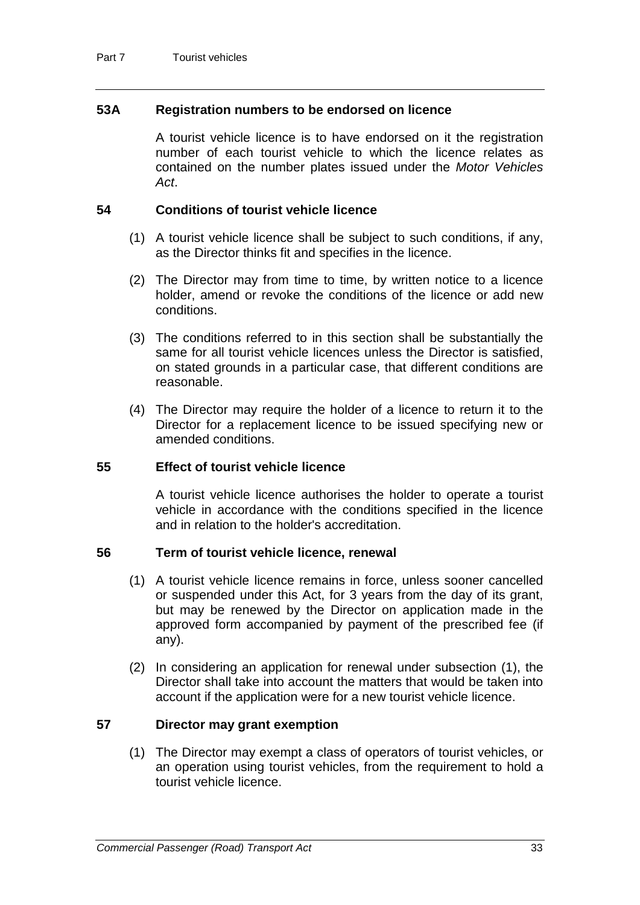### 53A Registration numbers to be endorsed on licence

A tourist vehicle licence is to have endorsed on it the registration number of each tourist vehicle to which the licence relates as contained on the number plates issued under the *Motor Vehicles Act*.

### 54 Conditions of tourist vehicle licence

(1) A tourist vehicle licence shall be subject to such conditions, if any, as the Director thinks fit and specifies in the licence.

(2) The Director may from time to time, by written notice to a licence holder, amend or revoke the conditions of the licence or add new conditions.

(3) The conditions referred to in this section shall be substantially the same for all tourist vehicle licences unless the Director is satisfied, on stated grounds in a particular case, that different conditions are reasonable.

(4) The Director may require the holder of a licence to return it to the Director for a replacement licence to be issued specifying new or amended conditions.

### 55 Effect of tourist vehicle licence

A tourist vehicle licence authorises the holder to operate a tourist vehicle in accordance with the conditions specified in the licence and in relation to the holder's accreditation.

### 56 Term of tourist vehicle licence, renewal

(1) A tourist vehicle licence remains in force, unless sooner cancelled or suspended under this Act, for 3 years from the day of its grant, but may be renewed by the Director on application made in the approved form accompanied by payment of the prescribed fee (if any).

(2) In considering an application for renewal under subsection (1), the Director shall take into account the matters that would be taken into account if the application were for a new tourist vehicle licence.

### 57 Director may grant exemption

(1) The Director may exempt a class of operators of tourist vehicles, or an operation using tourist vehicles, from the requirement to hold a tourist vehicle licence.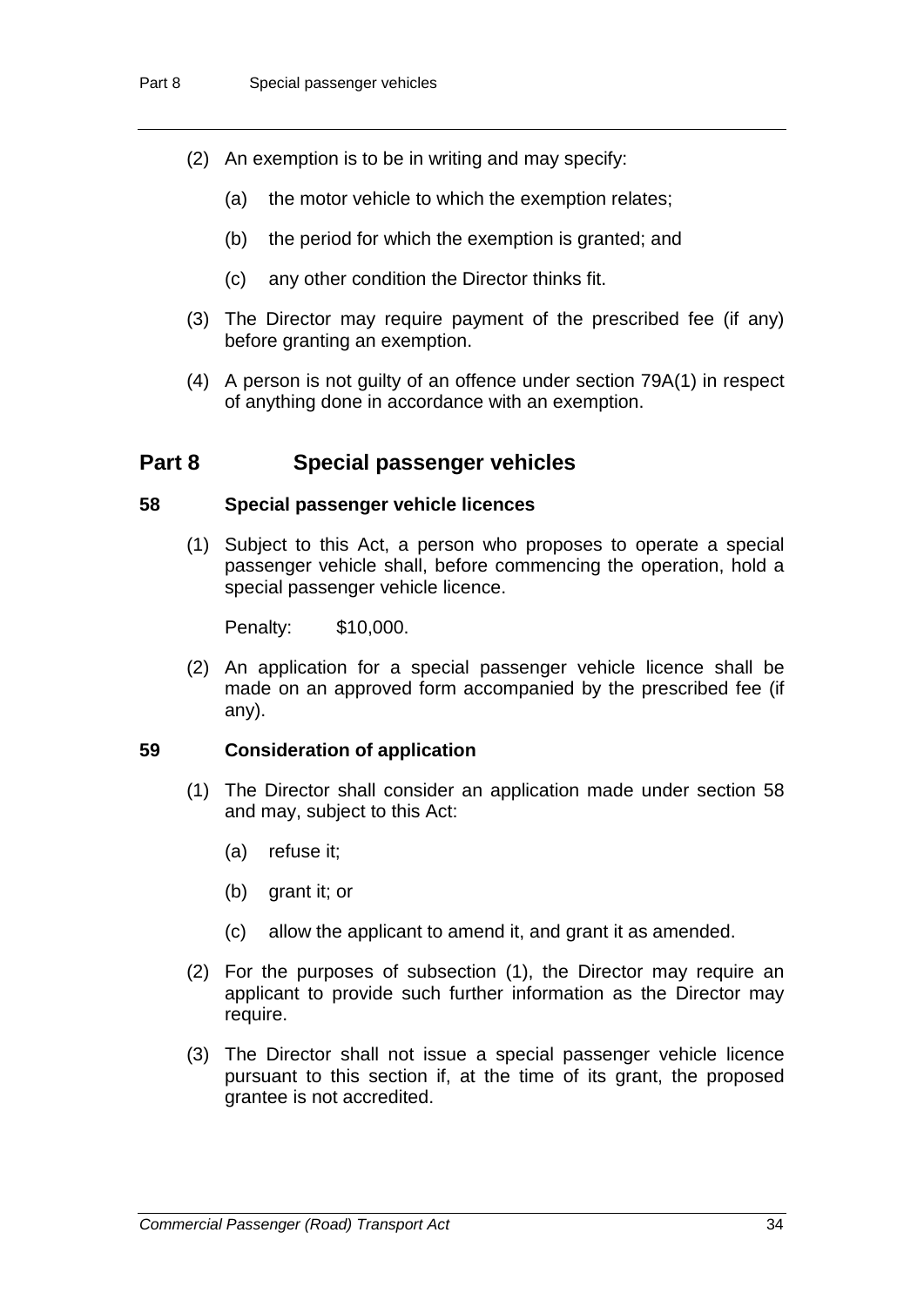(2) An exemption is to be in writing and may specify:

  (a) the motor vehicle to which the exemption relates;

  (b) the period for which the exemption is granted; and

  (c) any other condition the Director thinks fit.

(3) The Director may require payment of the prescribed fee (if any) before granting an exemption.

(4) A person is not guilty of an offence under section 79A(1) in respect of anything done in accordance with an exemption.

## Part 8 Special passenger vehicles

### 58 Special passenger vehicle licences

(1) Subject to this Act, a person who proposes to operate a special passenger vehicle shall, before commencing the operation, hold a special passenger vehicle licence.

Penalty: $10,000.

(2) An application for a special passenger vehicle licence shall be made on an approved form accompanied by the prescribed fee (if any).

### 59 Consideration of application

(1) The Director shall consider an application made under section 58 and may, subject to this Act:

  (a) refuse it;

  (b) grant it; or

  (c) allow the applicant to amend it, and grant it as amended.

(2) For the purposes of subsection (1), the Director may require an applicant to provide such further information as the Director may require.

(3) The Director shall not issue a special passenger vehicle licence pursuant to this section if, at the time of its grant, the proposed grantee is not accredited.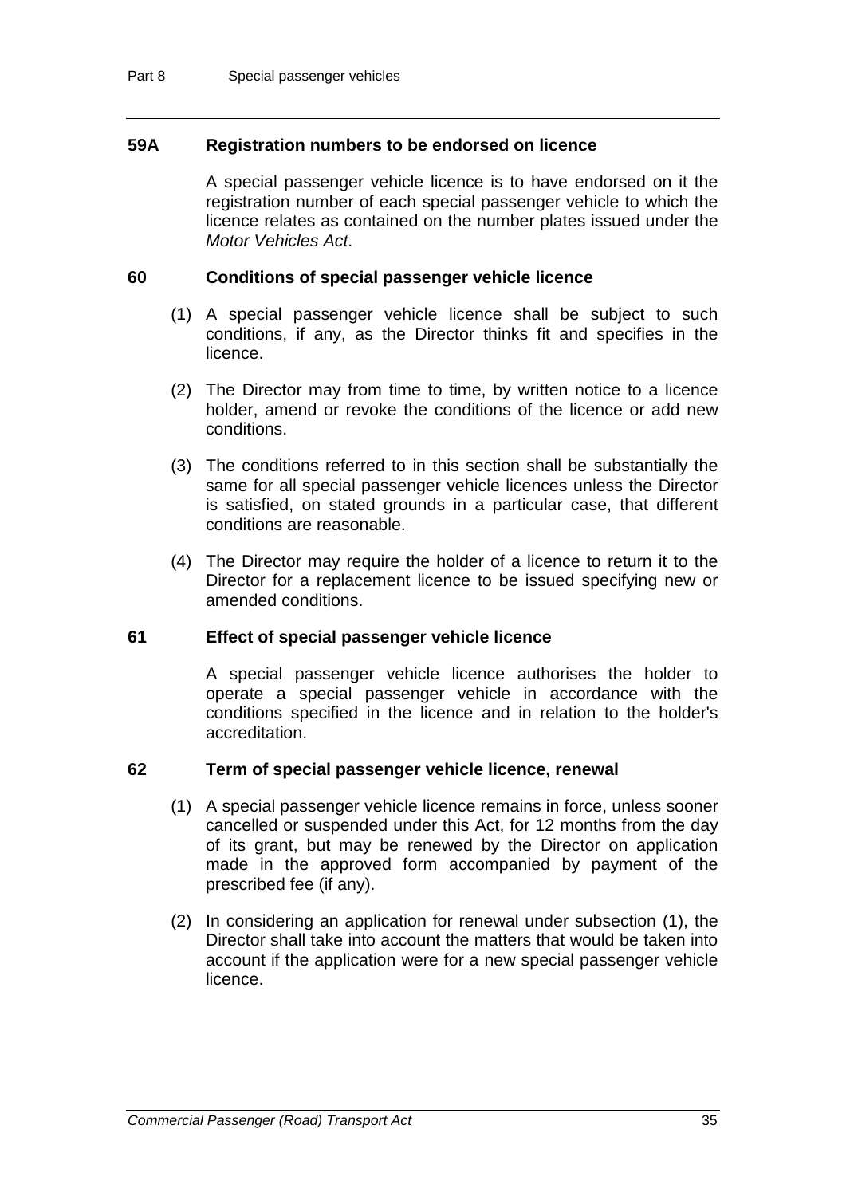### 59A Registration numbers to be endorsed on licence

A special passenger vehicle licence is to have endorsed on it the registration number of each special passenger vehicle to which the licence relates as contained on the number plates issued under the *Motor Vehicles Act*.

### 60 Conditions of special passenger vehicle licence

(1) A special passenger vehicle licence shall be subject to such conditions, if any, as the Director thinks fit and specifies in the licence.

(2) The Director may from time to time, by written notice to a licence holder, amend or revoke the conditions of the licence or add new conditions.

(3) The conditions referred to in this section shall be substantially the same for all special passenger vehicle licences unless the Director is satisfied, on stated grounds in a particular case, that different conditions are reasonable.

(4) The Director may require the holder of a licence to return it to the Director for a replacement licence to be issued specifying new or amended conditions.

### 61 Effect of special passenger vehicle licence

A special passenger vehicle licence authorises the holder to operate a special passenger vehicle in accordance with the conditions specified in the licence and in relation to the holder's accreditation.

### 62 Term of special passenger vehicle licence, renewal

(1) A special passenger vehicle licence remains in force, unless sooner cancelled or suspended under this Act, for 12 months from the day of its grant, but may be renewed by the Director on application made in the approved form accompanied by payment of the prescribed fee (if any).

(2) In considering an application for renewal under subsection (1), the Director shall take into account the matters that would be taken into account if the application were for a new special passenger vehicle licence.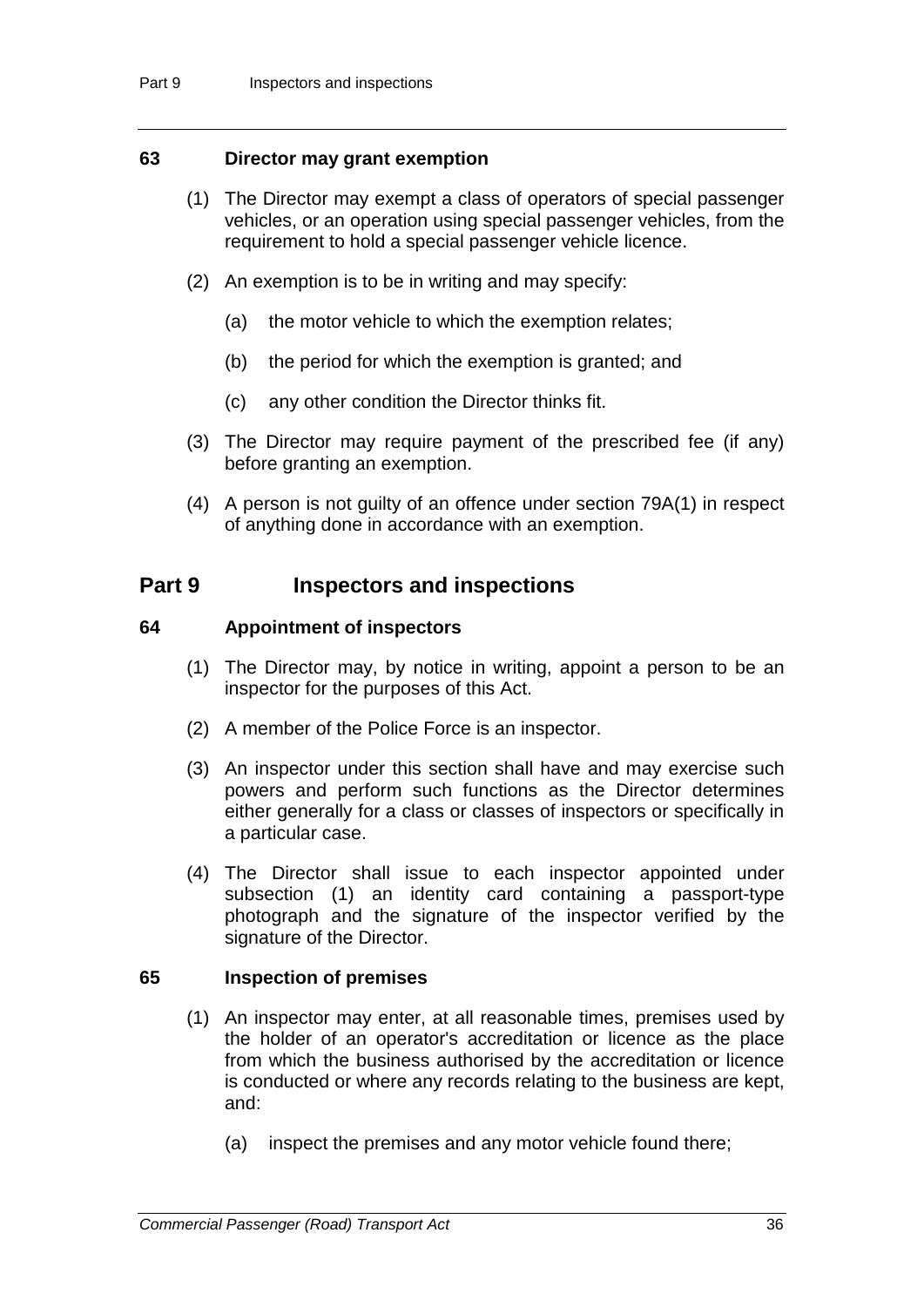### 63 Director may grant exemption

(1) The Director may exempt a class of operators of special passenger vehicles, or an operation using special passenger vehicles, from the requirement to hold a special passenger vehicle licence.

(2) An exemption is to be in writing and may specify:

(a) the motor vehicle to which the exemption relates;

(b) the period for which the exemption is granted; and

(c) any other condition the Director thinks fit.

(3) The Director may require payment of the prescribed fee (if any) before granting an exemption.

(4) A person is not guilty of an offence under section 79A(1) in respect of anything done in accordance with an exemption.

## Part 9 Inspectors and inspections

### 64 Appointment of inspectors

(1) The Director may, by notice in writing, appoint a person to be an inspector for the purposes of this Act.

(2) A member of the Police Force is an inspector.

(3) An inspector under this section shall have and may exercise such powers and perform such functions as the Director determines either generally for a class or classes of inspectors or specifically in a particular case.

(4) The Director shall issue to each inspector appointed under subsection (1) an identity card containing a passport-type photograph and the signature of the inspector verified by the signature of the Director.

### 65 Inspection of premises

(1) An inspector may enter, at all reasonable times, premises used by the holder of an operator's accreditation or licence as the place from which the business authorised by the accreditation or licence is conducted or where any records relating to the business are kept, and:

(a) inspect the premises and any motor vehicle found there;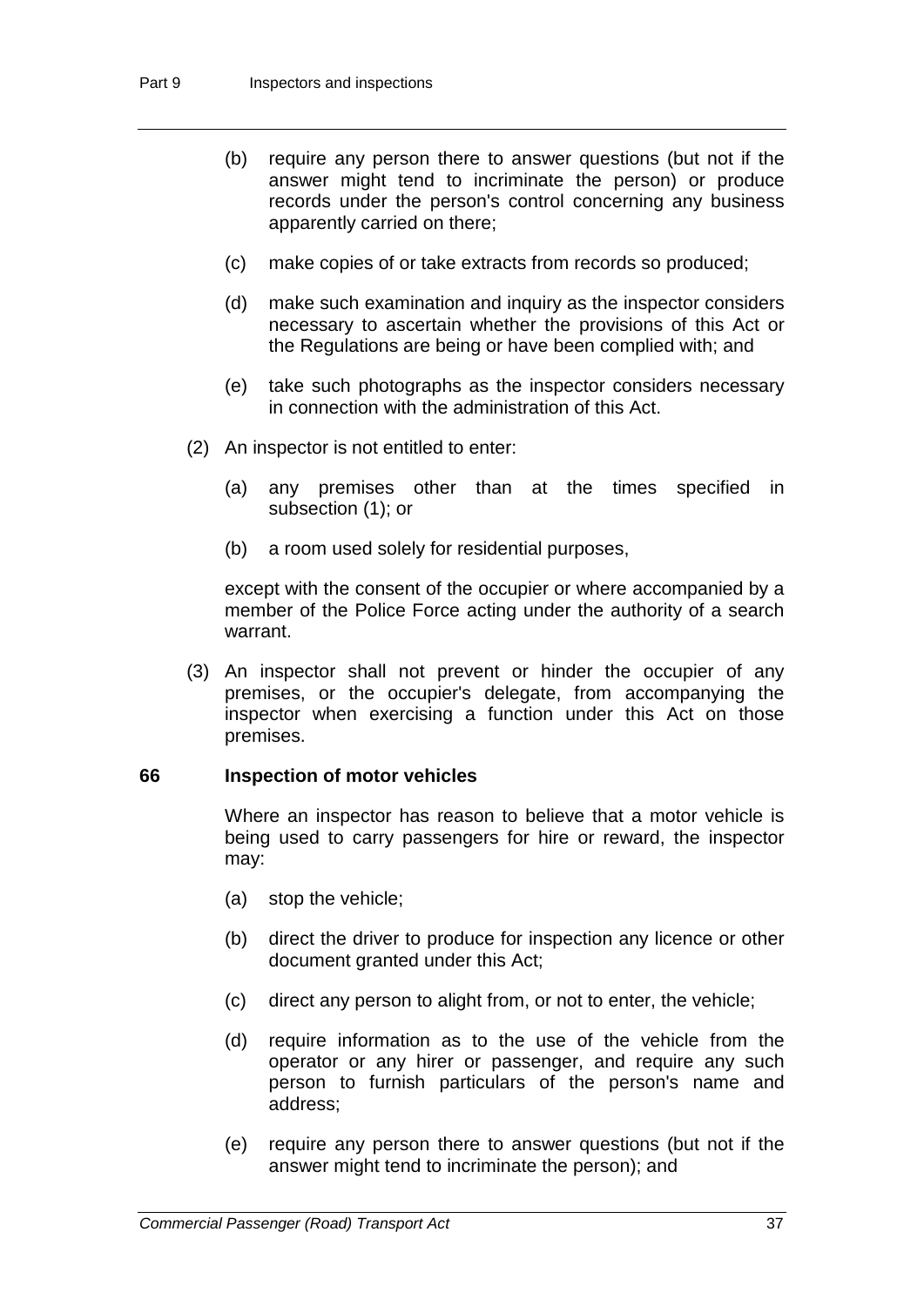(b) require any person there to answer questions (but not if the answer might tend to incriminate the person) or produce records under the person's control concerning any business apparently carried on there;

(c) make copies of or take extracts from records so produced;

(d) make such examination and inquiry as the inspector considers necessary to ascertain whether the provisions of this Act or the Regulations are being or have been complied with; and

(e) take such photographs as the inspector considers necessary in connection with the administration of this Act.

(2) An inspector is not entitled to enter:

(a) any premises other than at the times specified in subsection (1); or

(b) a room used solely for residential purposes,

except with the consent of the occupier or where accompanied by a member of the Police Force acting under the authority of a search warrant.

(3) An inspector shall not prevent or hinder the occupier of any premises, or the occupier's delegate, from accompanying the inspector when exercising a function under this Act on those premises.

### 66 Inspection of motor vehicles

Where an inspector has reason to believe that a motor vehicle is being used to carry passengers for hire or reward, the inspector may:

(a) stop the vehicle;

(b) direct the driver to produce for inspection any licence or other document granted under this Act;

(c) direct any person to alight from, or not to enter, the vehicle;

(d) require information as to the use of the vehicle from the operator or any hirer or passenger, and require any such person to furnish particulars of the person's name and address;

(e) require any person there to answer questions (but not if the answer might tend to incriminate the person); and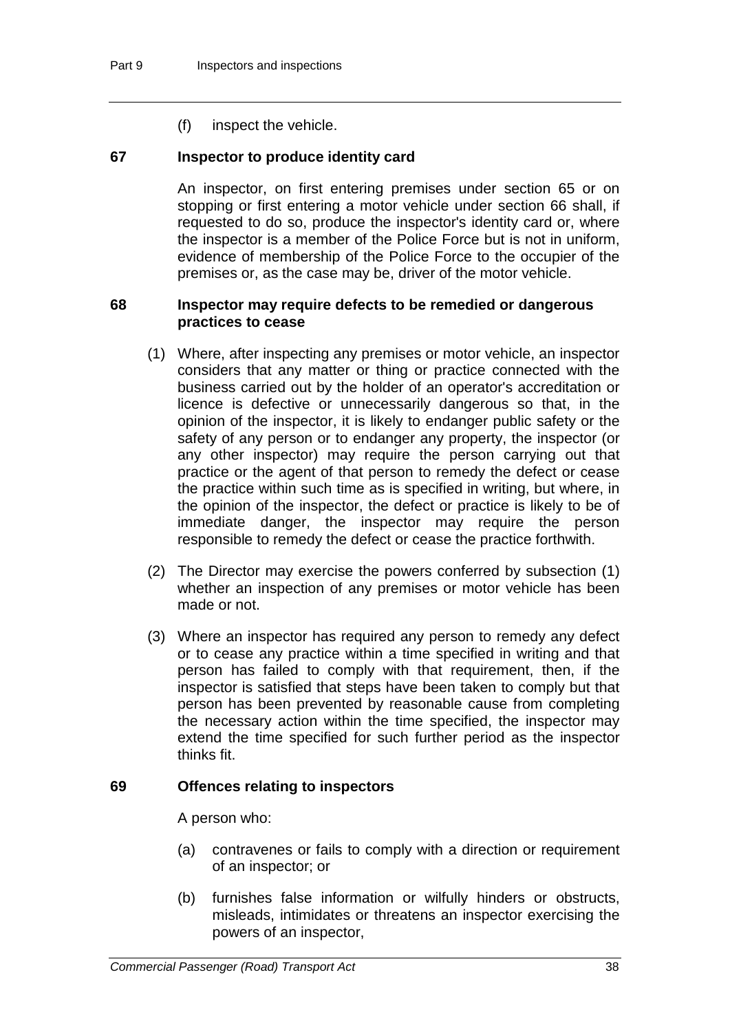(f) inspect the vehicle.

### 67 Inspector to produce identity card

An inspector, on first entering premises under section 65 or on stopping or first entering a motor vehicle under section 66 shall, if requested to do so, produce the inspector's identity card or, where the inspector is a member of the Police Force but is not in uniform, evidence of membership of the Police Force to the occupier of the premises or, as the case may be, driver of the motor vehicle.

### 68 Inspector may require defects to be remedied or dangerous practices to cease

(1) Where, after inspecting any premises or motor vehicle, an inspector considers that any matter or thing or practice connected with the business carried out by the holder of an operator's accreditation or licence is defective or unnecessarily dangerous so that, in the opinion of the inspector, it is likely to endanger public safety or the safety of any person or to endanger any property, the inspector (or any other inspector) may require the person carrying out that practice or the agent of that person to remedy the defect or cease the practice within such time as is specified in writing, but where, in the opinion of the inspector, the defect or practice is likely to be of immediate danger, the inspector may require the person responsible to remedy the defect or cease the practice forthwith.

(2) The Director may exercise the powers conferred by subsection (1) whether an inspection of any premises or motor vehicle has been made or not.

(3) Where an inspector has required any person to remedy any defect or to cease any practice within a time specified in writing and that person has failed to comply with that requirement, then, if the inspector is satisfied that steps have been taken to comply but that person has been prevented by reasonable cause from completing the necessary action within the time specified, the inspector may extend the time specified for such further period as the inspector thinks fit.

### 69 Offences relating to inspectors

A person who:

(a) contravenes or fails to comply with a direction or requirement of an inspector; or

(b) furnishes false information or wilfully hinders or obstructs, misleads, intimidates or threatens an inspector exercising the powers of an inspector,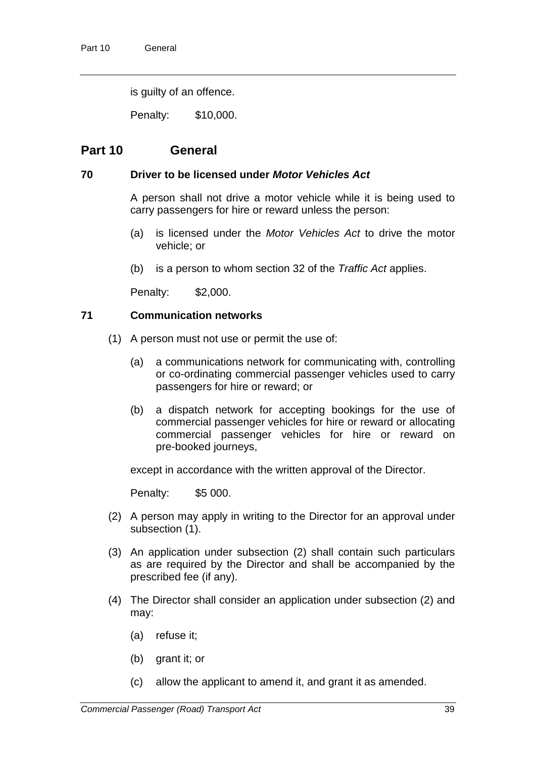is guilty of an offence.

Penalty: $10,000.

## Part 10 General

### 70 Driver to be licensed under *Motor Vehicles Act*

A person shall not drive a motor vehicle while it is being used to carry passengers for hire or reward unless the person:

(a) is licensed under the *Motor Vehicles Act* to drive the motor vehicle; or

(b) is a person to whom section 32 of the *Traffic Act* applies.

Penalty: $2,000.

### 71 Communication networks

(1) A person must not use or permit the use of:

(a) a communications network for communicating with, controlling or co-ordinating commercial passenger vehicles used to carry passengers for hire or reward; or

(b) a dispatch network for accepting bookings for the use of commercial passenger vehicles for hire or reward or allocating commercial passenger vehicles for hire or reward on pre-booked journeys,

except in accordance with the written approval of the Director.

Penalty: $5 000.

(2) A person may apply in writing to the Director for an approval under subsection (1).

(3) An application under subsection (2) shall contain such particulars as are required by the Director and shall be accompanied by the prescribed fee (if any).

(4) The Director shall consider an application under subsection (2) and may:

(a) refuse it;

(b) grant it; or

(c) allow the applicant to amend it, and grant it as amended.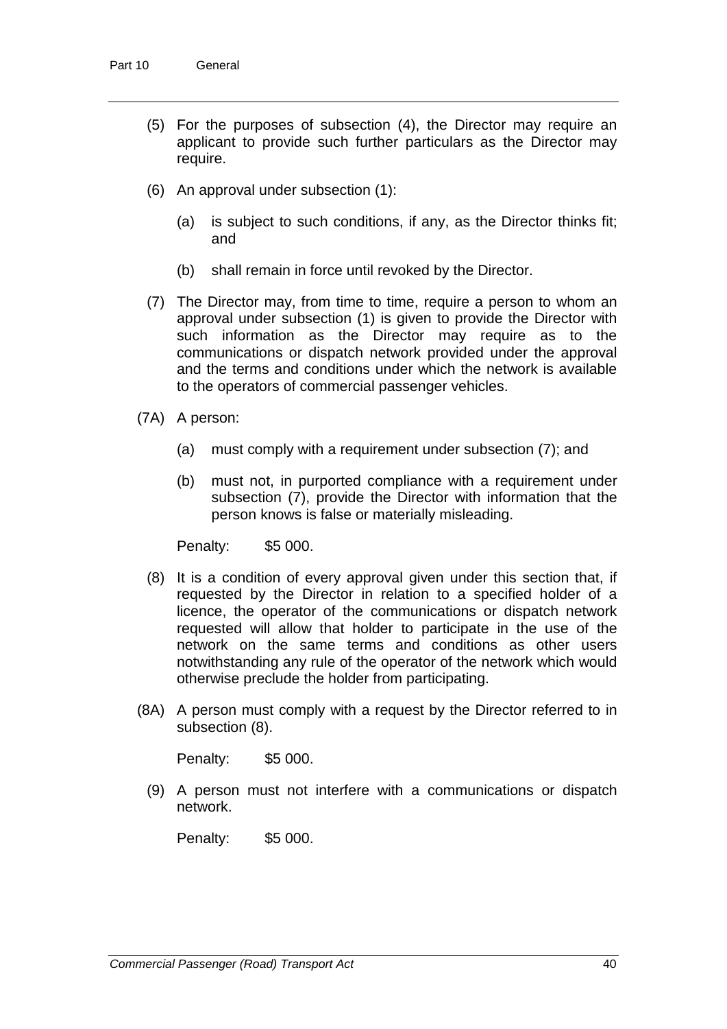(5) For the purposes of subsection (4), the Director may require an applicant to provide such further particulars as the Director may require.

(6) An approval under subsection (1):

(a) is subject to such conditions, if any, as the Director thinks fit; and

(b) shall remain in force until revoked by the Director.

(7) The Director may, from time to time, require a person to whom an approval under subsection (1) is given to provide the Director with such information as the Director may require as to the communications or dispatch network provided under the approval and the terms and conditions under which the network is available to the operators of commercial passenger vehicles.

(7A) A person:

(a) must comply with a requirement under subsection (7); and

(b) must not, in purported compliance with a requirement under subsection (7), provide the Director with information that the person knows is false or materially misleading.

Penalty: $5 000.

(8) It is a condition of every approval given under this section that, if requested by the Director in relation to a specified holder of a licence, the operator of the communications or dispatch network requested will allow that holder to participate in the use of the network on the same terms and conditions as other users notwithstanding any rule of the operator of the network which would otherwise preclude the holder from participating.

(8A) A person must comply with a request by the Director referred to in subsection (8).

Penalty: $5 000.

(9) A person must not interfere with a communications or dispatch network.

Penalty: $5 000.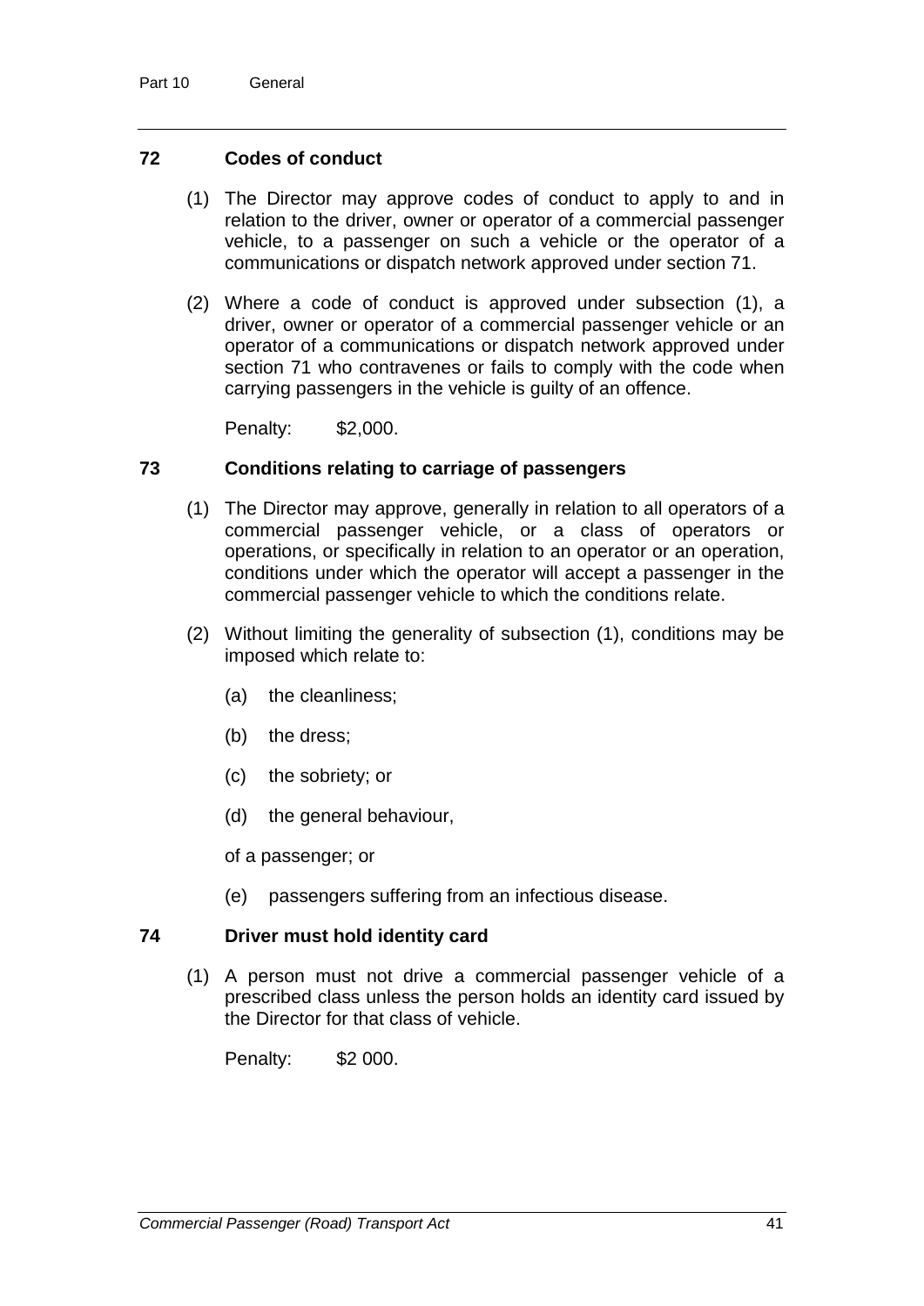### 72 Codes of conduct

(1) The Director may approve codes of conduct to apply to and in relation to the driver, owner or operator of a commercial passenger vehicle, to a passenger on such a vehicle or the operator of a communications or dispatch network approved under section 71.

(2) Where a code of conduct is approved under subsection (1), a driver, owner or operator of a commercial passenger vehicle or an operator of a communications or dispatch network approved under section 71 who contravenes or fails to comply with the code when carrying passengers in the vehicle is guilty of an offence.

Penalty: $2,000.

### 73 Conditions relating to carriage of passengers

(1) The Director may approve, generally in relation to all operators of a commercial passenger vehicle, or a class of operators or operations, or specifically in relation to an operator or an operation, conditions under which the operator will accept a passenger in the commercial passenger vehicle to which the conditions relate.

(2) Without limiting the generality of subsection (1), conditions may be imposed which relate to:

(a) the cleanliness;

(b) the dress;

(c) the sobriety; or

(d) the general behaviour,

of a passenger; or

(e) passengers suffering from an infectious disease.

### 74 Driver must hold identity card

(1) A person must not drive a commercial passenger vehicle of a prescribed class unless the person holds an identity card issued by the Director for that class of vehicle.

Penalty: $2 000.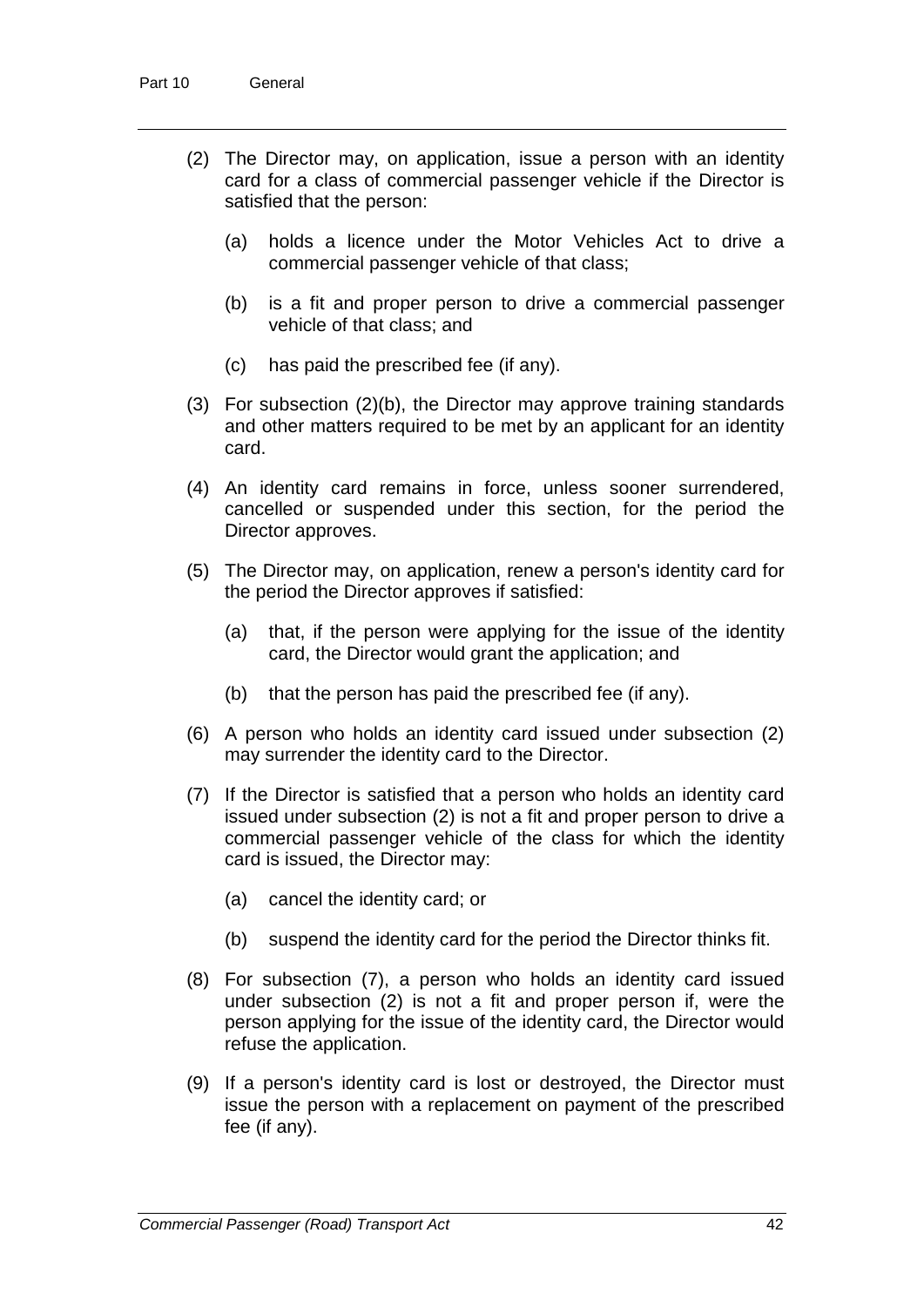(2) The Director may, on application, issue a person with an identity card for a class of commercial passenger vehicle if the Director is satisfied that the person:

   (a) holds a licence under the Motor Vehicles Act to drive a commercial passenger vehicle of that class;

   (b) is a fit and proper person to drive a commercial passenger vehicle of that class; and

   (c) has paid the prescribed fee (if any).

(3) For subsection (2)(b), the Director may approve training standards and other matters required to be met by an applicant for an identity card.

(4) An identity card remains in force, unless sooner surrendered, cancelled or suspended under this section, for the period the Director approves.

(5) The Director may, on application, renew a person's identity card for the period the Director approves if satisfied:

   (a) that, if the person were applying for the issue of the identity card, the Director would grant the application; and

   (b) that the person has paid the prescribed fee (if any).

(6) A person who holds an identity card issued under subsection (2) may surrender the identity card to the Director.

(7) If the Director is satisfied that a person who holds an identity card issued under subsection (2) is not a fit and proper person to drive a commercial passenger vehicle of the class for which the identity card is issued, the Director may:

   (a) cancel the identity card; or

   (b) suspend the identity card for the period the Director thinks fit.

(8) For subsection (7), a person who holds an identity card issued under subsection (2) is not a fit and proper person if, were the person applying for the issue of the identity card, the Director would refuse the application.

(9) If a person's identity card is lost or destroyed, the Director must issue the person with a replacement on payment of the prescribed fee (if any).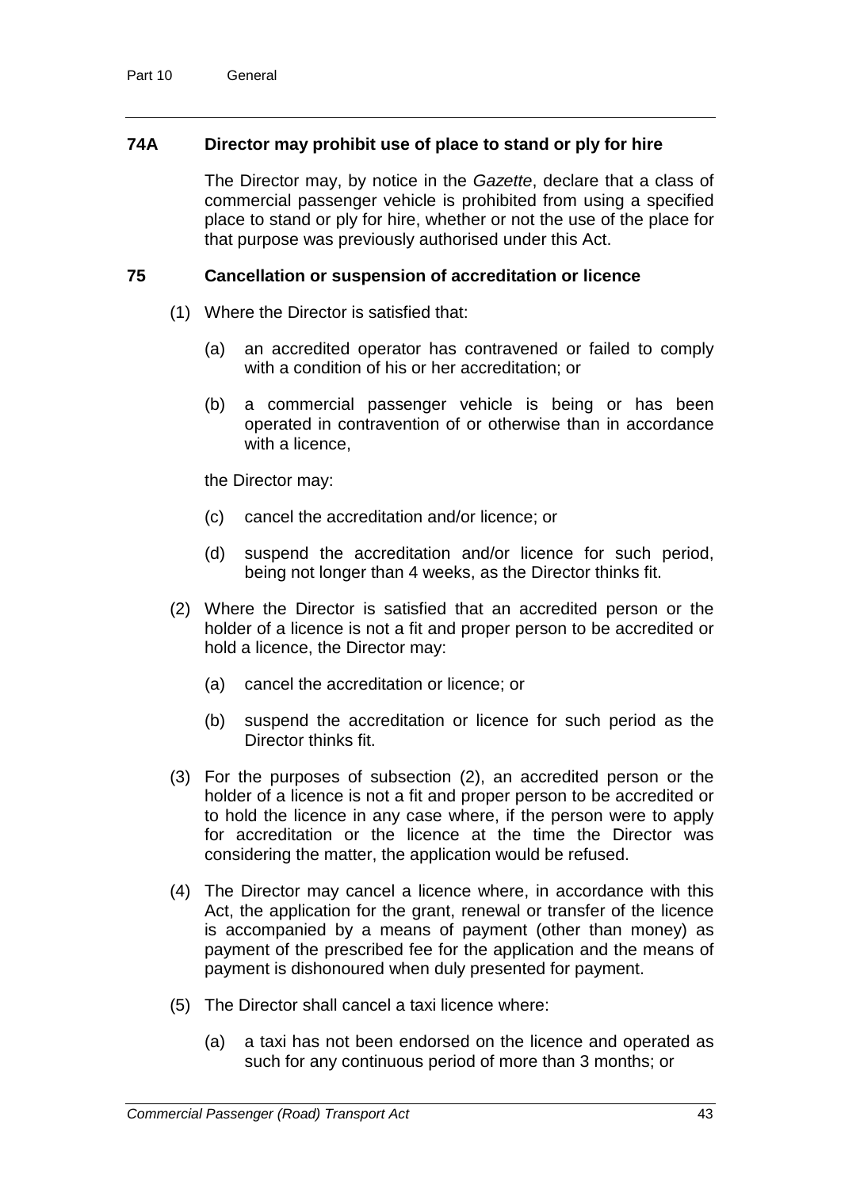### 74A Director may prohibit use of place to stand or ply for hire

The Director may, by notice in the *Gazette*, declare that a class of commercial passenger vehicle is prohibited from using a specified place to stand or ply for hire, whether or not the use of the place for that purpose was previously authorised under this Act.

### 75 Cancellation or suspension of accreditation or licence

(1) Where the Director is satisfied that:

(a) an accredited operator has contravened or failed to comply with a condition of his or her accreditation; or

(b) a commercial passenger vehicle is being or has been operated in contravention of or otherwise than in accordance with a licence,

the Director may:

(c) cancel the accreditation and/or licence; or

(d) suspend the accreditation and/or licence for such period, being not longer than 4 weeks, as the Director thinks fit.

(2) Where the Director is satisfied that an accredited person or the holder of a licence is not a fit and proper person to be accredited or hold a licence, the Director may:

(a) cancel the accreditation or licence; or

(b) suspend the accreditation or licence for such period as the Director thinks fit.

(3) For the purposes of subsection (2), an accredited person or the holder of a licence is not a fit and proper person to be accredited or to hold the licence in any case where, if the person were to apply for accreditation or the licence at the time the Director was considering the matter, the application would be refused.

(4) The Director may cancel a licence where, in accordance with this Act, the application for the grant, renewal or transfer of the licence is accompanied by a means of payment (other than money) as payment of the prescribed fee for the application and the means of payment is dishonoured when duly presented for payment.

(5) The Director shall cancel a taxi licence where:

(a) a taxi has not been endorsed on the licence and operated as such for any continuous period of more than 3 months; or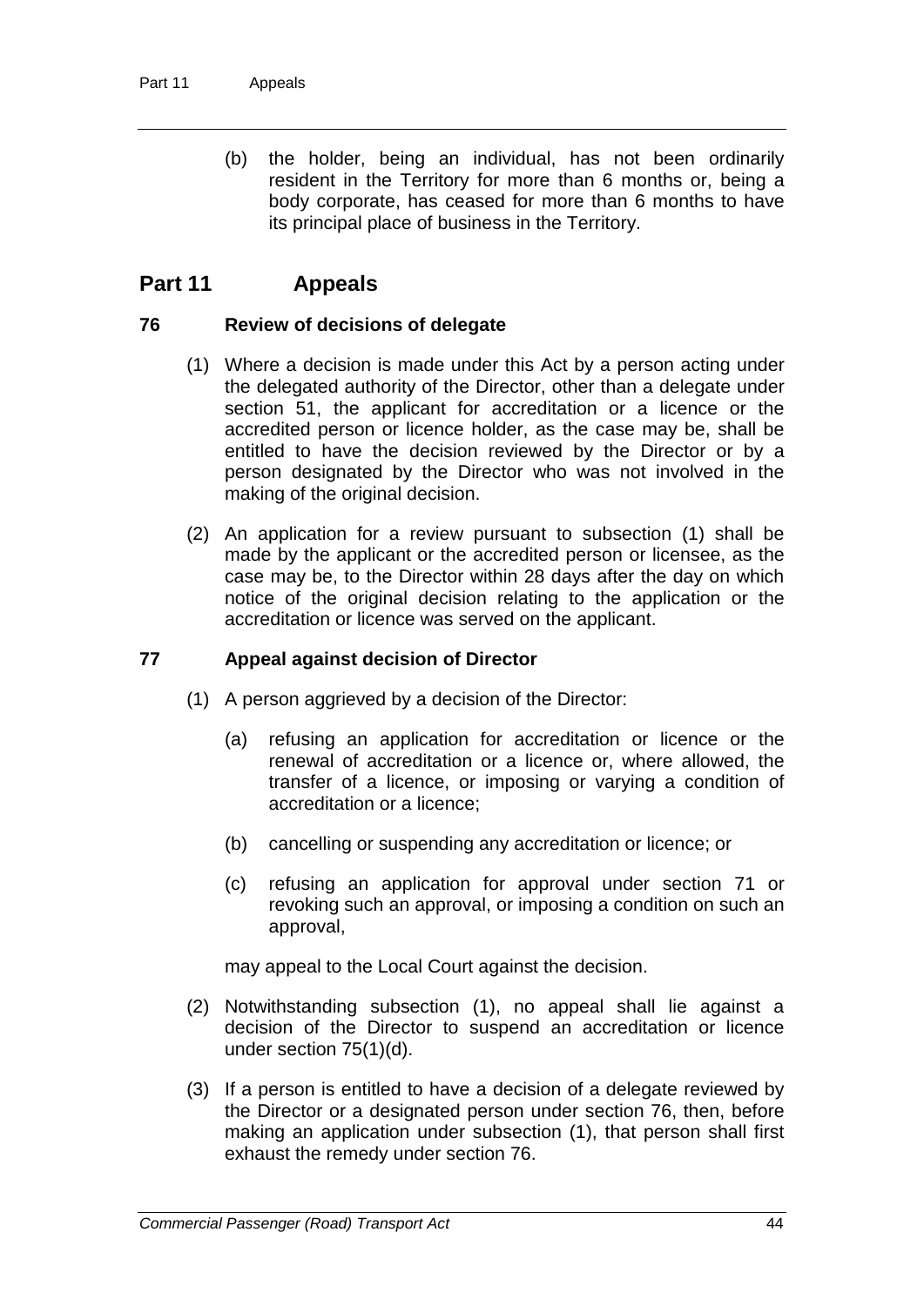(b) the holder, being an individual, has not been ordinarily resident in the Territory for more than 6 months or, being a body corporate, has ceased for more than 6 months to have its principal place of business in the Territory.

## Part 11 Appeals

### 76 Review of decisions of delegate

(1) Where a decision is made under this Act by a person acting under the delegated authority of the Director, other than a delegate under section 51, the applicant for accreditation or a licence or the accredited person or licence holder, as the case may be, shall be entitled to have the decision reviewed by the Director or by a person designated by the Director who was not involved in the making of the original decision.

(2) An application for a review pursuant to subsection (1) shall be made by the applicant or the accredited person or licensee, as the case may be, to the Director within 28 days after the day on which notice of the original decision relating to the application or the accreditation or licence was served on the applicant.

### 77 Appeal against decision of Director

(1) A person aggrieved by a decision of the Director:

(a) refusing an application for accreditation or licence or the renewal of accreditation or a licence or, where allowed, the transfer of a licence, or imposing or varying a condition of accreditation or a licence;

(b) cancelling or suspending any accreditation or licence; or

(c) refusing an application for approval under section 71 or revoking such an approval, or imposing a condition on such an approval,

may appeal to the Local Court against the decision.

(2) Notwithstanding subsection (1), no appeal shall lie against a decision of the Director to suspend an accreditation or licence under section 75(1)(d).

(3) If a person is entitled to have a decision of a delegate reviewed by the Director or a designated person under section 76, then, before making an application under subsection (1), that person shall first exhaust the remedy under section 76.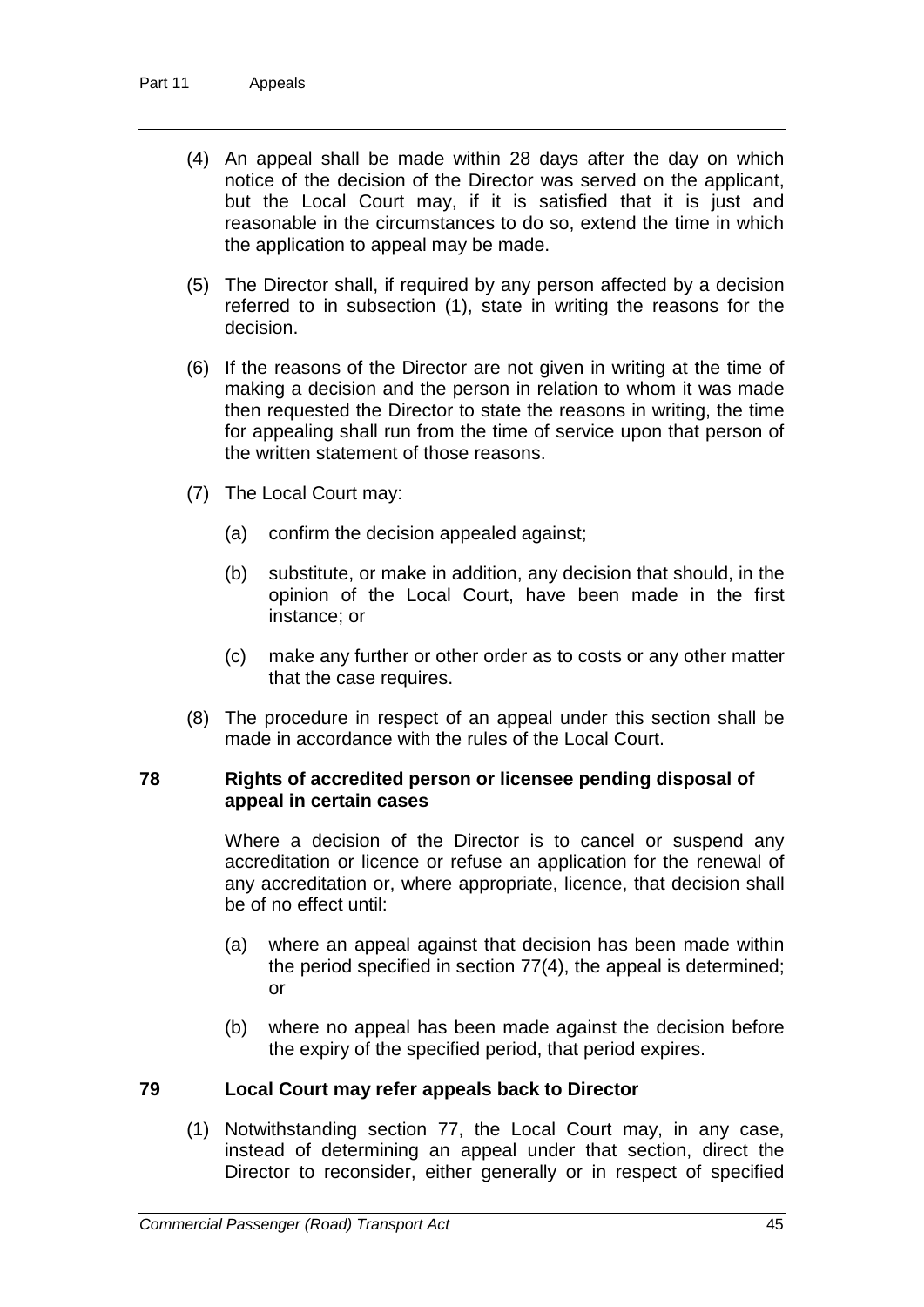(4) An appeal shall be made within 28 days after the day on which notice of the decision of the Director was served on the applicant, but the Local Court may, if it is satisfied that it is just and reasonable in the circumstances to do so, extend the time in which the application to appeal may be made.

(5) The Director shall, if required by any person affected by a decision referred to in subsection (1), state in writing the reasons for the decision.

(6) If the reasons of the Director are not given in writing at the time of making a decision and the person in relation to whom it was made then requested the Director to state the reasons in writing, the time for appealing shall run from the time of service upon that person of the written statement of those reasons.

(7) The Local Court may:

(a) confirm the decision appealed against;

(b) substitute, or make in addition, any decision that should, in the opinion of the Local Court, have been made in the first instance; or

(c) make any further or other order as to costs or any other matter that the case requires.

(8) The procedure in respect of an appeal under this section shall be made in accordance with the rules of the Local Court.

### 78 Rights of accredited person or licensee pending disposal of appeal in certain cases

Where a decision of the Director is to cancel or suspend any accreditation or licence or refuse an application for the renewal of any accreditation or, where appropriate, licence, that decision shall be of no effect until:

(a) where an appeal against that decision has been made within the period specified in section 77(4), the appeal is determined; or

(b) where no appeal has been made against the decision before the expiry of the specified period, that period expires.

### 79 Local Court may refer appeals back to Director

(1) Notwithstanding section 77, the Local Court may, in any case, instead of determining an appeal under that section, direct the Director to reconsider, either generally or in respect of specified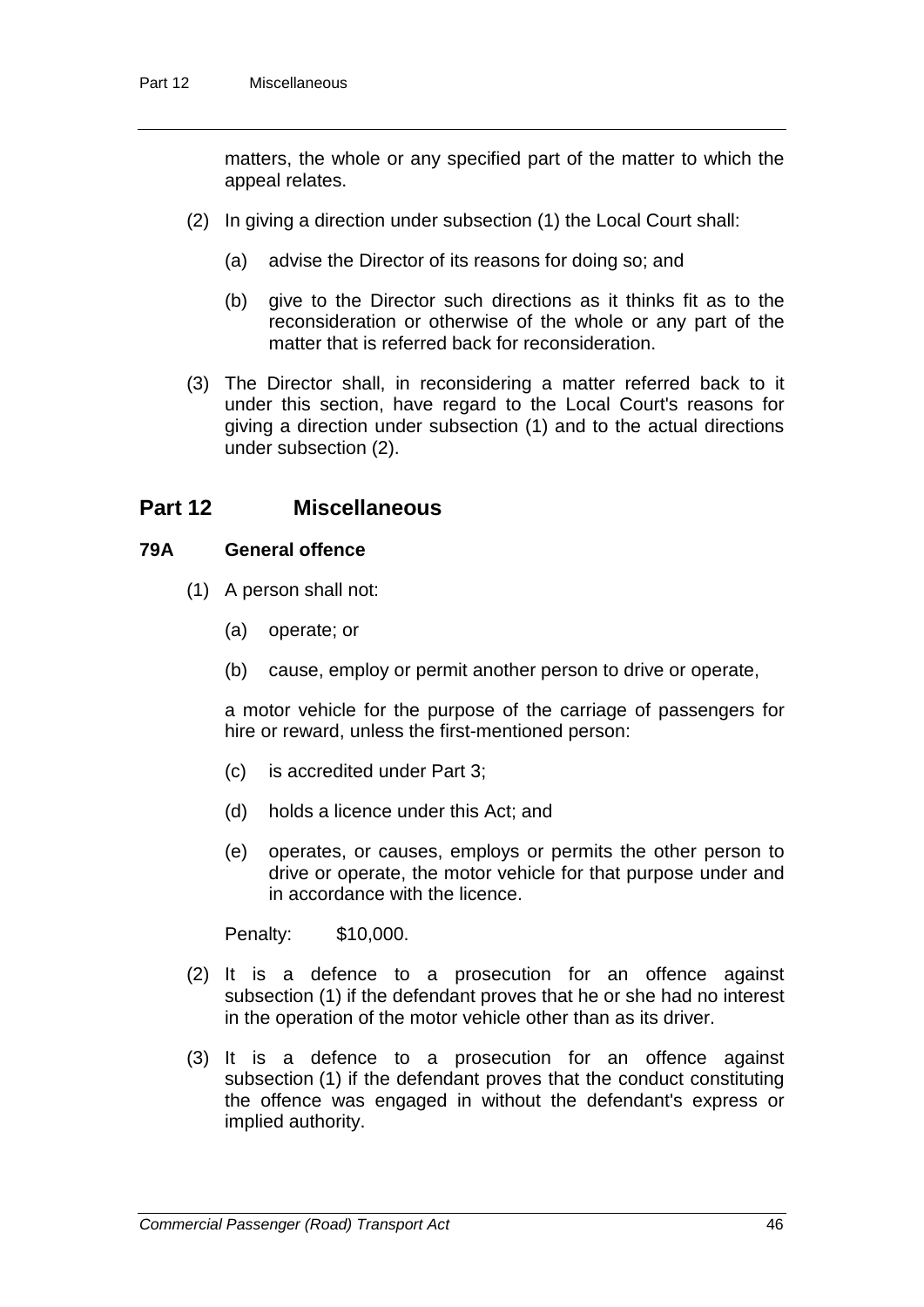matters, the whole or any specified part of the matter to which the appeal relates.

(2) In giving a direction under subsection (1) the Local Court shall:

(a) advise the Director of its reasons for doing so; and

(b) give to the Director such directions as it thinks fit as to the reconsideration or otherwise of the whole or any part of the matter that is referred back for reconsideration.

(3) The Director shall, in reconsidering a matter referred back to it under this section, have regard to the Local Court's reasons for giving a direction under subsection (1) and to the actual directions under subsection (2).

## Part 12 Miscellaneous

### 79A General offence

(1) A person shall not:

(a) operate; or

(b) cause, employ or permit another person to drive or operate,

a motor vehicle for the purpose of the carriage of passengers for hire or reward, unless the first-mentioned person:

(c) is accredited under Part 3;

(d) holds a licence under this Act; and

(e) operates, or causes, employs or permits the other person to drive or operate, the motor vehicle for that purpose under and in accordance with the licence.

Penalty: $10,000.

(2) It is a defence to a prosecution for an offence against subsection (1) if the defendant proves that he or she had no interest in the operation of the motor vehicle other than as its driver.

(3) It is a defence to a prosecution for an offence against subsection (1) if the defendant proves that the conduct constituting the offence was engaged in without the defendant's express or implied authority.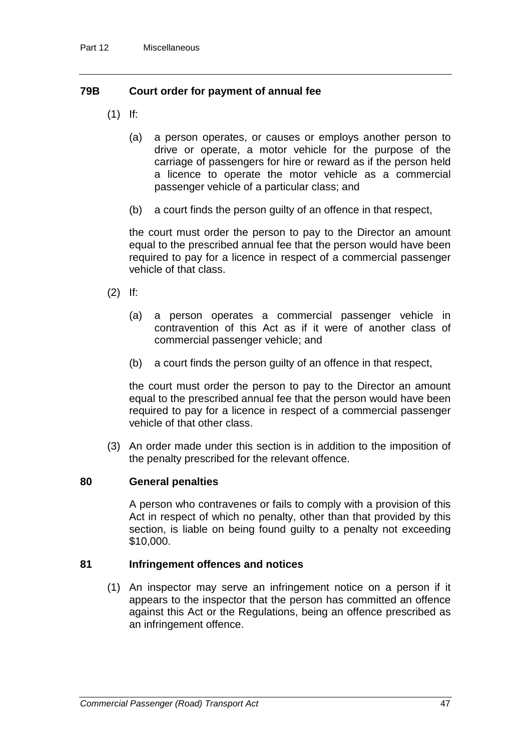### 79B Court order for payment of annual fee

(1) If:

(a) a person operates, or causes or employs another person to drive or operate, a motor vehicle for the purpose of the carriage of passengers for hire or reward as if the person held a licence to operate the motor vehicle as a commercial passenger vehicle of a particular class; and

(b) a court finds the person guilty of an offence in that respect,

the court must order the person to pay to the Director an amount equal to the prescribed annual fee that the person would have been required to pay for a licence in respect of a commercial passenger vehicle of that class.

(2) If:

(a) a person operates a commercial passenger vehicle in contravention of this Act as if it were of another class of commercial passenger vehicle; and

(b) a court finds the person guilty of an offence in that respect,

the court must order the person to pay to the Director an amount equal to the prescribed annual fee that the person would have been required to pay for a licence in respect of a commercial passenger vehicle of that other class.

(3) An order made under this section is in addition to the imposition of the penalty prescribed for the relevant offence.

### 80 General penalties

A person who contravenes or fails to comply with a provision of this Act in respect of which no penalty, other than that provided by this section, is liable on being found guilty to a penalty not exceeding $10,000.

### 81 Infringement offences and notices

(1) An inspector may serve an infringement notice on a person if it appears to the inspector that the person has committed an offence against this Act or the Regulations, being an offence prescribed as an infringement offence.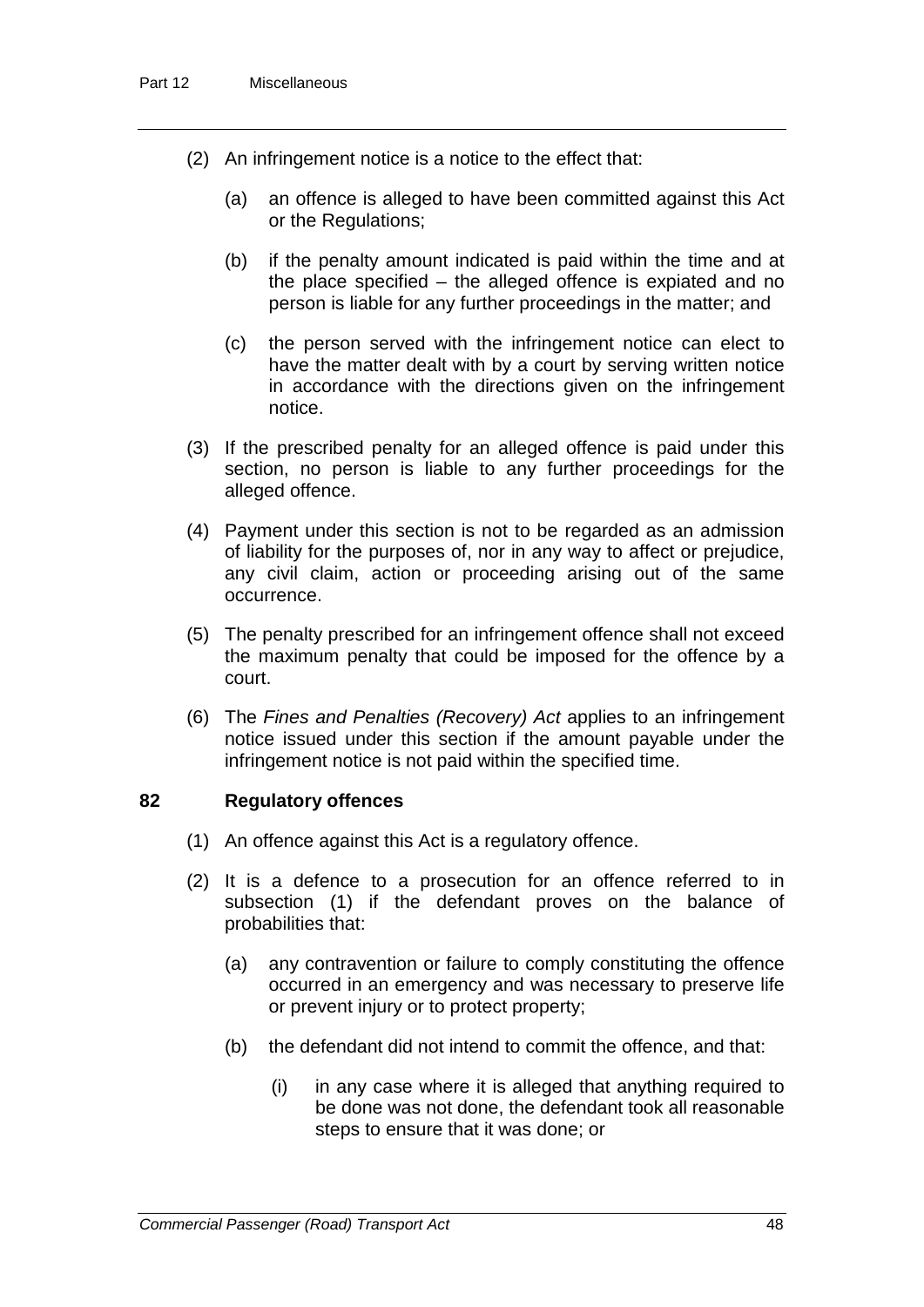(2) An infringement notice is a notice to the effect that:

  (a) an offence is alleged to have been committed against this Act or the Regulations;

  (b) if the penalty amount indicated is paid within the time and at the place specified – the alleged offence is expiated and no person is liable for any further proceedings in the matter; and

  (c) the person served with the infringement notice can elect to have the matter dealt with by a court by serving written notice in accordance with the directions given on the infringement notice.

(3) If the prescribed penalty for an alleged offence is paid under this section, no person is liable to any further proceedings for the alleged offence.

(4) Payment under this section is not to be regarded as an admission of liability for the purposes of, nor in any way to affect or prejudice, any civil claim, action or proceeding arising out of the same occurrence.

(5) The penalty prescribed for an infringement offence shall not exceed the maximum penalty that could be imposed for the offence by a court.

(6) The *Fines and Penalties (Recovery) Act* applies to an infringement notice issued under this section if the amount payable under the infringement notice is not paid within the specified time.

### 82 Regulatory offences

(1) An offence against this Act is a regulatory offence.

(2) It is a defence to a prosecution for an offence referred to in subsection (1) if the defendant proves on the balance of probabilities that:

  (a) any contravention or failure to comply constituting the offence occurred in an emergency and was necessary to preserve life or prevent injury or to protect property;

  (b) the defendant did not intend to commit the offence, and that:

    (i) in any case where it is alleged that anything required to be done was not done, the defendant took all reasonable steps to ensure that it was done; or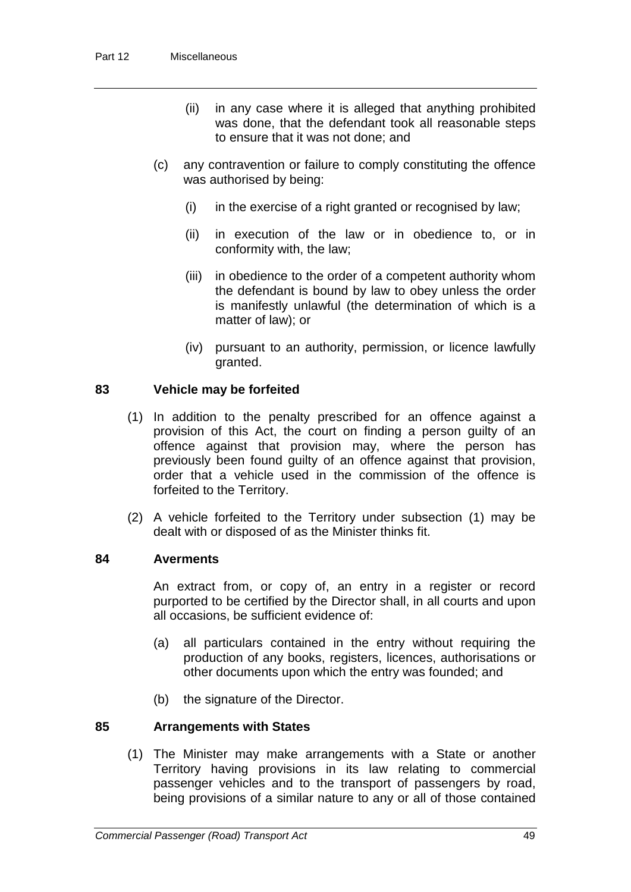(ii) in any case where it is alleged that anything prohibited was done, that the defendant took all reasonable steps to ensure that it was not done; and

(c) any contravention or failure to comply constituting the offence was authorised by being:

(i) in the exercise of a right granted or recognised by law;

(ii) in execution of the law or in obedience to, or in conformity with, the law;

(iii) in obedience to the order of a competent authority whom the defendant is bound by law to obey unless the order is manifestly unlawful (the determination of which is a matter of law); or

(iv) pursuant to an authority, permission, or licence lawfully granted.

### 83 Vehicle may be forfeited

(1) In addition to the penalty prescribed for an offence against a provision of this Act, the court on finding a person guilty of an offence against that provision may, where the person has previously been found guilty of an offence against that provision, order that a vehicle used in the commission of the offence is forfeited to the Territory.

(2) A vehicle forfeited to the Territory under subsection (1) may be dealt with or disposed of as the Minister thinks fit.

### 84 Averments

An extract from, or copy of, an entry in a register or record purported to be certified by the Director shall, in all courts and upon all occasions, be sufficient evidence of:

(a) all particulars contained in the entry without requiring the production of any books, registers, licences, authorisations or other documents upon which the entry was founded; and

(b) the signature of the Director.

### 85 Arrangements with States

(1) The Minister may make arrangements with a State or another Territory having provisions in its law relating to commercial passenger vehicles and to the transport of passengers by road, being provisions of a similar nature to any or all of those contained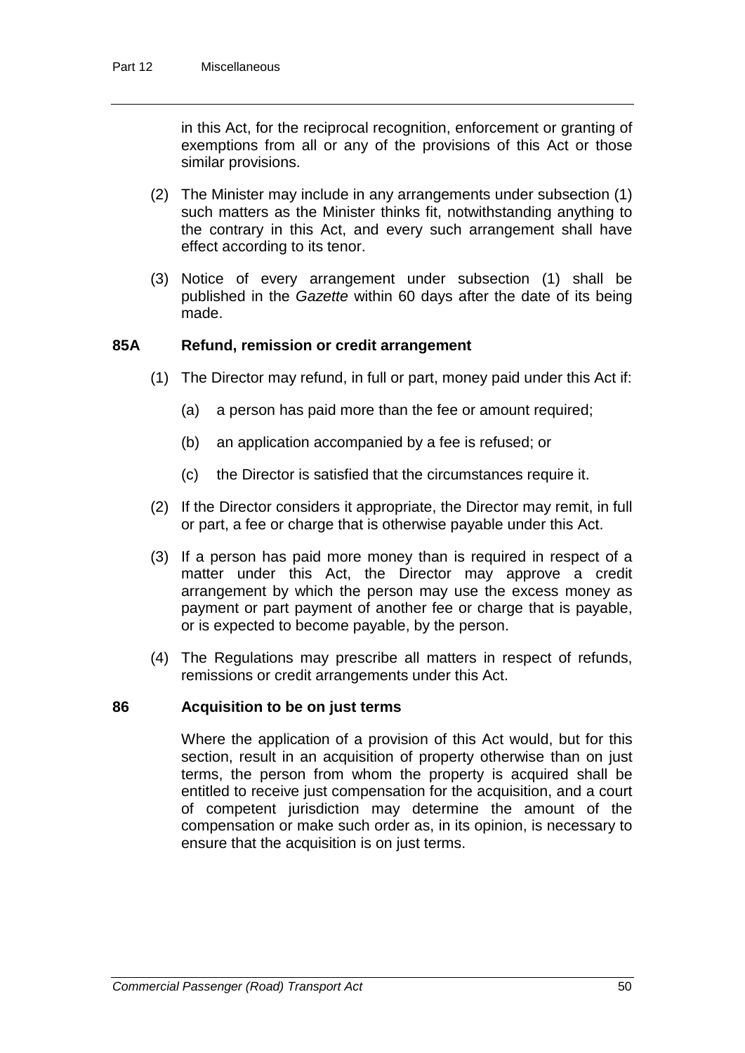in this Act, for the reciprocal recognition, enforcement or granting of exemptions from all or any of the provisions of this Act or those similar provisions.

(2) The Minister may include in any arrangements under subsection (1) such matters as the Minister thinks fit, notwithstanding anything to the contrary in this Act, and every such arrangement shall have effect according to its tenor.

(3) Notice of every arrangement under subsection (1) shall be published in the *Gazette* within 60 days after the date of its being made.

### 85A Refund, remission or credit arrangement

(1) The Director may refund, in full or part, money paid under this Act if:

(a) a person has paid more than the fee or amount required;

(b) an application accompanied by a fee is refused; or

(c) the Director is satisfied that the circumstances require it.

(2) If the Director considers it appropriate, the Director may remit, in full or part, a fee or charge that is otherwise payable under this Act.

(3) If a person has paid more money than is required in respect of a matter under this Act, the Director may approve a credit arrangement by which the person may use the excess money as payment or part payment of another fee or charge that is payable, or is expected to become payable, by the person.

(4) The Regulations may prescribe all matters in respect of refunds, remissions or credit arrangements under this Act.

### 86 Acquisition to be on just terms

Where the application of a provision of this Act would, but for this section, result in an acquisition of property otherwise than on just terms, the person from whom the property is acquired shall be entitled to receive just compensation for the acquisition, and a court of competent jurisdiction may determine the amount of the compensation or make such order as, in its opinion, is necessary to ensure that the acquisition is on just terms.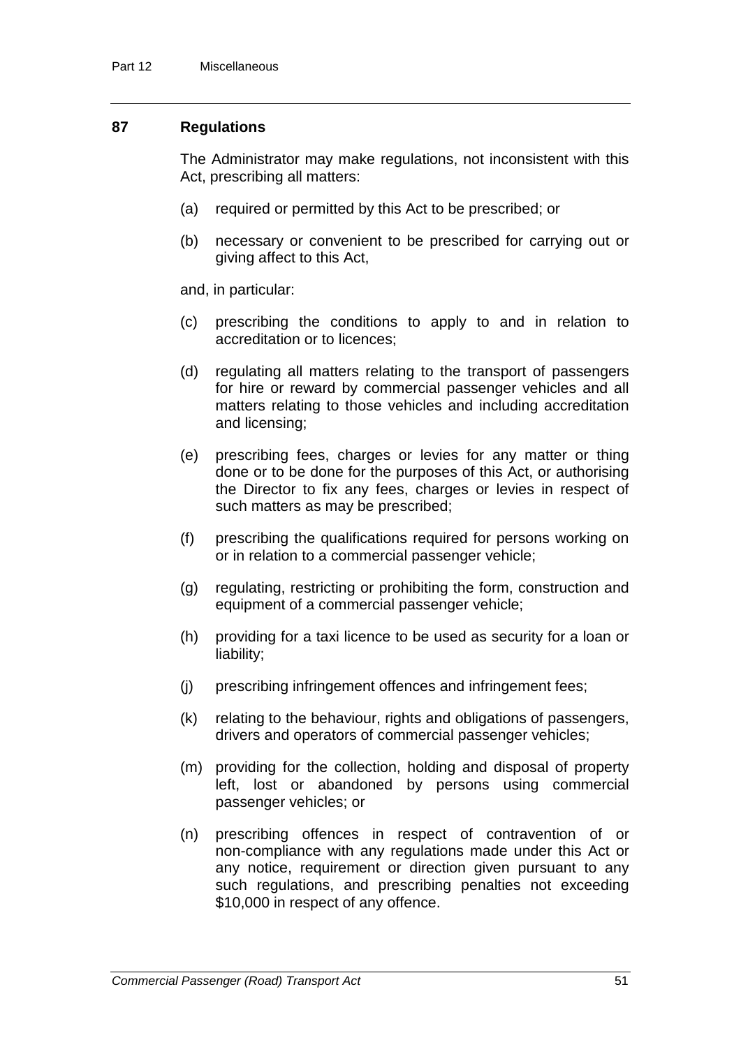## 87 Regulations

The Administrator may make regulations, not inconsistent with this Act, prescribing all matters:

(a) required or permitted by this Act to be prescribed; or

(b) necessary or convenient to be prescribed for carrying out or giving affect to this Act,

and, in particular:

(c) prescribing the conditions to apply to and in relation to accreditation or to licences;

(d) regulating all matters relating to the transport of passengers for hire or reward by commercial passenger vehicles and all matters relating to those vehicles and including accreditation and licensing;

(e) prescribing fees, charges or levies for any matter or thing done or to be done for the purposes of this Act, or authorising the Director to fix any fees, charges or levies in respect of such matters as may be prescribed;

(f) prescribing the qualifications required for persons working on or in relation to a commercial passenger vehicle;

(g) regulating, restricting or prohibiting the form, construction and equipment of a commercial passenger vehicle;

(h) providing for a taxi licence to be used as security for a loan or liability;

(j) prescribing infringement offences and infringement fees;

(k) relating to the behaviour, rights and obligations of passengers, drivers and operators of commercial passenger vehicles;

(m) providing for the collection, holding and disposal of property left, lost or abandoned by persons using commercial passenger vehicles; or

(n) prescribing offences in respect of contravention of or non-compliance with any regulations made under this Act or any notice, requirement or direction given pursuant to any such regulations, and prescribing penalties not exceeding $10,000 in respect of any offence.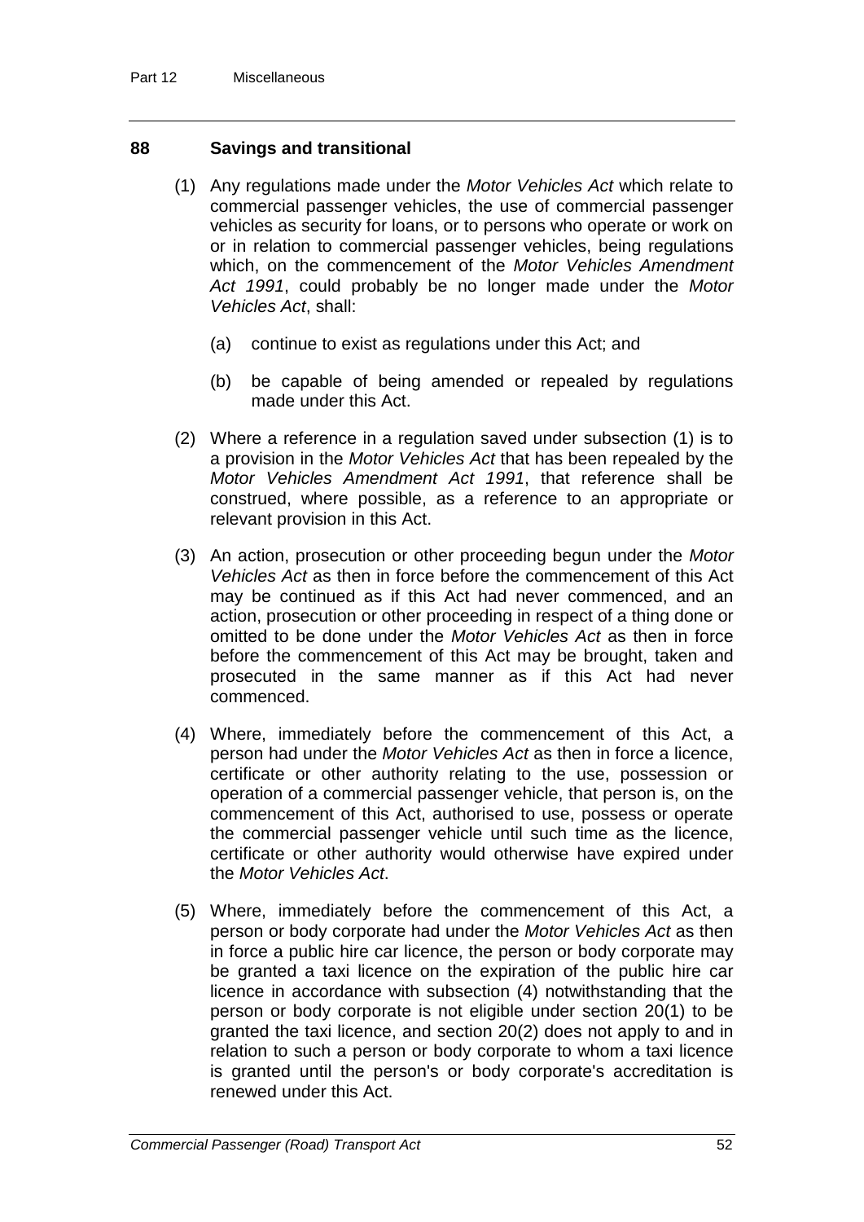## 88 Savings and transitional

(1) Any regulations made under the *Motor Vehicles Act* which relate to commercial passenger vehicles, the use of commercial passenger vehicles as security for loans, or to persons who operate or work on or in relation to commercial passenger vehicles, being regulations which, on the commencement of the *Motor Vehicles Amendment Act 1991*, could probably be no longer made under the *Motor Vehicles Act*, shall:

- (a) continue to exist as regulations under this Act; and
- (b) be capable of being amended or repealed by regulations made under this Act.

(2) Where a reference in a regulation saved under subsection (1) is to a provision in the *Motor Vehicles Act* that has been repealed by the *Motor Vehicles Amendment Act 1991*, that reference shall be construed, where possible, as a reference to an appropriate or relevant provision in this Act.

(3) An action, prosecution or other proceeding begun under the *Motor Vehicles Act* as then in force before the commencement of this Act may be continued as if this Act had never commenced, and an action, prosecution or other proceeding in respect of a thing done or omitted to be done under the *Motor Vehicles Act* as then in force before the commencement of this Act may be brought, taken and prosecuted in the same manner as if this Act had never commenced.

(4) Where, immediately before the commencement of this Act, a person had under the *Motor Vehicles Act* as then in force a licence, certificate or other authority relating to the use, possession or operation of a commercial passenger vehicle, that person is, on the commencement of this Act, authorised to use, possess or operate the commercial passenger vehicle until such time as the licence, certificate or other authority would otherwise have expired under the *Motor Vehicles Act*.

(5) Where, immediately before the commencement of this Act, a person or body corporate had under the *Motor Vehicles Act* as then in force a public hire car licence, the person or body corporate may be granted a taxi licence on the expiration of the public hire car licence in accordance with subsection (4) notwithstanding that the person or body corporate is not eligible under section 20(1) to be granted the taxi licence, and section 20(2) does not apply to and in relation to such a person or body corporate to whom a taxi licence is granted until the person's or body corporate's accreditation is renewed under this Act.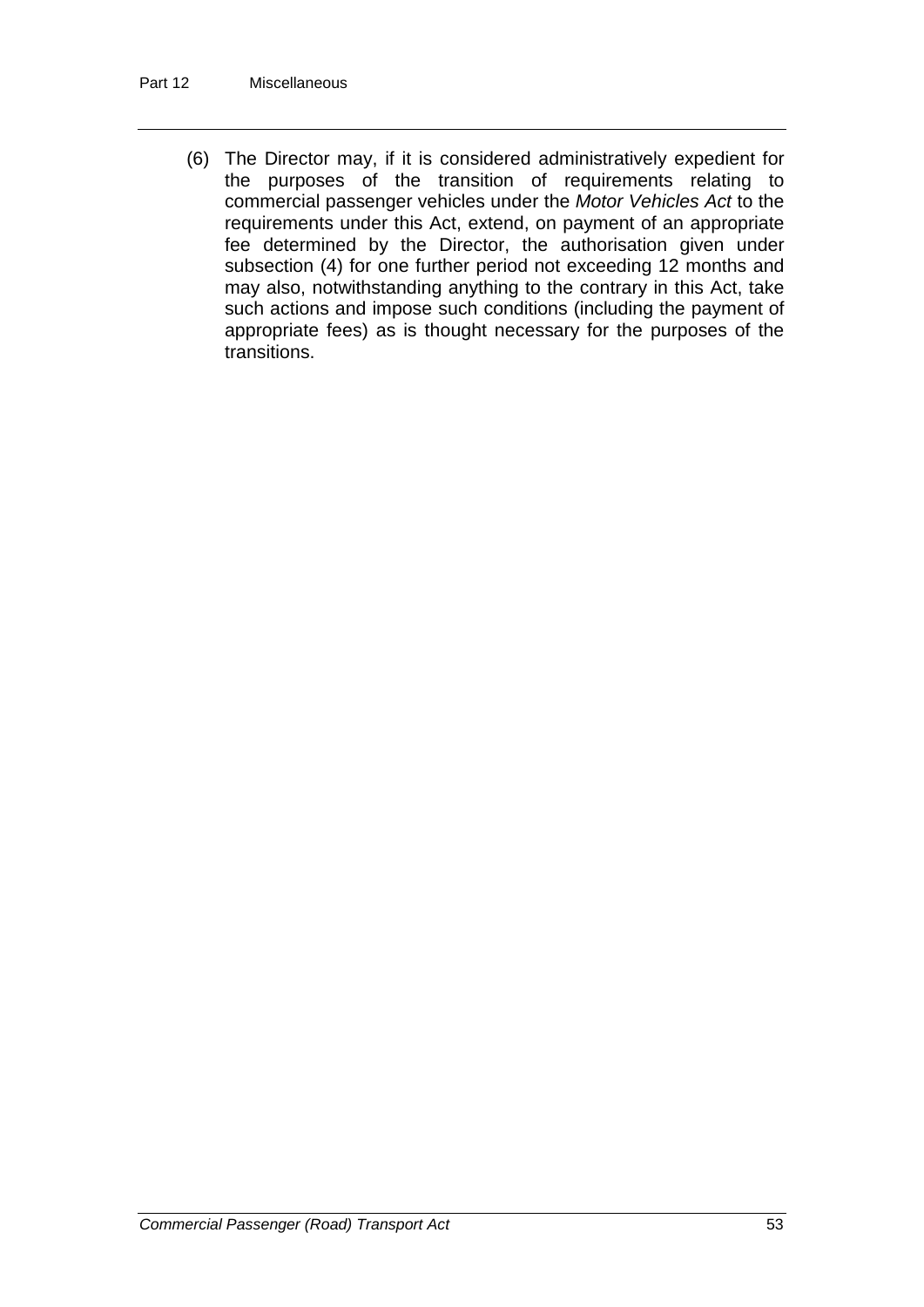(6) The Director may, if it is considered administratively expedient for the purposes of the transition of requirements relating to commercial passenger vehicles under the *Motor Vehicles Act* to the requirements under this Act, extend, on payment of an appropriate fee determined by the Director, the authorisation given under subsection (4) for one further period not exceeding 12 months and may also, notwithstanding anything to the contrary in this Act, take such actions and impose such conditions (including the payment of appropriate fees) as is thought necessary for the purposes of the transitions.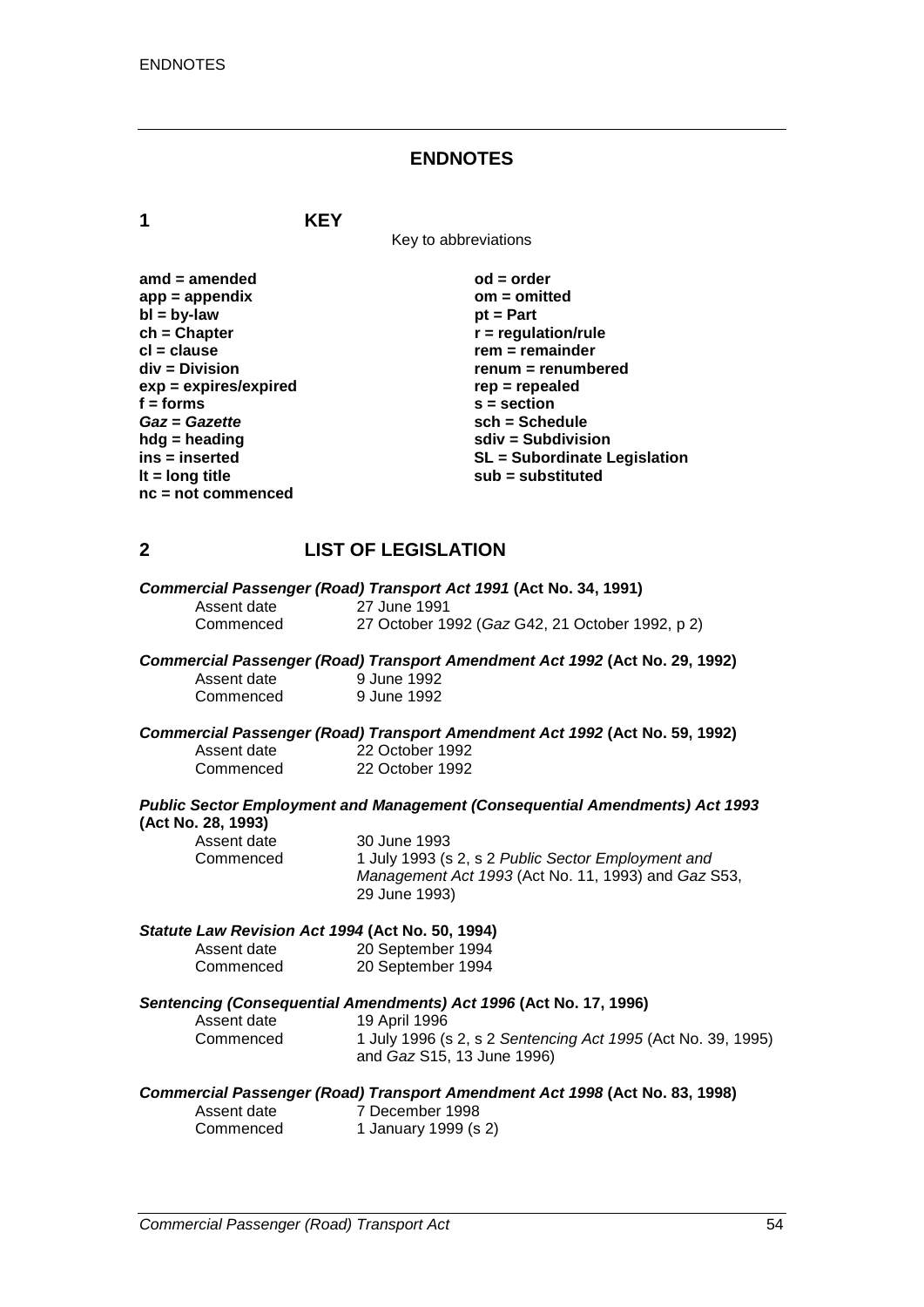# ENDNOTES

## 1 KEY

Key to abbreviations

| | |
|---|---|
| **amd = amended** | **od = order** |
| **app = appendix** | **om = omitted** |
| **bl = by-law** | **pt = Part** |
| **ch = Chapter** | **r = regulation/rule** |
| **cl = clause** | **rem = remainder** |
| **div = Division** | **renum = renumbered** |
| **exp = expires/expired** | **rep = repealed** |
| **f = forms** | **s = section** |
| ***Gaz* = *Gazette*** | **sch = Schedule** |
| **hdg = heading** | **sdiv = Subdivision** |
| **ins = inserted** | **SL = Subordinate Legislation** |
| **lt = long title** | **sub = substituted** |
| **nc = not commenced** | |

## 2 LIST OF LEGISLATION

***Commercial Passenger (Road) Transport Act 1991* (Act No. 34, 1991)**

| | |
|---|---|
| Assent date | 27 June 1991 |
| Commenced | 27 October 1992 (*Gaz* G42, 21 October 1992, p 2) |

***Commercial Passenger (Road) Transport Amendment Act 1992* (Act No. 29, 1992)**

| | |
|---|---|
| Assent date | 9 June 1992 |
| Commenced | 9 June 1992 |

***Commercial Passenger (Road) Transport Amendment Act 1992* (Act No. 59, 1992)**

| | |
|---|---|
| Assent date | 22 October 1992 |
| Commenced | 22 October 1992 |

***Public Sector Employment and Management (Consequential Amendments) Act 1993* (Act No. 28, 1993)**

| | |
|---|---|
| Assent date | 30 June 1993 |
| Commenced | 1 July 1993 (s 2, s 2 *Public Sector Employment and Management Act 1993* (Act No. 11, 1993) and *Gaz* S53, 29 June 1993) |

***Statute Law Revision Act 1994* (Act No. 50, 1994)**

| | |
|---|---|
| Assent date | 20 September 1994 |
| Commenced | 20 September 1994 |

***Sentencing (Consequential Amendments) Act 1996* (Act No. 17, 1996)**

| | |
|---|---|
| Assent date | 19 April 1996 |
| Commenced | 1 July 1996 (s 2, s 2 *Sentencing Act 1995* (Act No. 39, 1995) and *Gaz* S15, 13 June 1996) |

***Commercial Passenger (Road) Transport Amendment Act 1998* (Act No. 83, 1998)**

| | |
|---|---|
| Assent date | 7 December 1998 |
| Commenced | 1 January 1999 (s 2) |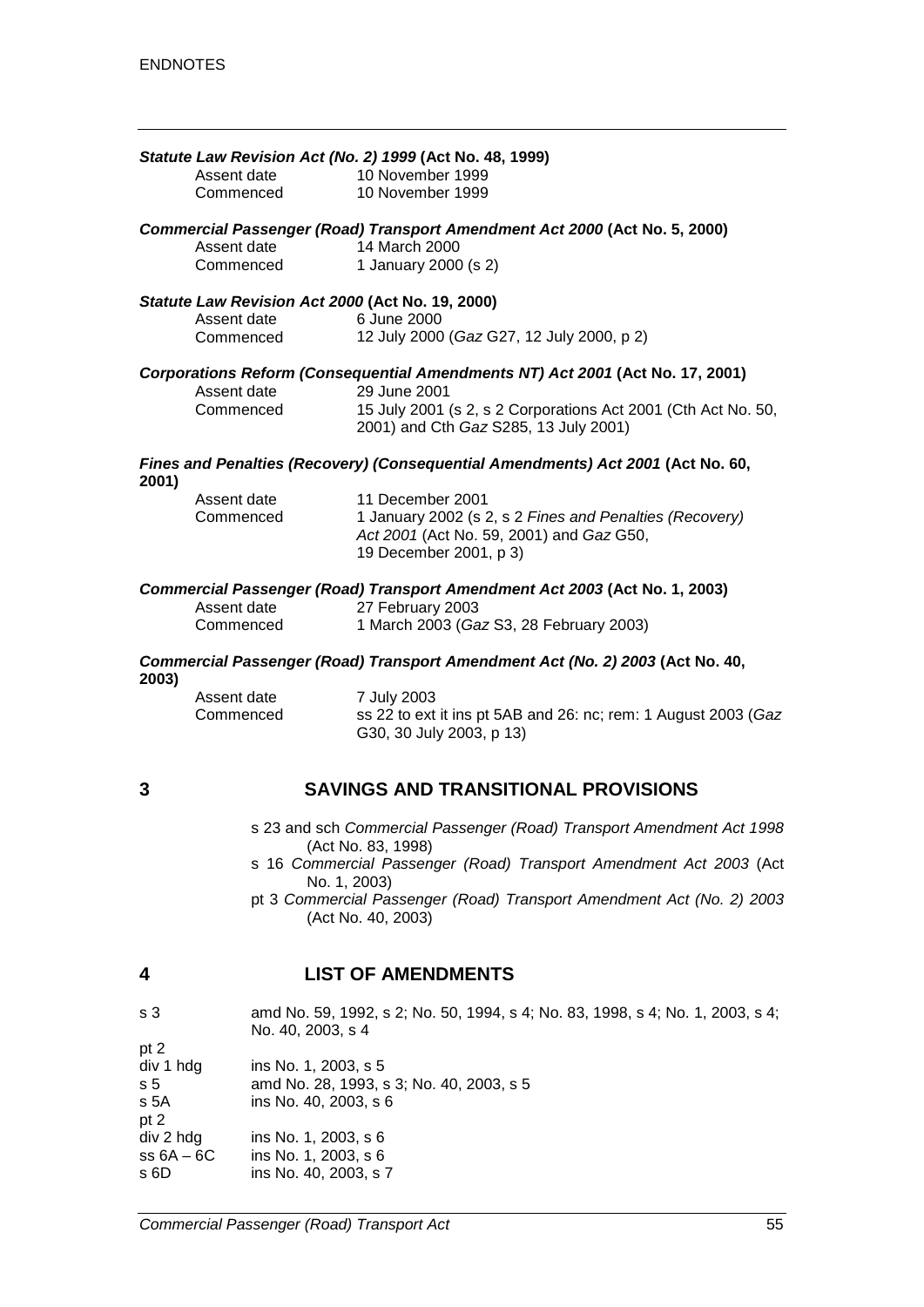***Statute Law Revision Act (No. 2) 1999* (Act No. 48, 1999)**

| | |
|---|---|
| Assent date | 10 November 1999 |
| Commenced | 10 November 1999 |

***Commercial Passenger (Road) Transport Amendment Act 2000* (Act No. 5, 2000)**

| | |
|---|---|
| Assent date | 14 March 2000 |
| Commenced | 1 January 2000 (s 2) |

***Statute Law Revision Act 2000* (Act No. 19, 2000)**

| | |
|---|---|
| Assent date | 6 June 2000 |
| Commenced | 12 July 2000 (*Gaz* G27, 12 July 2000, p 2) |

***Corporations Reform (Consequential Amendments NT) Act 2001* (Act No. 17, 2001)**

| | |
|---|---|
| Assent date | 29 June 2001 |
| Commenced | 15 July 2001 (s 2, s 2 Corporations Act 2001 (Cth Act No. 50, 2001) and Cth *Gaz* S285, 13 July 2001) |

***Fines and Penalties (Recovery) (Consequential Amendments) Act 2001* (Act No. 60, 2001)**

| | |
|---|---|
| Assent date | 11 December 2001 |
| Commenced | 1 January 2002 (s 2, s 2 *Fines and Penalties (Recovery) Act 2001* (Act No. 59, 2001) and *Gaz* G50, 19 December 2001, p 3) |

***Commercial Passenger (Road) Transport Amendment Act 2003* (Act No. 1, 2003)**

| | |
|---|---|
| Assent date | 27 February 2003 |
| Commenced | 1 March 2003 (*Gaz* S3, 28 February 2003) |

***Commercial Passenger (Road) Transport Amendment Act (No. 2) 2003* (Act No. 40, 2003)**

| | |
|---|---|
| Assent date | 7 July 2003 |
| Commenced | ss 22 to ext it ins pt 5AB and 26: nc; rem: 1 August 2003 (*Gaz* G30, 30 July 2003, p 13) |

## 3 SAVINGS AND TRANSITIONAL PROVISIONS

- s 23 and sch *Commercial Passenger (Road) Transport Amendment Act 1998* (Act No. 83, 1998)
- s 16 *Commercial Passenger (Road) Transport Amendment Act 2003* (Act No. 1, 2003)
- pt 3 *Commercial Passenger (Road) Transport Amendment Act (No. 2) 2003* (Act No. 40, 2003)

## 4 LIST OF AMENDMENTS

| | |
|---|---|
| s 3 | amd No. 59, 1992, s 2; No. 50, 1994, s 4; No. 83, 1998, s 4; No. 1, 2003, s 4; No. 40, 2003, s 4 |
| pt 2 | |
| div 1 hdg | ins No. 1, 2003, s 5 |
| s 5 | amd No. 28, 1993, s 3; No. 40, 2003, s 5 |
| s 5A | ins No. 40, 2003, s 6 |
| pt 2 | |
| div 2 hdg | ins No. 1, 2003, s 6 |
| ss 6A – 6C | ins No. 1, 2003, s 6 |
| s 6D | ins No. 40, 2003, s 7 |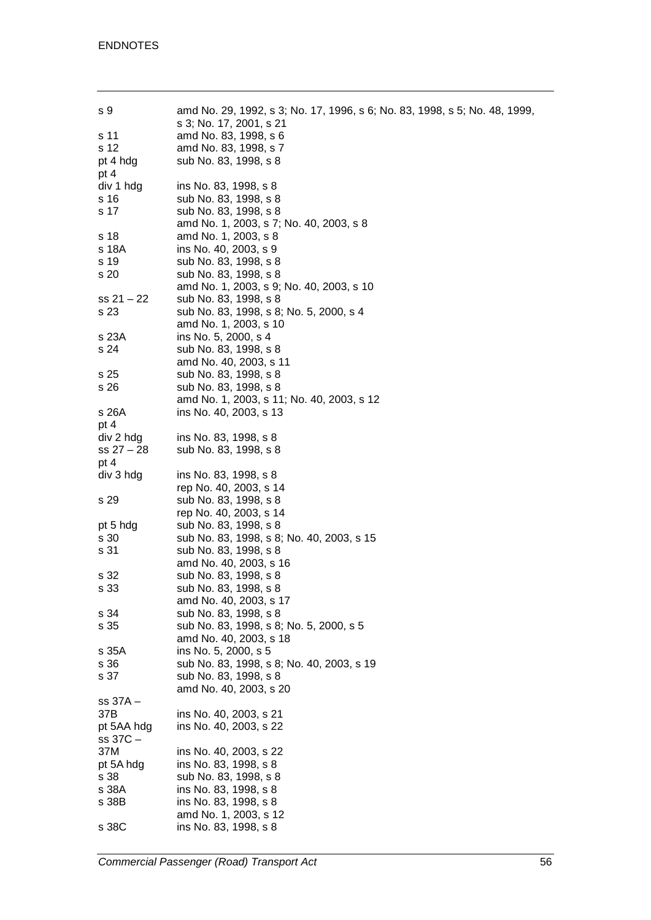| | |
|---|---|
| s 9 | amd No. 29, 1992, s 3; No. 17, 1996, s 6; No. 83, 1998, s 5; No. 48, 1999, s 3; No. 17, 2001, s 21 |
| s 11 | amd No. 83, 1998, s 6 |
| s 12 | amd No. 83, 1998, s 7 |
| pt 4 hdg | sub No. 83, 1998, s 8 |
| pt 4 div 1 hdg | ins No. 83, 1998, s 8 |
| s 16 | sub No. 83, 1998, s 8 |
| s 17 | sub No. 83, 1998, s 8 |
| | amd No. 1, 2003, s 7; No. 40, 2003, s 8 |
| s 18 | amd No. 1, 2003, s 8 |
| s 18A | ins No. 40, 2003, s 9 |
| s 19 | sub No. 83, 1998, s 8 |
| s 20 | sub No. 83, 1998, s 8 |
| | amd No. 1, 2003, s 9; No. 40, 2003, s 10 |
| ss 21 – 22 | sub No. 83, 1998, s 8 |
| s 23 | sub No. 83, 1998, s 8; No. 5, 2000, s 4 |
| | amd No. 1, 2003, s 10 |
| s 23A | ins No. 5, 2000, s 4 |
| s 24 | sub No. 83, 1998, s 8 |
| | amd No. 40, 2003, s 11 |
| s 25 | sub No. 83, 1998, s 8 |
| s 26 | sub No. 83, 1998, s 8 |
| | amd No. 1, 2003, s 11; No. 40, 2003, s 12 |
| s 26A | ins No. 40, 2003, s 13 |
| pt 4 div 2 hdg | ins No. 83, 1998, s 8 |
| ss 27 – 28 | sub No. 83, 1998, s 8 |
| pt 4 div 3 hdg | ins No. 83, 1998, s 8 |
| | rep No. 40, 2003, s 14 |
| s 29 | sub No. 83, 1998, s 8 |
| | rep No. 40, 2003, s 14 |
| pt 5 hdg | sub No. 83, 1998, s 8 |
| s 30 | sub No. 83, 1998, s 8; No. 40, 2003, s 15 |
| s 31 | sub No. 83, 1998, s 8 |
| | amd No. 40, 2003, s 16 |
| s 32 | sub No. 83, 1998, s 8 |
| s 33 | sub No. 83, 1998, s 8 |
| | amd No. 40, 2003, s 17 |
| s 34 | sub No. 83, 1998, s 8 |
| s 35 | sub No. 83, 1998, s 8; No. 5, 2000, s 5 |
| | amd No. 40, 2003, s 18 |
| s 35A | ins No. 5, 2000, s 5 |
| s 36 | sub No. 83, 1998, s 8; No. 40, 2003, s 19 |
| s 37 | sub No. 83, 1998, s 8 |
| | amd No. 40, 2003, s 20 |
| ss 37A – 37B | ins No. 40, 2003, s 21 |
| pt 5AA hdg | ins No. 40, 2003, s 22 |
| ss 37C – 37M | ins No. 40, 2003, s 22 |
| pt 5A hdg | ins No. 83, 1998, s 8 |
| s 38 | sub No. 83, 1998, s 8 |
| s 38A | ins No. 83, 1998, s 8 |
| s 38B | ins No. 83, 1998, s 8 |
| | amd No. 1, 2003, s 12 |
| s 38C | ins No. 83, 1998, s 8 |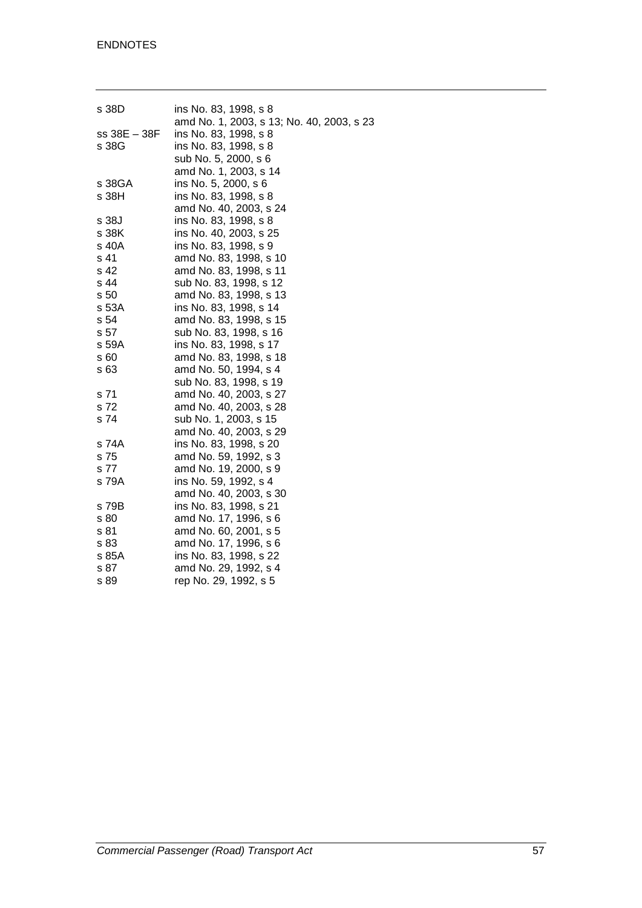| | |
|---|---|
| s 38D | ins No. 83, 1998, s 8 |
| | amd No. 1, 2003, s 13; No. 40, 2003, s 23 |
| ss 38E – 38F | ins No. 83, 1998, s 8 |
| s 38G | ins No. 83, 1998, s 8 |
| | sub No. 5, 2000, s 6 |
| | amd No. 1, 2003, s 14 |
| s 38GA | ins No. 5, 2000, s 6 |
| s 38H | ins No. 83, 1998, s 8 |
| | amd No. 40, 2003, s 24 |
| s 38J | ins No. 83, 1998, s 8 |
| s 38K | ins No. 40, 2003, s 25 |
| s 40A | ins No. 83, 1998, s 9 |
| s 41 | amd No. 83, 1998, s 10 |
| s 42 | amd No. 83, 1998, s 11 |
| s 44 | sub No. 83, 1998, s 12 |
| s 50 | amd No. 83, 1998, s 13 |
| s 53A | ins No. 83, 1998, s 14 |
| s 54 | amd No. 83, 1998, s 15 |
| s 57 | sub No. 83, 1998, s 16 |
| s 59A | ins No. 83, 1998, s 17 |
| s 60 | amd No. 83, 1998, s 18 |
| s 63 | amd No. 50, 1994, s 4 |
| | sub No. 83, 1998, s 19 |
| s 71 | amd No. 40, 2003, s 27 |
| s 72 | amd No. 40, 2003, s 28 |
| s 74 | sub No. 1, 2003, s 15 |
| | amd No. 40, 2003, s 29 |
| s 74A | ins No. 83, 1998, s 20 |
| s 75 | amd No. 59, 1992, s 3 |
| s 77 | amd No. 19, 2000, s 9 |
| s 79A | ins No. 59, 1992, s 4 |
| | amd No. 40, 2003, s 30 |
| s 79B | ins No. 83, 1998, s 21 |
| s 80 | amd No. 17, 1996, s 6 |
| s 81 | amd No. 60, 2001, s 5 |
| s 83 | amd No. 17, 1996, s 6 |
| s 85A | ins No. 83, 1998, s 22 |
| s 87 | amd No. 29, 1992, s 4 |
| s 89 | rep No. 29, 1992, s 5 |